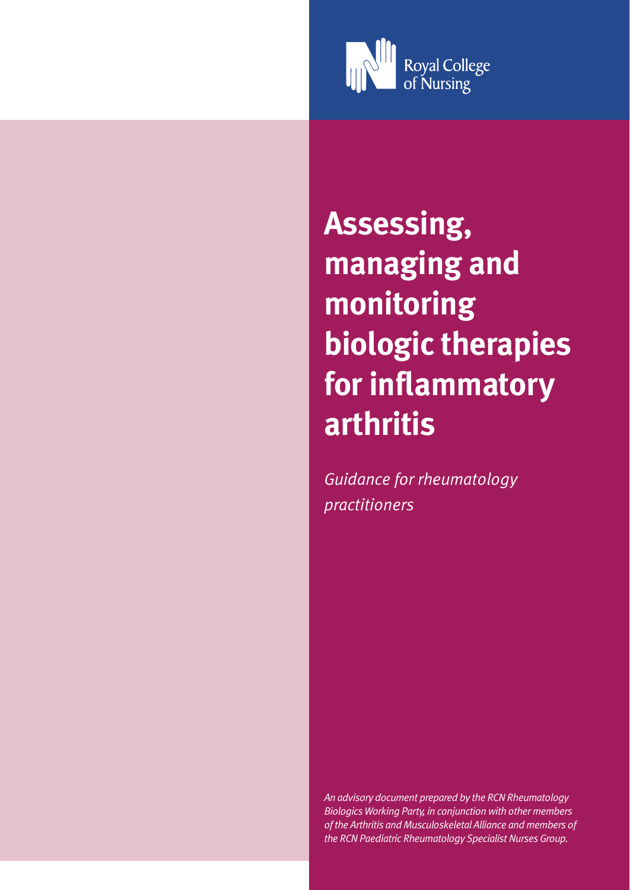Royal College of Nursing

# Assessing, managing and monitoring biologic therapies for inflammatory arthritis

*Guidance for rheumatology practitioners*

*An advisory document prepared by the RCN Rheumatology Biologics Working Party, in conjunction with other members of the Arthritis and Musculoskeletal Alliance and members of the RCN Paediatric Rheumatology Specialist Nurses Group.*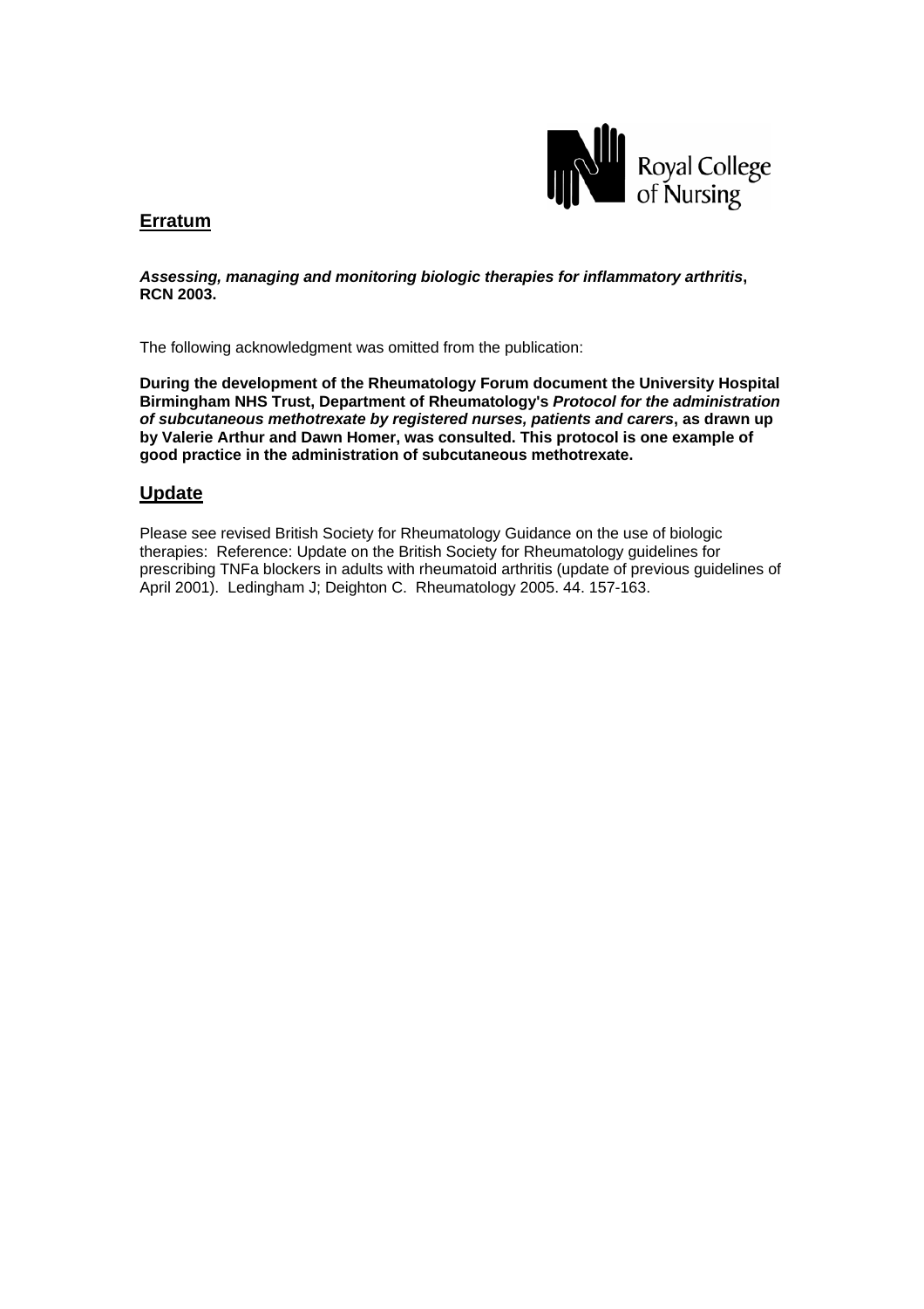Royal College of Nursing

## Erratum

***Assessing, managing and monitoring biologic therapies for inflammatory arthritis*, RCN 2003.**

The following acknowledgment was omitted from the publication:

**During the development of the Rheumatology Forum document the University Hospital Birmingham NHS Trust, Department of Rheumatology's *Protocol for the administration of subcutaneous methotrexate by registered nurses, patients and carers*, as drawn up by Valerie Arthur and Dawn Homer, was consulted. This protocol is one example of good practice in the administration of subcutaneous methotrexate.**

## Update

Please see revised British Society for Rheumatology Guidance on the use of biologic therapies: Reference: Update on the British Society for Rheumatology guidelines for prescribing TNFa blockers in adults with rheumatoid arthritis (update of previous guidelines of April 2001). Ledingham J; Deighton C. Rheumatology 2005. 44. 157-163.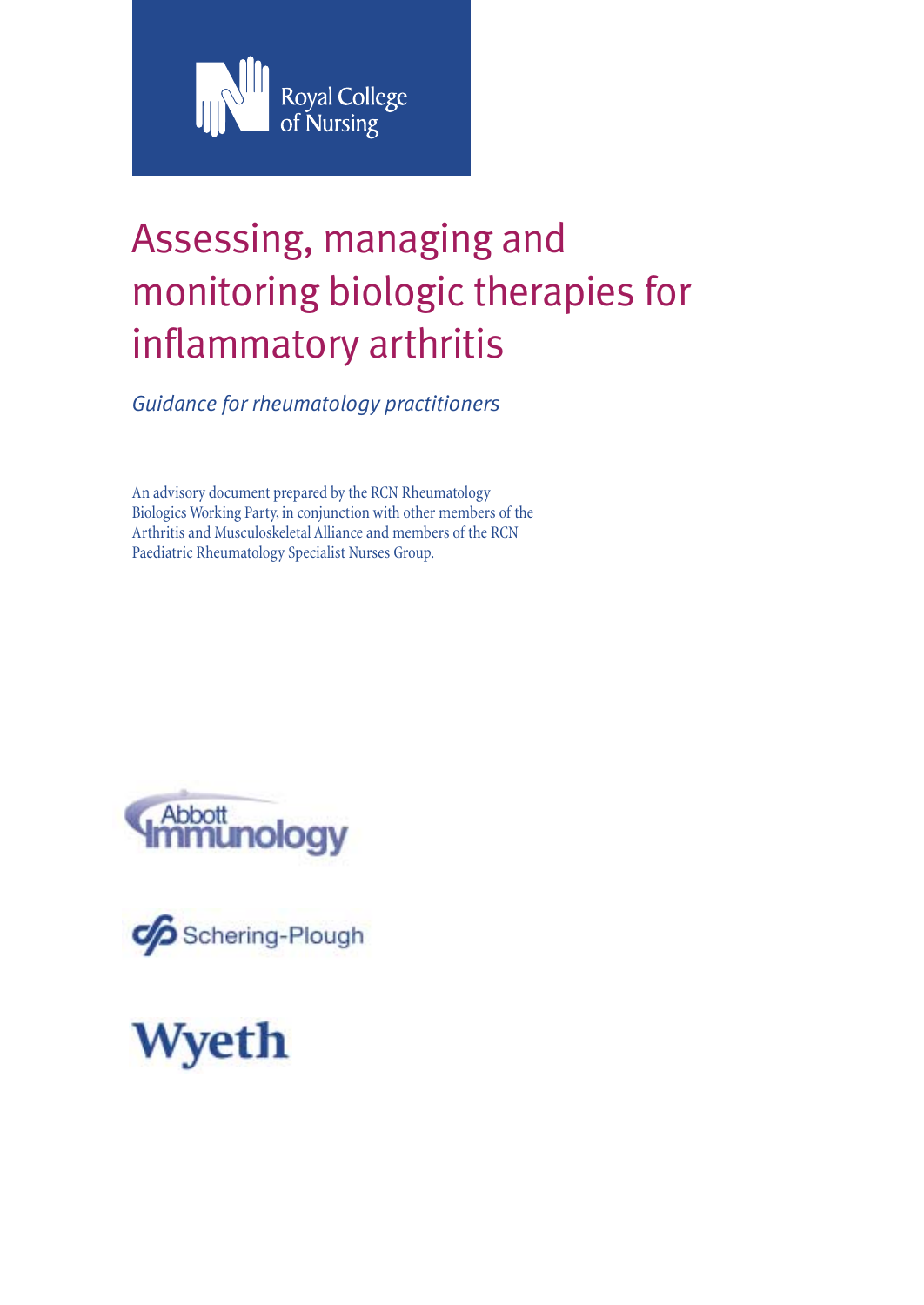Royal College of Nursing

# Assessing, managing and monitoring biologic therapies for inflammatory arthritis

*Guidance for rheumatology practitioners*

An advisory document prepared by the RCN Rheumatology Biologics Working Party, in conjunction with other members of the Arthritis and Musculoskeletal Alliance and members of the RCN Paediatric Rheumatology Specialist Nurses Group.

Abbott Immunology

Schering-Plough

Wyeth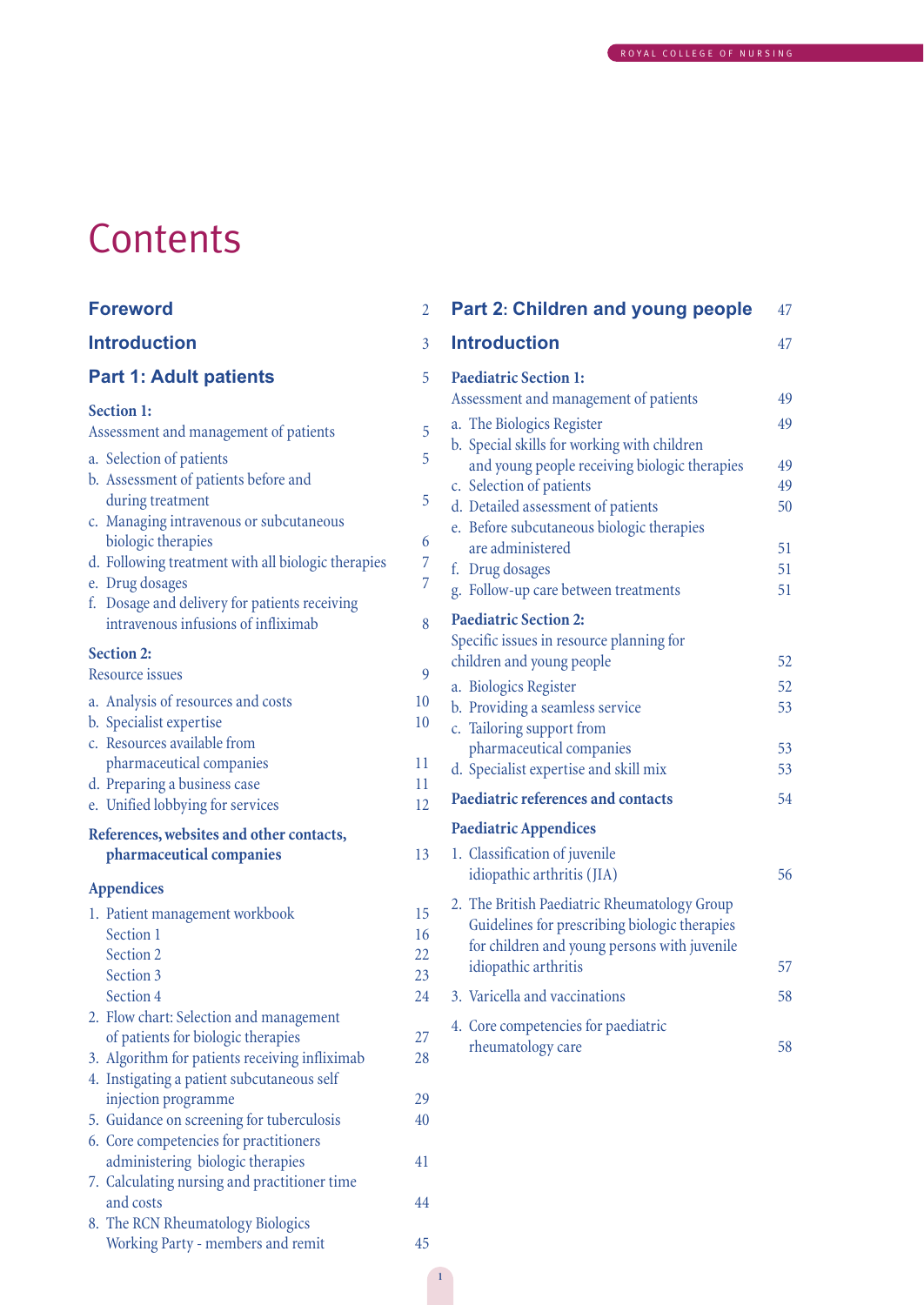# Contents

**Foreword** 2

**Introduction** 3

## Part 1: Adult patients 5

**Section 1:**
Assessment and management of patients 5

a. Selection of patients 5
b. Assessment of patients before and during treatment 5
c. Managing intravenous or subcutaneous biologic therapies 6
d. Following treatment with all biologic therapies 7
e. Drug dosages 7
f. Dosage and delivery for patients receiving intravenous infusions of infliximab 8

**Section 2:**
Resource issues 9

a. Analysis of resources and costs 10
b. Specialist expertise 10
c. Resources available from pharmaceutical companies 11
d. Preparing a business case 11
e. Unified lobbying for services 12

**References, websites and other contacts, pharmaceutical companies** 13

**Appendices**

1. Patient management workbook 15
   Section 1 16
   Section 2 22
   Section 3 23
   Section 4 24
2. Flow chart: Selection and management of patients for biologic therapies 27
3. Algorithm for patients receiving infliximab 28
4. Instigating a patient subcutaneous self injection programme 29
5. Guidance on screening for tuberculosis 40
6. Core competencies for practitioners administering biologic therapies 41
7. Calculating nursing and practitioner time and costs 44
8. The RCN Rheumatology Biologics Working Party - members and remit 45

## Part 2: Children and young people 47

**Introduction** 47

**Paediatric Section 1:**
Assessment and management of patients 49

a. The Biologics Register 49
b. Special skills for working with children and young people receiving biologic therapies 49
c. Selection of patients 49
d. Detailed assessment of patients 50
e. Before subcutaneous biologic therapies are administered 51
f. Drug dosages 51
g. Follow-up care between treatments 51

**Paediatric Section 2:**
Specific issues in resource planning for children and young people 52

a. Biologics Register 52
b. Providing a seamless service 53
c. Tailoring support from pharmaceutical companies 53
d. Specialist expertise and skill mix 53

**Paediatric references and contacts** 54

**Paediatric Appendices**

1. Classification of juvenile idiopathic arthritis (JIA) 56
2. The British Paediatric Rheumatology Group Guidelines for prescribing biologic therapies for children and young persons with juvenile idiopathic arthritis 57
3. Varicella and vaccinations 58
4. Core competencies for paediatric rheumatology care 58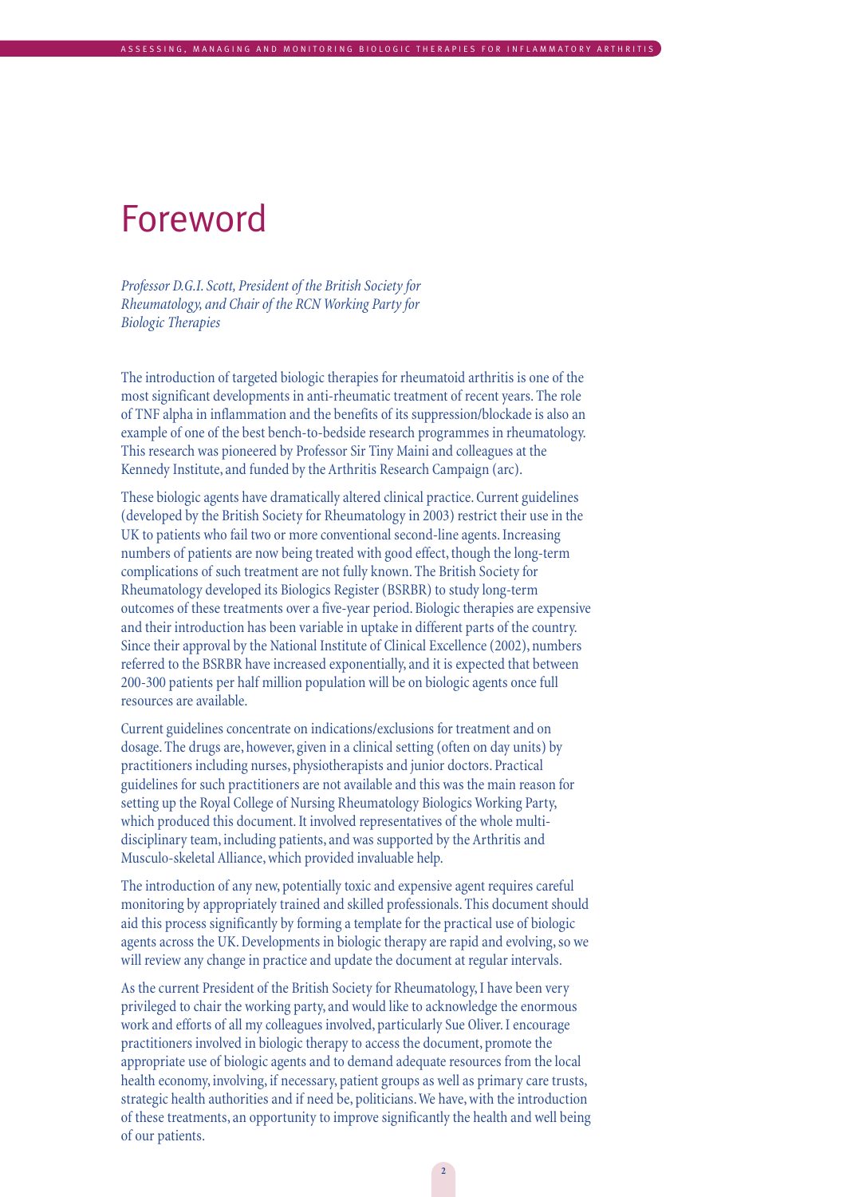# Foreword

*Professor D.G.I. Scott, President of the British Society for Rheumatology, and Chair of the RCN Working Party for Biologic Therapies*

The introduction of targeted biologic therapies for rheumatoid arthritis is one of the most significant developments in anti-rheumatic treatment of recent years. The role of TNF alpha in inflammation and the benefits of its suppression/blockade is also an example of one of the best bench-to-bedside research programmes in rheumatology. This research was pioneered by Professor Sir Tiny Maini and colleagues at the Kennedy Institute, and funded by the Arthritis Research Campaign (arc).

These biologic agents have dramatically altered clinical practice. Current guidelines (developed by the British Society for Rheumatology in 2003) restrict their use in the UK to patients who fail two or more conventional second-line agents. Increasing numbers of patients are now being treated with good effect, though the long-term complications of such treatment are not fully known. The British Society for Rheumatology developed its Biologics Register (BSRBR) to study long-term outcomes of these treatments over a five-year period. Biologic therapies are expensive and their introduction has been variable in uptake in different parts of the country. Since their approval by the National Institute of Clinical Excellence (2002), numbers referred to the BSRBR have increased exponentially, and it is expected that between 200-300 patients per half million population will be on biologic agents once full resources are available.

Current guidelines concentrate on indications/exclusions for treatment and on dosage. The drugs are, however, given in a clinical setting (often on day units) by practitioners including nurses, physiotherapists and junior doctors. Practical guidelines for such practitioners are not available and this was the main reason for setting up the Royal College of Nursing Rheumatology Biologics Working Party, which produced this document. It involved representatives of the whole multi-disciplinary team, including patients, and was supported by the Arthritis and Musculo-skeletal Alliance, which provided invaluable help.

The introduction of any new, potentially toxic and expensive agent requires careful monitoring by appropriately trained and skilled professionals. This document should aid this process significantly by forming a template for the practical use of biologic agents across the UK. Developments in biologic therapy are rapid and evolving, so we will review any change in practice and update the document at regular intervals.

As the current President of the British Society for Rheumatology, I have been very privileged to chair the working party, and would like to acknowledge the enormous work and efforts of all my colleagues involved, particularly Sue Oliver. I encourage practitioners involved in biologic therapy to access the document, promote the appropriate use of biologic agents and to demand adequate resources from the local health economy, involving, if necessary, patient groups as well as primary care trusts, strategic health authorities and if need be, politicians. We have, with the introduction of these treatments, an opportunity to improve significantly the health and well being of our patients.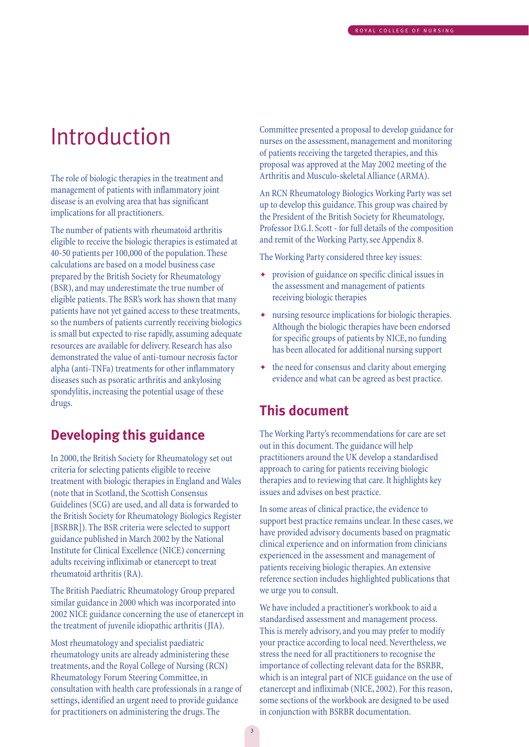# Introduction

The role of biologic therapies in the treatment and management of patients with inflammatory joint disease is an evolving area that has significant implications for all practitioners.

The number of patients with rheumatoid arthritis eligible to receive the biologic therapies is estimated at 40-50 patients per 100,000 of the population. These calculations are based on a model business case prepared by the British Society for Rheumatology (BSR), and may underestimate the true number of eligible patients. The BSR's work has shown that many patients have not yet gained access to these treatments, so the numbers of patients currently receiving biologics is small but expected to rise rapidly, assuming adequate resources are available for delivery. Research has also demonstrated the value of anti-tumour necrosis factor alpha (anti-TNFa) treatments for other inflammatory diseases such as psoratic arthritis and ankylosing spondylitis, increasing the potential usage of these drugs.

## Developing this guidance

In 2000, the British Society for Rheumatology set out criteria for selecting patients eligible to receive treatment with biologic therapies in England and Wales (note that in Scotland, the Scottish Consensus Guidelines (SCG) are used, and all data is forwarded to the British Society for Rheumatology Biologics Register [BSRBR]). The BSR criteria were selected to support guidance published in March 2002 by the National Institute for Clinical Excellence (NICE) concerning adults receiving infliximab or etanercept to treat rheumatoid arthritis (RA).

The British Paediatric Rheumatology Group prepared similar guidance in 2000 which was incorporated into 2002 NICE guidance concerning the use of etanercept in the treatment of juvenile idiopathic arthritis (JIA).

Most rheumatology and specialist paediatric rheumatology units are already administering these treatments, and the Royal College of Nursing (RCN) Rheumatology Forum Steering Committee, in consultation with health care professionals in a range of settings, identified an urgent need to provide guidance for practitioners on administering the drugs. The Committee presented a proposal to develop guidance for nurses on the assessment, management and monitoring of patients receiving the targeted therapies, and this proposal was approved at the May 2002 meeting of the Arthritis and Musculo-skeletal Alliance (ARMA).

An RCN Rheumatology Biologics Working Party was set up to develop this guidance. This group was chaired by the President of the British Society for Rheumatology, Professor D.G.I. Scott - for full details of the composition and remit of the Working Party, see Appendix 8.

The Working Party considered three key issues:

- provision of guidance on specific clinical issues in the assessment and management of patients receiving biologic therapies
- nursing resource implications for biologic therapies. Although the biologic therapies have been endorsed for specific groups of patients by NICE, no funding has been allocated for additional nursing support
- the need for consensus and clarity about emerging evidence and what can be agreed as best practice.

## This document

The Working Party's recommendations for care are set out in this document. The guidance will help practitioners around the UK develop a standardised approach to caring for patients receiving biologic therapies and to reviewing that care. It highlights key issues and advises on best practice.

In some areas of clinical practice, the evidence to support best practice remains unclear. In these cases, we have provided advisory documents based on pragmatic clinical experience and on information from clinicians experienced in the assessment and management of patients receiving biologic therapies. An extensive reference section includes highlighted publications that we urge you to consult.

We have included a practitioner's workbook to aid a standardised assessment and management process. This is merely advisory, and you may prefer to modify your practice according to local need. Nevertheless, we stress the need for all practitioners to recognise the importance of collecting relevant data for the BSRBR, which is an integral part of NICE guidance on the use of etanercept and infliximab (NICE, 2002). For this reason, some sections of the workbook are designed to be used in conjunction with BSRBR documentation.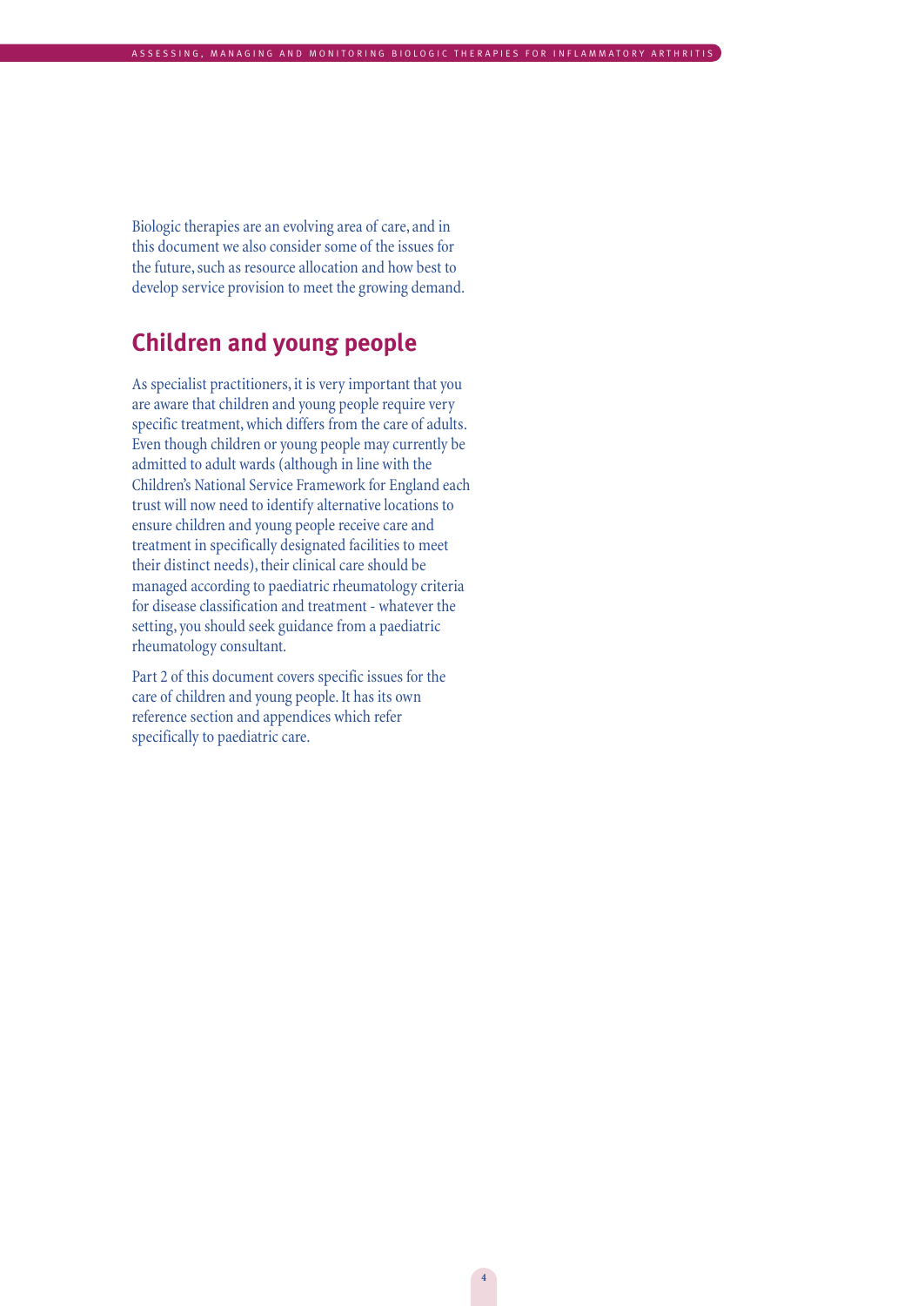Biologic therapies are an evolving area of care, and in this document we also consider some of the issues for the future, such as resource allocation and how best to develop service provision to meet the growing demand.

## Children and young people

As specialist practitioners, it is very important that you are aware that children and young people require very specific treatment, which differs from the care of adults. Even though children or young people may currently be admitted to adult wards (although in line with the Children's National Service Framework for England each trust will now need to identify alternative locations to ensure children and young people receive care and treatment in specifically designated facilities to meet their distinct needs), their clinical care should be managed according to paediatric rheumatology criteria for disease classification and treatment - whatever the setting, you should seek guidance from a paediatric rheumatology consultant.

Part 2 of this document covers specific issues for the care of children and young people. It has its own reference section and appendices which refer specifically to paediatric care.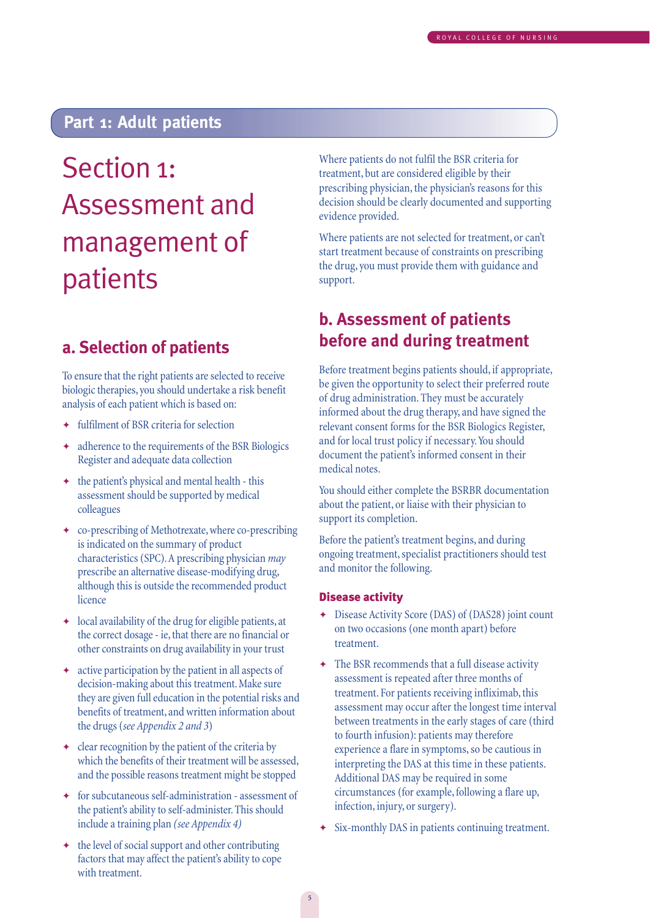## Part 1: Adult patients

# Section 1: Assessment and management of patients

### a. Selection of patients

To ensure that the right patients are selected to receive biologic therapies, you should undertake a risk benefit analysis of each patient which is based on:

- fulfilment of BSR criteria for selection
- adherence to the requirements of the BSR Biologics Register and adequate data collection
- the patient's physical and mental health - this assessment should be supported by medical colleagues
- co-prescribing of Methotrexate, where co-prescribing is indicated on the summary of product characteristics (SPC). A prescribing physician *may* prescribe an alternative disease-modifying drug, although this is outside the recommended product licence
- local availability of the drug for eligible patients, at the correct dosage - ie, that there are no financial or other constraints on drug availability in your trust
- active participation by the patient in all aspects of decision-making about this treatment. Make sure they are given full education in the potential risks and benefits of treatment, and written information about the drugs (*see Appendix 2 and 3*)
- clear recognition by the patient of the criteria by which the benefits of their treatment will be assessed, and the possible reasons treatment might be stopped
- for subcutaneous self-administration - assessment of the patient's ability to self-administer. This should include a training plan *(see Appendix 4)*
- the level of social support and other contributing factors that may affect the patient's ability to cope with treatment.

Where patients do not fulfil the BSR criteria for treatment, but are considered eligible by their prescribing physician, the physician's reasons for this decision should be clearly documented and supporting evidence provided.

Where patients are not selected for treatment, or can't start treatment because of constraints on prescribing the drug, you must provide them with guidance and support.

### b. Assessment of patients before and during treatment

Before treatment begins patients should, if appropriate, be given the opportunity to select their preferred route of drug administration. They must be accurately informed about the drug therapy, and have signed the relevant consent forms for the BSR Biologics Register, and for local trust policy if necessary. You should document the patient's informed consent in their medical notes.

You should either complete the BSRBR documentation about the patient, or liaise with their physician to support its completion.

Before the patient's treatment begins, and during ongoing treatment, specialist practitioners should test and monitor the following.

#### Disease activity

- Disease Activity Score (DAS) of (DAS28) joint count on two occasions (one month apart) before treatment.
- The BSR recommends that a full disease activity assessment is repeated after three months of treatment. For patients receiving infliximab, this assessment may occur after the longest time interval between treatments in the early stages of care (third to fourth infusion): patients may therefore experience a flare in symptoms, so be cautious in interpreting the DAS at this time in these patients. Additional DAS may be required in some circumstances (for example, following a flare up, infection, injury, or surgery).
- Six-monthly DAS in patients continuing treatment.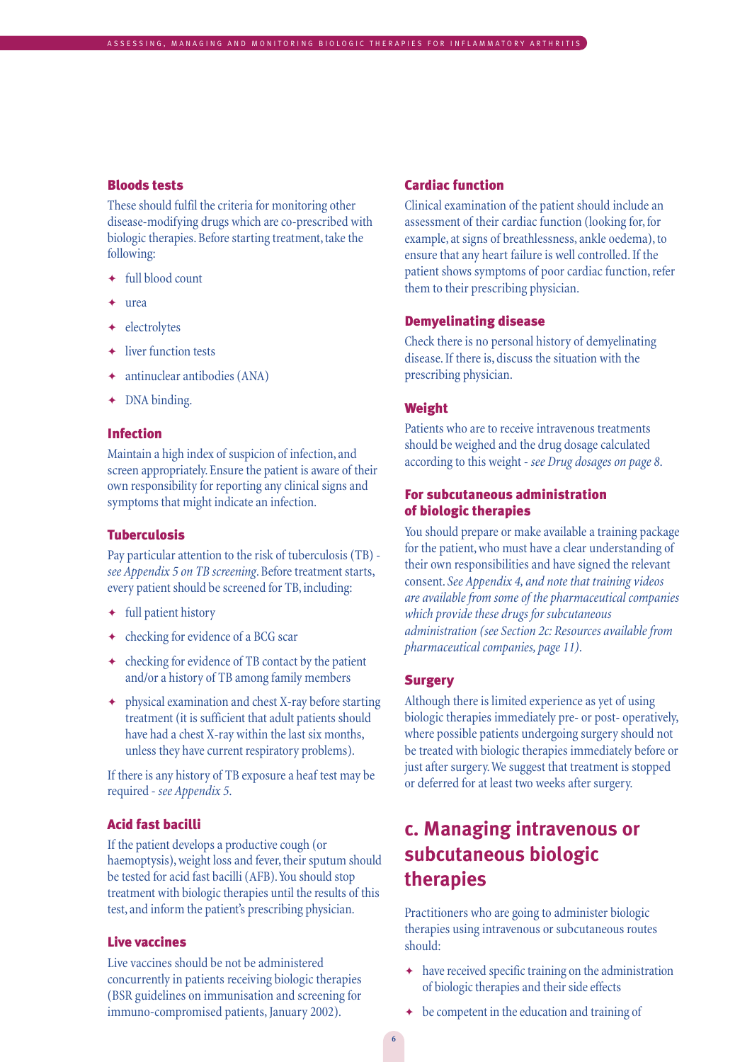### Bloods tests

These should fulfil the criteria for monitoring other disease-modifying drugs which are co-prescribed with biologic therapies. Before starting treatment, take the following:

- full blood count
- urea
- electrolytes
- liver function tests
- antinuclear antibodies (ANA)
- DNA binding.

### Infection

Maintain a high index of suspicion of infection, and screen appropriately. Ensure the patient is aware of their own responsibility for reporting any clinical signs and symptoms that might indicate an infection.

### Tuberculosis

Pay particular attention to the risk of tuberculosis (TB) - *see Appendix 5 on TB screening*. Before treatment starts, every patient should be screened for TB, including:

- full patient history
- checking for evidence of a BCG scar
- checking for evidence of TB contact by the patient and/or a history of TB among family members
- physical examination and chest X-ray before starting treatment (it is sufficient that adult patients should have had a chest X-ray within the last six months, unless they have current respiratory problems).

If there is any history of TB exposure a heaf test may be required - *see Appendix 5.*

### Acid fast bacilli

If the patient develops a productive cough (or haemoptysis), weight loss and fever, their sputum should be tested for acid fast bacilli (AFB). You should stop treatment with biologic therapies until the results of this test, and inform the patient's prescribing physician.

### Live vaccines

Live vaccines should be not be administered concurrently in patients receiving biologic therapies (BSR guidelines on immunisation and screening for immuno-compromised patients, January 2002).

### Cardiac function

Clinical examination of the patient should include an assessment of their cardiac function (looking for, for example, at signs of breathlessness, ankle oedema), to ensure that any heart failure is well controlled. If the patient shows symptoms of poor cardiac function, refer them to their prescribing physician.

### Demyelinating disease

Check there is no personal history of demyelinating disease. If there is, discuss the situation with the prescribing physician.

### Weight

Patients who are to receive intravenous treatments should be weighed and the drug dosage calculated according to this weight - *see Drug dosages on page 8.*

### For subcutaneous administration of biologic therapies

You should prepare or make available a training package for the patient, who must have a clear understanding of their own responsibilities and have signed the relevant consent. *See Appendix 4, and note that training videos are available from some of the pharmaceutical companies which provide these drugs for subcutaneous administration (see Section 2c: Resources available from pharmaceutical companies, page 11).*

### Surgery

Although there is limited experience as yet of using biologic therapies immediately pre- or post- operatively, where possible patients undergoing surgery should not be treated with biologic therapies immediately before or just after surgery. We suggest that treatment is stopped or deferred for at least two weeks after surgery.

## c. Managing intravenous or subcutaneous biologic therapies

Practitioners who are going to administer biologic therapies using intravenous or subcutaneous routes should:

- have received specific training on the administration of biologic therapies and their side effects
- be competent in the education and training of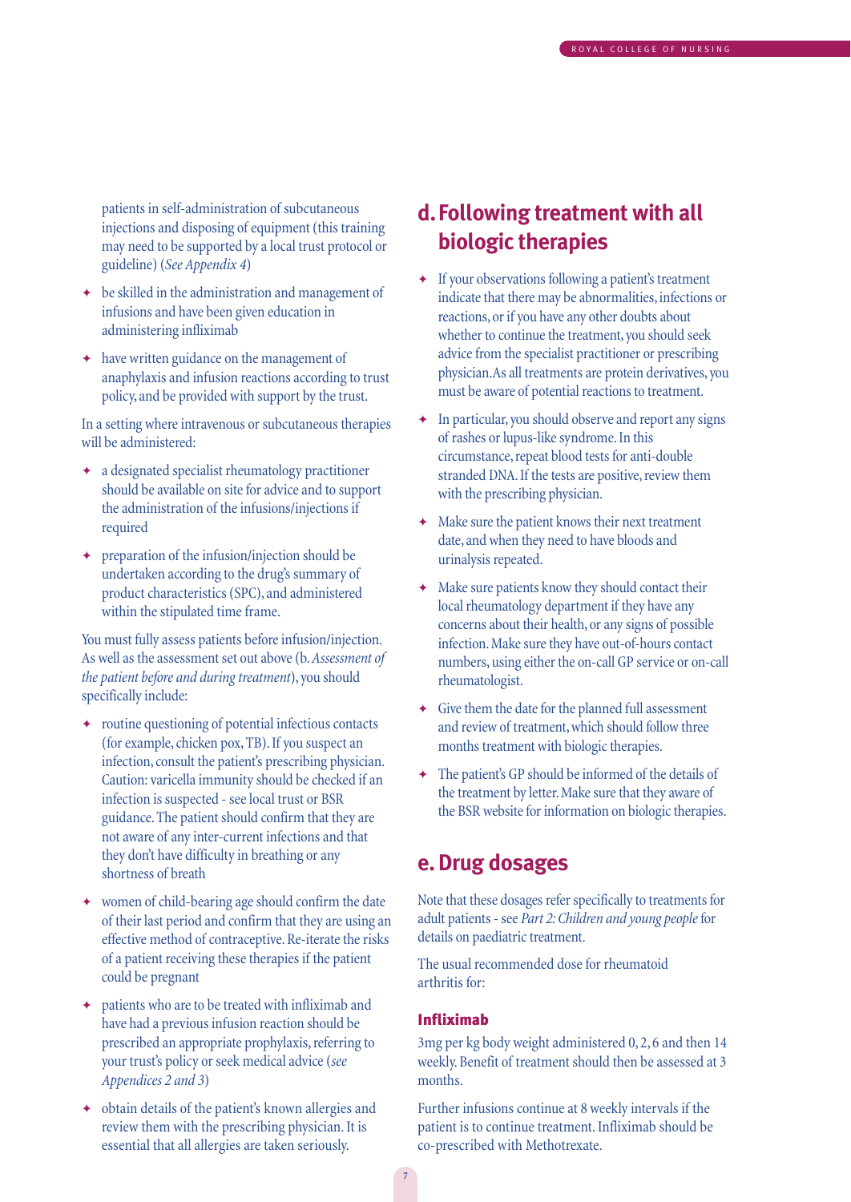patients in self-administration of subcutaneous injections and disposing of equipment (this training may need to be supported by a local trust protocol or guideline) (*See Appendix 4*)

- be skilled in the administration and management of infusions and have been given education in administering infliximab
- have written guidance on the management of anaphylaxis and infusion reactions according to trust policy, and be provided with support by the trust.

In a setting where intravenous or subcutaneous therapies will be administered:

- a designated specialist rheumatology practitioner should be available on site for advice and to support the administration of the infusions/injections if required
- preparation of the infusion/injection should be undertaken according to the drug's summary of product characteristics (SPC), and administered within the stipulated time frame.

You must fully assess patients before infusion/injection. As well as the assessment set out above (b. *Assessment of the patient before and during treatment*), you should specifically include:

- routine questioning of potential infectious contacts (for example, chicken pox, TB). If you suspect an infection, consult the patient's prescribing physician. Caution: varicella immunity should be checked if an infection is suspected - see local trust or BSR guidance. The patient should confirm that they are not aware of any inter-current infections and that they don't have difficulty in breathing or any shortness of breath
- women of child-bearing age should confirm the date of their last period and confirm that they are using an effective method of contraceptive. Re-iterate the risks of a patient receiving these therapies if the patient could be pregnant
- patients who are to be treated with infliximab and have had a previous infusion reaction should be prescribed an appropriate prophylaxis, referring to your trust's policy or seek medical advice (*see Appendices 2 and 3*)
- obtain details of the patient's known allergies and review them with the prescribing physician. It is essential that all allergies are taken seriously.

## d. Following treatment with all biologic therapies

- If your observations following a patient's treatment indicate that there may be abnormalities, infections or reactions, or if you have any other doubts about whether to continue the treatment, you should seek advice from the specialist practitioner or prescribing physician. As all treatments are protein derivatives, you must be aware of potential reactions to treatment.
- In particular, you should observe and report any signs of rashes or lupus-like syndrome. In this circumstance, repeat blood tests for anti-double stranded DNA. If the tests are positive, review them with the prescribing physician.
- Make sure the patient knows their next treatment date, and when they need to have bloods and urinalysis repeated.
- Make sure patients know they should contact their local rheumatology department if they have any concerns about their health, or any signs of possible infection. Make sure they have out-of-hours contact numbers, using either the on-call GP service or on-call rheumatologist.
- Give them the date for the planned full assessment and review of treatment, which should follow three months treatment with biologic therapies.
- The patient's GP should be informed of the details of the treatment by letter. Make sure that they aware of the BSR website for information on biologic therapies.

## e. Drug dosages

Note that these dosages refer specifically to treatments for adult patients - see *Part 2: Children and young people* for details on paediatric treatment.

The usual recommended dose for rheumatoid arthritis for:

### Infliximab

3mg per kg body weight administered 0, 2, 6 and then 14 weekly. Benefit of treatment should then be assessed at 3 months.

Further infusions continue at 8 weekly intervals if the patient is to continue treatment. Infliximab should be co-prescribed with Methotrexate.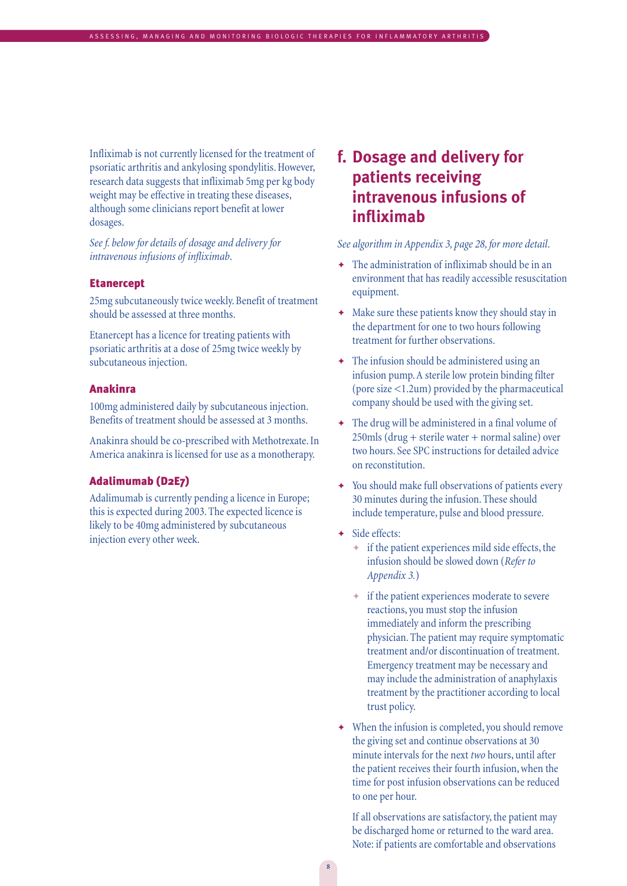Infliximab is not currently licensed for the treatment of psoriatic arthritis and ankylosing spondylitis. However, research data suggests that infliximab 5mg per kg body weight may be effective in treating these diseases, although some clinicians report benefit at lower dosages.

*See f. below for details of dosage and delivery for intravenous infusions of infliximab.*

### Etanercept

25mg subcutaneously twice weekly. Benefit of treatment should be assessed at three months.

Etanercept has a licence for treating patients with psoriatic arthritis at a dose of 25mg twice weekly by subcutaneous injection.

### Anakinra

100mg administered daily by subcutaneous injection. Benefits of treatment should be assessed at 3 months.

Anakinra should be co-prescribed with Methotrexate. In America anakinra is licensed for use as a monotherapy.

### Adalimumab (D2E7)

Adalimumab is currently pending a licence in Europe; this is expected during 2003. The expected licence is likely to be 40mg administered by subcutaneous injection every other week.

## f. Dosage and delivery for patients receiving intravenous infusions of infliximab

*See algorithm in Appendix 3, page 28, for more detail.*

- The administration of infliximab should be in an environment that has readily accessible resuscitation equipment.
- Make sure these patients know they should stay in the department for one to two hours following treatment for further observations.
- The infusion should be administered using an infusion pump. A sterile low protein binding filter (pore size <1.2um) provided by the pharmaceutical company should be used with the giving set.
- The drug will be administered in a final volume of 250mls (drug + sterile water + normal saline) over two hours. See SPC instructions for detailed advice on reconstitution.
- You should make full observations of patients every 30 minutes during the infusion. These should include temperature, pulse and blood pressure.
- Side effects:
  - if the patient experiences mild side effects, the infusion should be slowed down (*Refer to Appendix 3.*)
  - if the patient experiences moderate to severe reactions, you must stop the infusion immediately and inform the prescribing physician. The patient may require symptomatic treatment and/or discontinuation of treatment. Emergency treatment may be necessary and may include the administration of anaphylaxis treatment by the practitioner according to local trust policy.
- When the infusion is completed, you should remove the giving set and continue observations at 30 minute intervals for the next *two* hours, until after the patient receives their fourth infusion, when the time for post infusion observations can be reduced to one per hour.

  If all observations are satisfactory, the patient may be discharged home or returned to the ward area. Note: if patients are comfortable and observations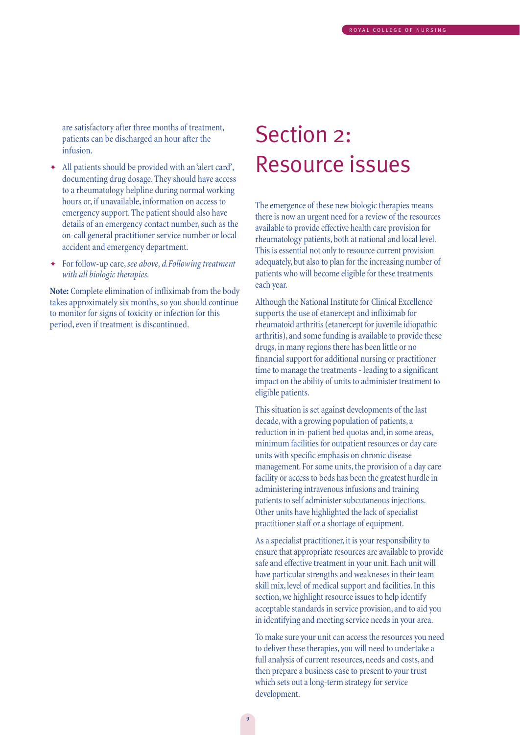are satisfactory after three months of treatment, patients can be discharged an hour after the infusion.

- All patients should be provided with an 'alert card', documenting drug dosage. They should have access to a rheumatology helpline during normal working hours or, if unavailable, information on access to emergency support. The patient should also have details of an emergency contact number, such as the on-call general practitioner service number or local accident and emergency department.
- For follow-up care, *see above, d.Following treatment with all biologic therapies.*

**Note:** Complete elimination of infliximab from the body takes approximately six months, so you should continue to monitor for signs of toxicity or infection for this period, even if treatment is discontinued.

# Section 2: Resource issues

The emergence of these new biologic therapies means there is now an urgent need for a review of the resources available to provide effective health care provision for rheumatology patients, both at national and local level. This is essential not only to resource current provision adequately, but also to plan for the increasing number of patients who will become eligible for these treatments each year.

Although the National Institute for Clinical Excellence supports the use of etanercept and infliximab for rheumatoid arthritis (etanercept for juvenile idiopathic arthritis), and some funding is available to provide these drugs, in many regions there has been little or no financial support for additional nursing or practitioner time to manage the treatments - leading to a significant impact on the ability of units to administer treatment to eligible patients.

This situation is set against developments of the last decade, with a growing population of patients, a reduction in in-patient bed quotas and, in some areas, minimum facilities for outpatient resources or day care units with specific emphasis on chronic disease management. For some units, the provision of a day care facility or access to beds has been the greatest hurdle in administering intravenous infusions and training patients to self administer subcutaneous injections. Other units have highlighted the lack of specialist practitioner staff or a shortage of equipment.

As a specialist practitioner, it is your responsibility to ensure that appropriate resources are available to provide safe and effective treatment in your unit. Each unit will have particular strengths and weakneses in their team skill mix, level of medical support and facilities. In this section, we highlight resource issues to help identify acceptable standards in service provision, and to aid you in identifying and meeting service needs in your area.

To make sure your unit can access the resources you need to deliver these therapies, you will need to undertake a full analysis of current resources, needs and costs, and then prepare a business case to present to your trust which sets out a long-term strategy for service development.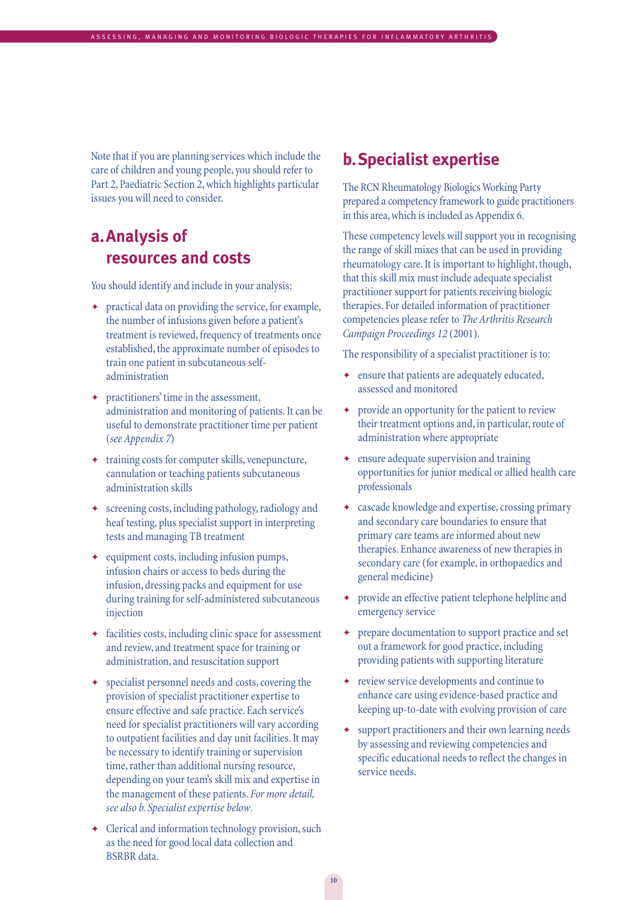Note that if you are planning services which include the care of children and young people, you should refer to Part 2, Paediatric Section 2, which highlights particular issues you will need to consider.

## a. Analysis of resources and costs

You should identify and include in your analysis:

- practical data on providing the service, for example, the number of infusions given before a patient's treatment is reviewed, frequency of treatments once established, the approximate number of episodes to train one patient in subcutaneous self-administration
- practitioners' time in the assessment, administration and monitoring of patients. It can be useful to demonstrate practitioner time per patient (*see Appendix 7*)
- training costs for computer skills, venepuncture, cannulation or teaching patients subcutaneous administration skills
- screening costs, including pathology, radiology and heaf testing, plus specialist support in interpreting tests and managing TB treatment
- equipment costs, including infusion pumps, infusion chairs or access to beds during the infusion, dressing packs and equipment for use during training for self-administered subcutaneous injection
- facilities costs, including clinic space for assessment and review, and treatment space for training or administration, and resuscitation support
- specialist personnel needs and costs, covering the provision of specialist practitioner expertise to ensure effective and safe practice. Each service's need for specialist practitioners will vary according to outpatient facilities and day unit facilities. It may be necessary to identify training or supervision time, rather than additional nursing resource, depending on your team's skill mix and expertise in the management of these patients. *For more detail, see also b. Specialist expertise below.*
- Clerical and information technology provision, such as the need for good local data collection and BSRBR data.

## b. Specialist expertise

The RCN Rheumatology Biologics Working Party prepared a competency framework to guide practitioners in this area, which is included as Appendix 6.

These competency levels will support you in recognising the range of skill mixes that can be used in providing rheumatology care. It is important to highlight, though, that this skill mix must include adequate specialist practitioner support for patients receiving biologic therapies. For detailed information of practitioner competencies please refer to *The Arthritis Research Campaign Proceedings 12* (2001).

The responsibility of a specialist practitioner is to:

- ensure that patients are adequately educated, assessed and monitored
- provide an opportunity for the patient to review their treatment options and, in particular, route of administration where appropriate
- ensure adequate supervision and training opportunities for junior medical or allied health care professionals
- cascade knowledge and expertise, crossing primary and secondary care boundaries to ensure that primary care teams are informed about new therapies. Enhance awareness of new therapies in secondary care (for example, in orthopaedics and general medicine)
- provide an effective patient telephone helpline and emergency service
- prepare documentation to support practice and set out a framework for good practice, including providing patients with supporting literature
- review service developments and continue to enhance care using evidence-based practice and keeping up-to-date with evolving provision of care
- support practitioners and their own learning needs by assessing and reviewing competencies and specific educational needs to reflect the changes in service needs.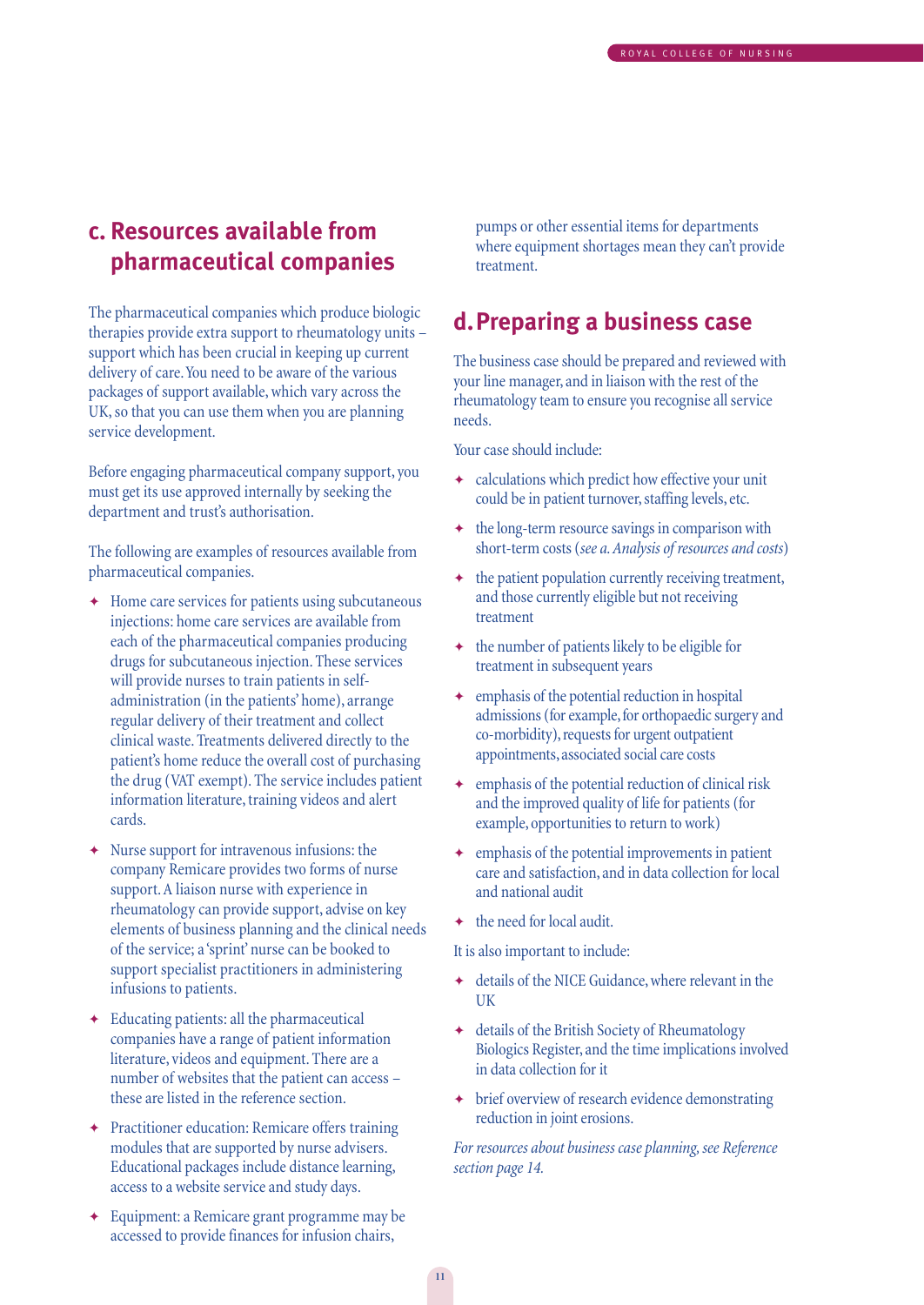## c. Resources available from pharmaceutical companies

The pharmaceutical companies which produce biologic therapies provide extra support to rheumatology units – support which has been crucial in keeping up current delivery of care. You need to be aware of the various packages of support available, which vary across the UK, so that you can use them when you are planning service development.

Before engaging pharmaceutical company support, you must get its use approved internally by seeking the department and trust's authorisation.

The following are examples of resources available from pharmaceutical companies.

- Home care services for patients using subcutaneous injections: home care services are available from each of the pharmaceutical companies producing drugs for subcutaneous injection. These services will provide nurses to train patients in self-administration (in the patients' home), arrange regular delivery of their treatment and collect clinical waste. Treatments delivered directly to the patient's home reduce the overall cost of purchasing the drug (VAT exempt). The service includes patient information literature, training videos and alert cards.
- Nurse support for intravenous infusions: the company Remicare provides two forms of nurse support. A liaison nurse with experience in rheumatology can provide support, advise on key elements of business planning and the clinical needs of the service; a 'sprint' nurse can be booked to support specialist practitioners in administering infusions to patients.
- Educating patients: all the pharmaceutical companies have a range of patient information literature, videos and equipment. There are a number of websites that the patient can access – these are listed in the reference section.
- Practitioner education: Remicare offers training modules that are supported by nurse advisers. Educational packages include distance learning, access to a website service and study days.
- Equipment: a Remicare grant programme may be accessed to provide finances for infusion chairs, pumps or other essential items for departments where equipment shortages mean they can't provide treatment.

## d. Preparing a business case

The business case should be prepared and reviewed with your line manager, and in liaison with the rest of the rheumatology team to ensure you recognise all service needs.

Your case should include:

- calculations which predict how effective your unit could be in patient turnover, staffing levels, etc.
- the long-term resource savings in comparison with short-term costs (*see a. Analysis of resources and costs*)
- the patient population currently receiving treatment, and those currently eligible but not receiving treatment
- the number of patients likely to be eligible for treatment in subsequent years
- emphasis of the potential reduction in hospital admissions (for example, for orthopaedic surgery and co-morbidity), requests for urgent outpatient appointments, associated social care costs
- emphasis of the potential reduction of clinical risk and the improved quality of life for patients (for example, opportunities to return to work)
- emphasis of the potential improvements in patient care and satisfaction, and in data collection for local and national audit
- the need for local audit.

It is also important to include:

- details of the NICE Guidance, where relevant in the UK
- details of the British Society of Rheumatology Biologics Register, and the time implications involved in data collection for it
- brief overview of research evidence demonstrating reduction in joint erosions.

*For resources about business case planning, see Reference section page 14.*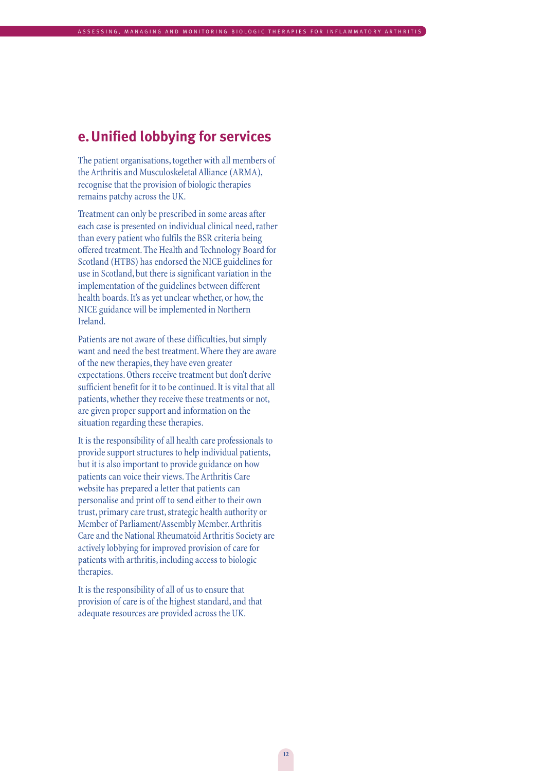## e. Unified lobbying for services

The patient organisations, together with all members of the Arthritis and Musculoskeletal Alliance (ARMA), recognise that the provision of biologic therapies remains patchy across the UK.

Treatment can only be prescribed in some areas after each case is presented on individual clinical need, rather than every patient who fulfils the BSR criteria being offered treatment. The Health and Technology Board for Scotland (HTBS) has endorsed the NICE guidelines for use in Scotland, but there is significant variation in the implementation of the guidelines between different health boards. It's as yet unclear whether, or how, the NICE guidance will be implemented in Northern Ireland.

Patients are not aware of these difficulties, but simply want and need the best treatment. Where they are aware of the new therapies, they have even greater expectations. Others receive treatment but don't derive sufficient benefit for it to be continued. It is vital that all patients, whether they receive these treatments or not, are given proper support and information on the situation regarding these therapies.

It is the responsibility of all health care professionals to provide support structures to help individual patients, but it is also important to provide guidance on how patients can voice their views. The Arthritis Care website has prepared a letter that patients can personalise and print off to send either to their own trust, primary care trust, strategic health authority or Member of Parliament/Assembly Member. Arthritis Care and the National Rheumatoid Arthritis Society are actively lobbying for improved provision of care for patients with arthritis, including access to biologic therapies.

It is the responsibility of all of us to ensure that provision of care is of the highest standard, and that adequate resources are provided across the UK.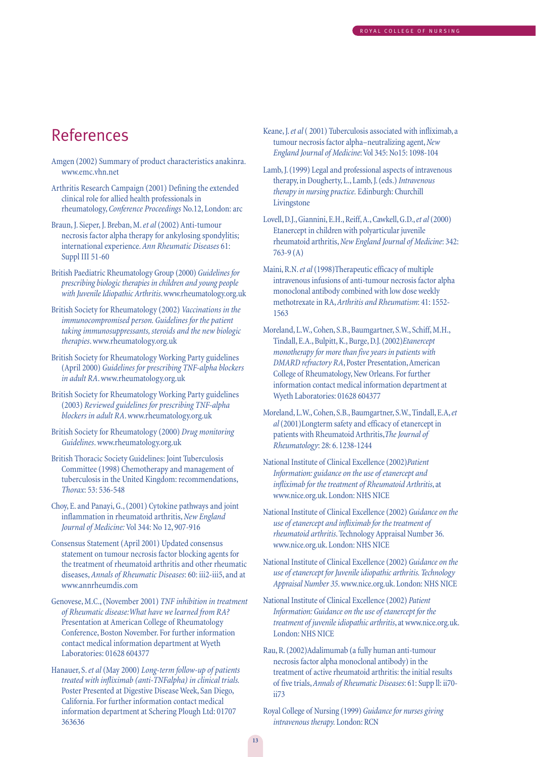# References

Amgen (2002) Summary of product characteristics anakinra. www.emc.vhn.net

Arthritis Research Campaign (2001) Defining the extended clinical role for allied health professionals in rheumatology, *Conference Proceedings* No.12, London: arc

Braun, J. Sieper, J. Breban, M. *et al* (2002) Anti-tumour necrosis factor alpha therapy for ankylosing spondylitis; international experience. *Ann Rheumatic Diseases* 61: Suppl III 51-60

British Paediatric Rheumatology Group (2000) *Guidelines for prescribing biologic therapies in children and young people with Juvenile Idiopathic Arthritis*. www.rheumatology.org.uk

British Society for Rheumatology (2002) *Vaccinations in the immunocompromised person. Guidelines for the patient taking immunosuppressants, steroids and the new biologic therapies*. www.rheumatology.org.uk

British Society for Rheumatology Working Party guidelines (April 2000) *Guidelines for prescribing TNF-alpha blockers in adult RA*. www.rheumatology.org.uk

British Society for Rheumatology Working Party guidelines (2003) *Reviewed guidelines for prescribing TNF-alpha blockers in adult RA*. www.rheumatology.org.uk

British Society for Rheumatology (2000) *Drug monitoring Guidelines*. www.rheumatology.org.uk

British Thoracic Society Guidelines: Joint Tuberculosis Committee (1998) Chemotherapy and management of tuberculosis in the United Kingdom: recommendations, *Thorax*: 53: 536-548

Choy, E. and Panayi, G., (2001) Cytokine pathways and joint inflammation in rheumatoid arthritis, *New England Journal of Medicine:* Vol 344: No 12, 907-916

Consensus Statement (April 2001) Updated consensus statement on tumour necrosis factor blocking agents for the treatment of rheumatoid arthritis and other rheumatic diseases, *Annals of Rheumatic Diseases*: 60: iii2-iii5, and at www.annrheumdis.com

Genovese, M.C., (November 2001) *TNF inhibition in treatment of Rheumatic disease: What have we learned from RA?* Presentation at American College of Rheumatology Conference, Boston November. For further information contact medical information department at Wyeth Laboratories: 01628 604377

Hanauer, S. *et al* (May 2000) *Long-term follow-up of patients treated with infliximab (anti-TNFalpha) in clinical trials.* Poster Presented at Digestive Disease Week, San Diego, California. For further information contact medical information department at Schering Plough Ltd: 01707 363636

Keane, J. *et al* ( 2001) Tuberculosis associated with infliximab, a tumour necrosis factor alpha–neutralizing agent, *New England Journal of Medicine*: Vol 345: No15: 1098-104

Lamb, J. (1999) Legal and professional aspects of intravenous therapy, in Dougherty, L., Lamb, J. (eds.) *Intravenous therapy in nursing practice.* Edinburgh: Churchill Livingstone

Lovell, D.J., Giannini, E.H., Reiff, A., Cawkell, G.D., *et al* (2000) Etanercept in children with polyarticular juvenile rheumatoid arthritis, *New England Journal of Medicine*: 342: 763-9 (A)

Maini, R.N. *et al* (1998)Therapeutic efficacy of multiple intravenous infusions of anti-tumour necrosis factor alpha monoclonal antibody combined with low dose weekly methotrexate in RA, *Arthritis and Rheumatism*: 41: 1552-1563

Moreland, L.W., Cohen, S.B., Baumgartner, S.W., Schiff, M.H., Tindall, E.A., Bulpitt, K., Burge, D.J. (2002)*Etanercept monotherapy for more than five years in patients with DMARD refractory RA*, Poster Presentation, American College of Rheumatology, New Orleans. For further information contact medical information department at Wyeth Laboratories: 01628 604377

Moreland, L.W., Cohen, S.B., Baumgartner, S.W., Tindall, E.A, *et al* (2001)Longterm safety and efficacy of etanercept in patients with Rheumatoid Arthritis, *The Journal of Rheumatology*: 28: 6. 1238-1244

National Institute of Clinical Excellence (2002)*Patient Information: guidance on the use of etanercept and infliximab for the treatment of Rheumatoid Arthritis*, at www.nice.org.uk. London: NHS NICE

National Institute of Clinical Excellence (2002) *Guidance on the use of etanercept and infliximab for the treatment of rheumatoid arthritis*. Technology Appraisal Number 36. www.nice.org.uk. London: NHS NICE

National Institute of Clinical Excellence (2002) *Guidance on the use of etanercept for Juvenile idiopathic arthritis. Technology Appraisal Number 35*. www.nice.org.uk. London: NHS NICE

National Institute of Clinical Excellence (2002) *Patient Information: Guidance on the use of etanercept for the treatment of juvenile idiopathic arthritis*, at www.nice.org.uk. London: NHS NICE

Rau, R. (2002)Adalimumab (a fully human anti-tumour necrosis factor alpha monoclonal antibody) in the treatment of active rheumatoid arthritis: the initial results of five trials, *Annals of Rheumatic Diseases*: 61: Supp ll: ii70-ii73

Royal College of Nursing (1999) *Guidance for nurses giving intravenous therapy.* London: RCN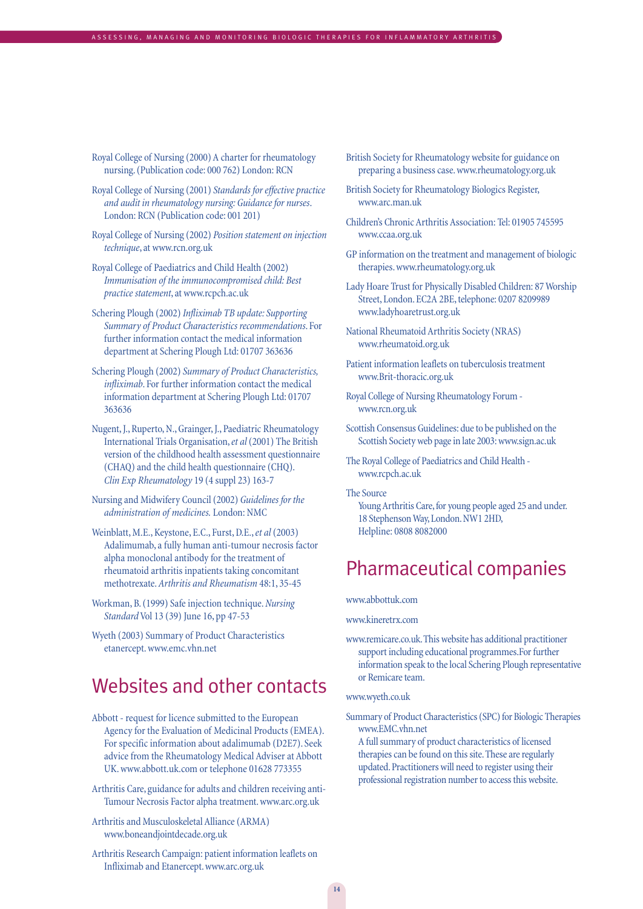Royal College of Nursing (2000) A charter for rheumatology nursing. (Publication code: 000 762) London: RCN

Royal College of Nursing (2001) *Standards for effective practice and audit in rheumatology nursing: Guidance for nurses*. London: RCN (Publication code: 001 201)

Royal College of Nursing (2002) *Position statement on injection technique*, at www.rcn.org.uk

Royal College of Paediatrics and Child Health (2002) *Immunisation of the immunocompromised child: Best practice statement*, at www.rcpch.ac.uk

Schering Plough (2002) *Infliximab TB update: Supporting Summary of Product Characteristics recommendations*. For further information contact the medical information department at Schering Plough Ltd: 01707 363636

Schering Plough (2002) *Summary of Product Characteristics, infliximab*. For further information contact the medical information department at Schering Plough Ltd: 01707 363636

Nugent, J., Ruperto, N., Grainger, J., Paediatric Rheumatology International Trials Organisation, *et al* (2001) The British version of the childhood health assessment questionnaire (CHAQ) and the child health questionnaire (CHQ). *Clin Exp Rheumatology* 19 (4 suppl 23) 163-7

Nursing and Midwifery Council (2002) *Guidelines for the administration of medicines.* London: NMC

Weinblatt, M.E., Keystone, E.C., Furst, D.E., *et al* (2003) Adalimumab, a fully human anti-tumour necrosis factor alpha monoclonal antibody for the treatment of rheumatoid arthritis inpatients taking concomitant methotrexate. *Arthritis and Rheumatism* 48:1, 35-45

Workman, B. (1999) Safe injection technique. *Nursing Standard* Vol 13 (39) June 16, pp 47-53

Wyeth (2003) Summary of Product Characteristics etanercept. www.emc.vhn.net

## Websites and other contacts

Abbott - request for licence submitted to the European Agency for the Evaluation of Medicinal Products (EMEA). For specific information about adalimumab (D2E7). Seek advice from the Rheumatology Medical Adviser at Abbott UK. www.abbott.uk.com or telephone 01628 773355

Arthritis Care, guidance for adults and children receiving anti-Tumour Necrosis Factor alpha treatment. www.arc.org.uk

Arthritis and Musculoskeletal Alliance (ARMA) www.boneandjointdecade.org.uk

Arthritis Research Campaign: patient information leaflets on Infliximab and Etanercept. www.arc.org.uk

British Society for Rheumatology website for guidance on preparing a business case. www.rheumatology.org.uk

British Society for Rheumatology Biologics Register, www.arc.man.uk

Children's Chronic Arthritis Association: Tel: 01905 745595 www.ccaa.org.uk

GP information on the treatment and management of biologic therapies. www.rheumatology.org.uk

Lady Hoare Trust for Physically Disabled Children: 87 Worship Street, London. EC2A 2BE, telephone: 0207 8209989 www.ladyhoaretrust.org.uk

National Rheumatoid Arthritis Society (NRAS) www.rheumatoid.org.uk

Patient information leaflets on tuberculosis treatment www.Brit-thoracic.org.uk

Royal College of Nursing Rheumatology Forum - www.rcn.org.uk

Scottish Consensus Guidelines: due to be published on the Scottish Society web page in late 2003: www.sign.ac.uk

The Royal College of Paediatrics and Child Health - www.rcpch.ac.uk

The Source
Young Arthritis Care, for young people aged 25 and under. 18 Stephenson Way, London. NW1 2HD, Helpline: 0808 8082000

## Pharmaceutical companies

www.abbottuk.com

www.kineretrx.com

www.remicare.co.uk. This website has additional practitioner support including educational programmes. For further information speak to the local Schering Plough representative or Remicare team.

www.wyeth.co.uk

Summary of Product Characteristics (SPC) for Biologic Therapies www.EMC.vhn.net
A full summary of product characteristics of licensed therapies can be found on this site. These are regularly updated. Practitioners will need to register using their professional registration number to access this website.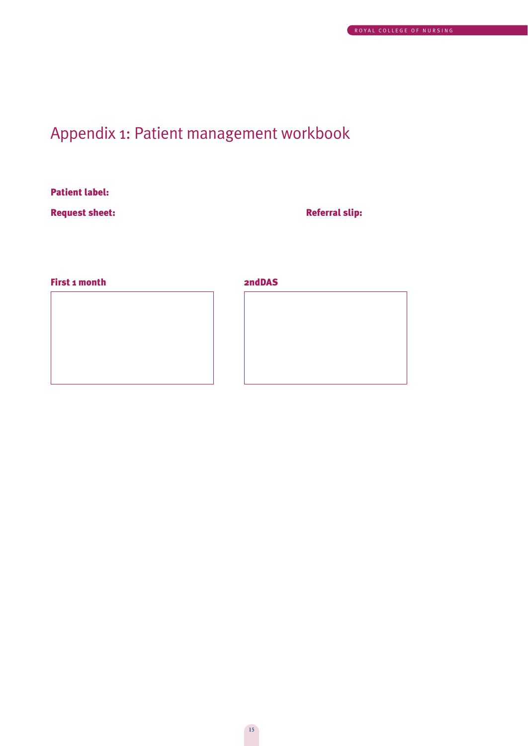# Appendix 1: Patient management workbook

**Patient label:**

**Request sheet:**

**Referral slip:**

**First 1 month**

**2ndDAS**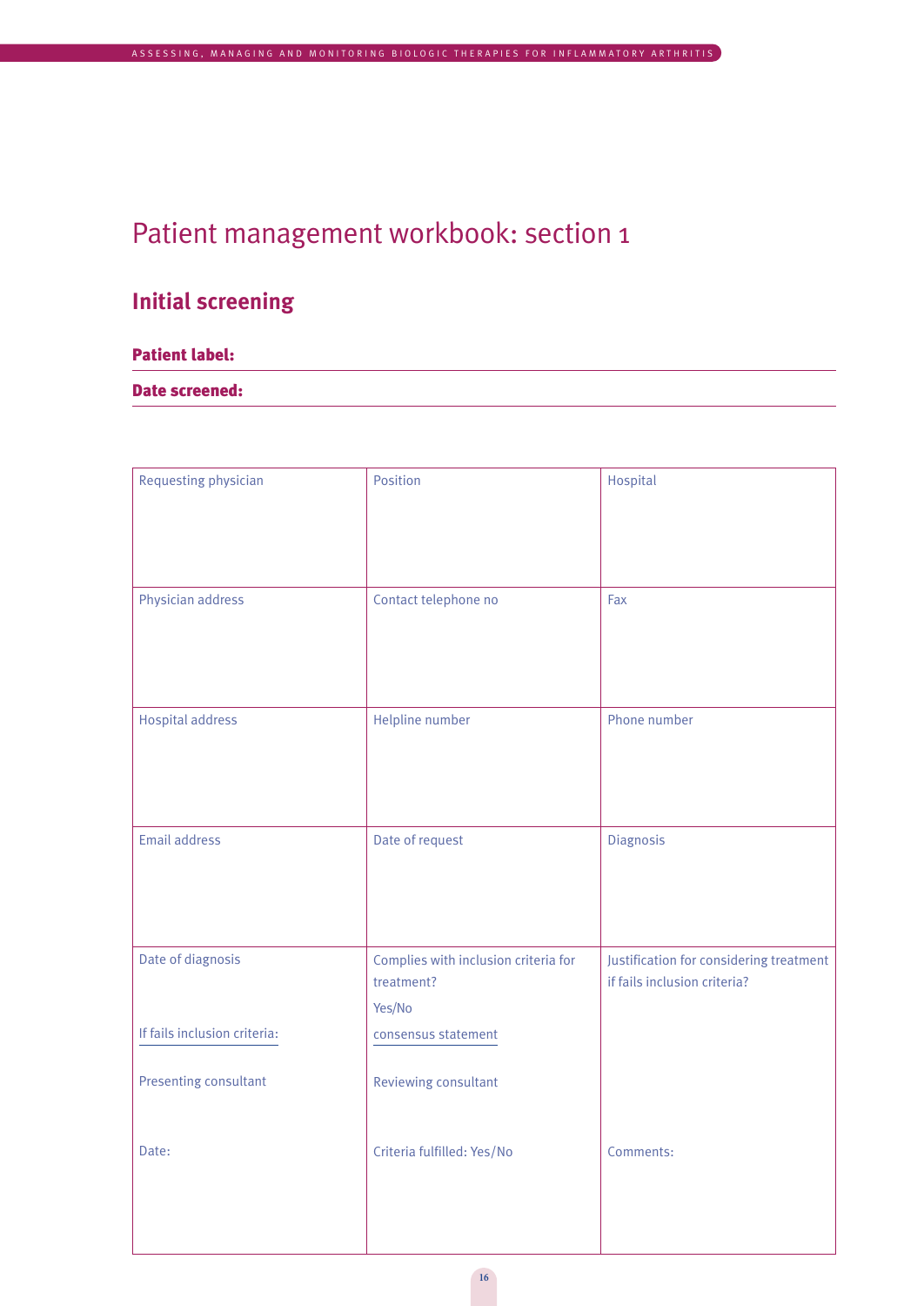# Patient management workbook: section 1

## Initial screening

**Patient label:**

**Date screened:**

| Requesting physician | Position | Hospital |
|---|---|---|
| Physician address | Contact telephone no | Fax |
| Hospital address | Helpline number | Phone number |
| Email address | Date of request | Diagnosis |
| Date of diagnosis<br><br>If fails inclusion criteria:<br><br>Presenting consultant<br><br>Date: | Complies with inclusion criteria for treatment?<br>Yes/No<br>consensus statement<br><br>Reviewing consultant<br><br>Criteria fulfilled: Yes/No | Justification for considering treatment if fails inclusion criteria?<br><br><br><br><br>Comments: |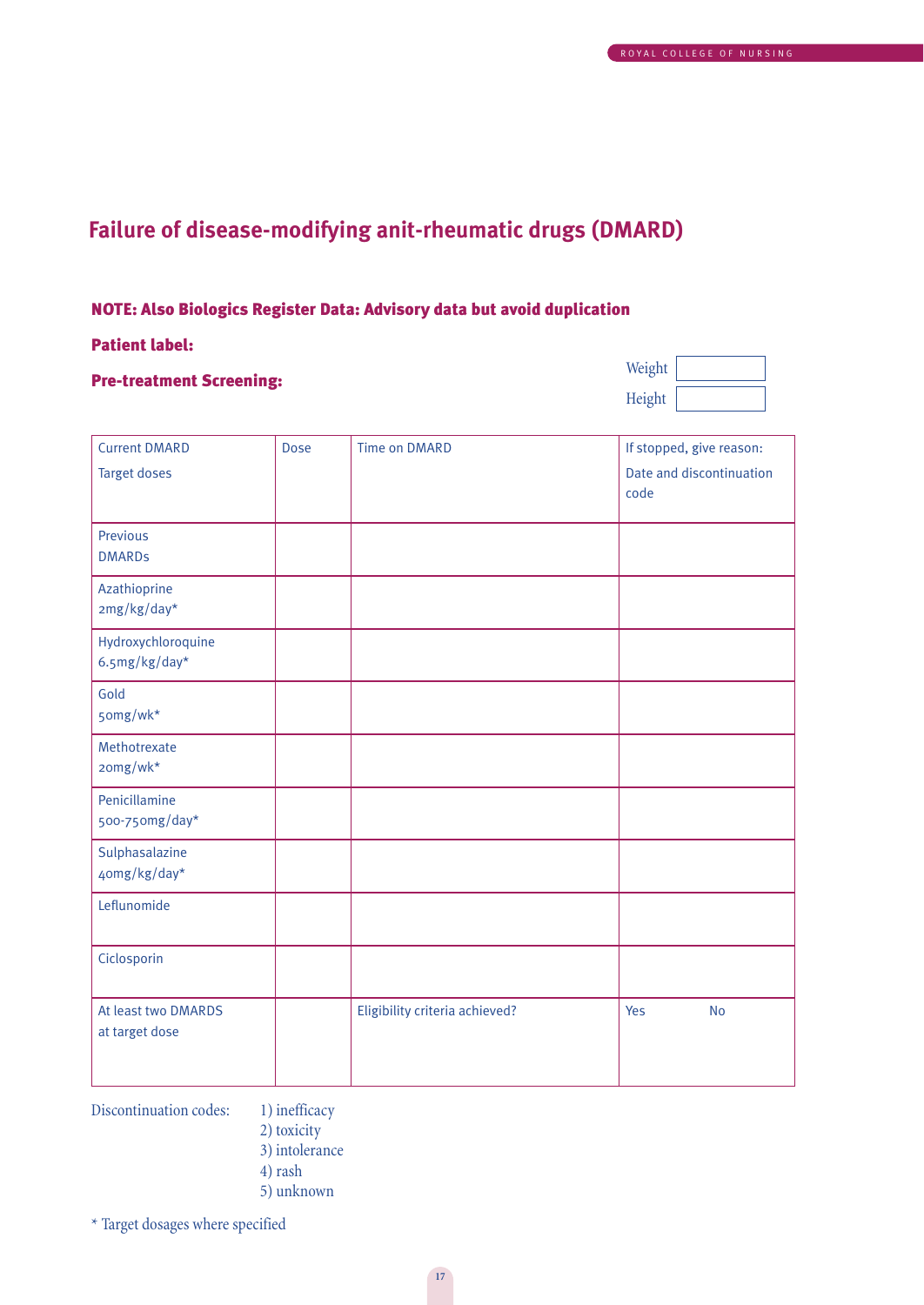## Failure of disease-modifying anit-rheumatic drugs (DMARD)

**NOTE: Also Biologics Register Data: Advisory data but avoid duplication**

**Patient label:**

**Pre-treatment Screening:**

Weight

Height

| Current DMARD<br>Target doses | Dose | Time on DMARD | If stopped, give reason:<br>Date and discontinuation code |
|---|---|---|---|
| Previous DMARDs | | | |
| Azathioprine 2mg/kg/day* | | | |
| Hydroxychloroquine 6.5mg/kg/day* | | | |
| Gold 50mg/wk* | | | |
| Methotrexate 20mg/wk* | | | |
| Penicillamine 500-750mg/day* | | | |
| Sulphasalazine 40mg/kg/day* | | | |
| Leflunomide | | | |
| Ciclosporin | | | |
| At least two DMARDS at target dose | | Eligibility criteria achieved? | Yes No |

Discontinuation codes:
1) inefficacy
2) toxicity
3) intolerance
4) rash
5) unknown

* Target dosages where specified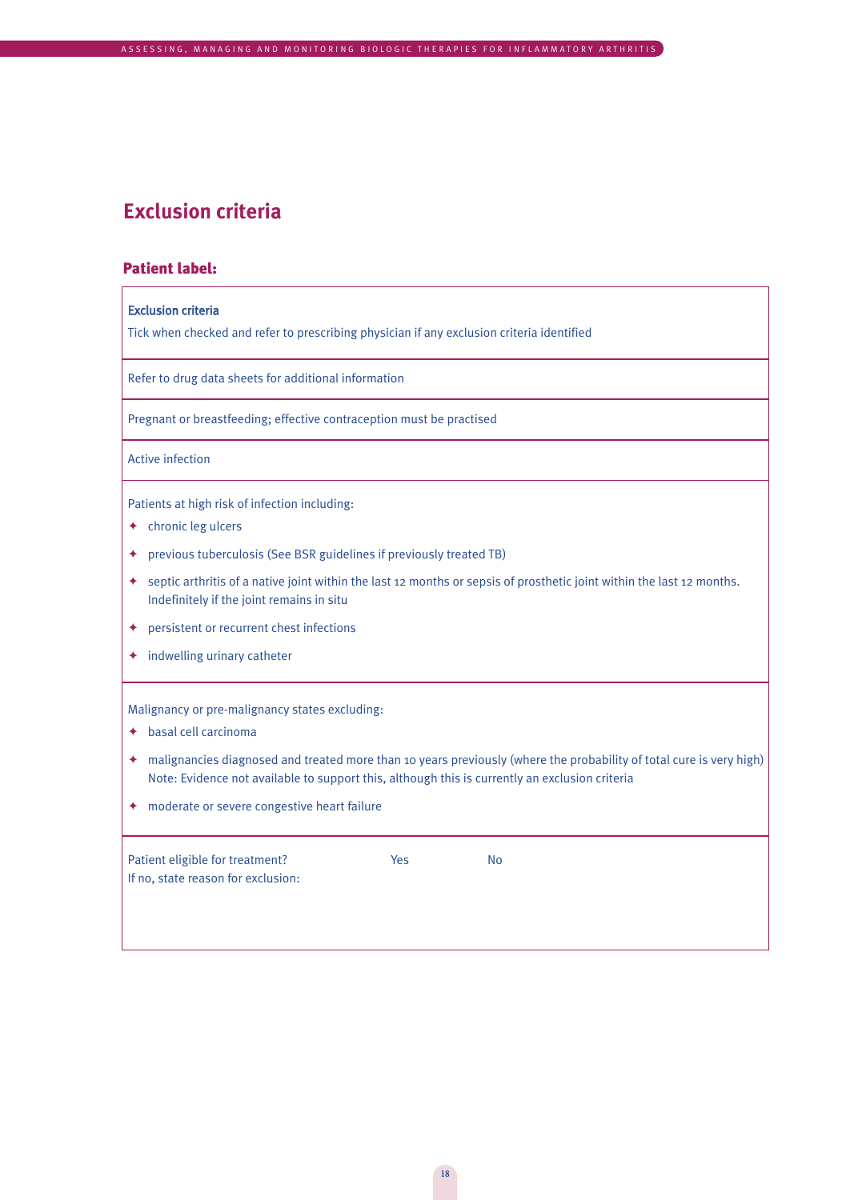## Exclusion criteria

### Patient label:

**Exclusion criteria**

Tick when checked and refer to prescribing physician if any exclusion criteria identified

Refer to drug data sheets for additional information

Pregnant or breastfeeding; effective contraception must be practised

Active infection

Patients at high risk of infection including:

- chronic leg ulcers
- previous tuberculosis (See BSR guidelines if previously treated TB)
- septic arthritis of a native joint within the last 12 months or sepsis of prosthetic joint within the last 12 months. Indefinitely if the joint remains in situ
- persistent or recurrent chest infections
- indwelling urinary catheter

Malignancy or pre-malignancy states excluding:

- basal cell carcinoma
- malignancies diagnosed and treated more than 10 years previously (where the probability of total cure is very high) Note: Evidence not available to support this, although this is currently an exclusion criteria
- moderate or severe congestive heart failure

Patient eligible for treatment? Yes No

If no, state reason for exclusion: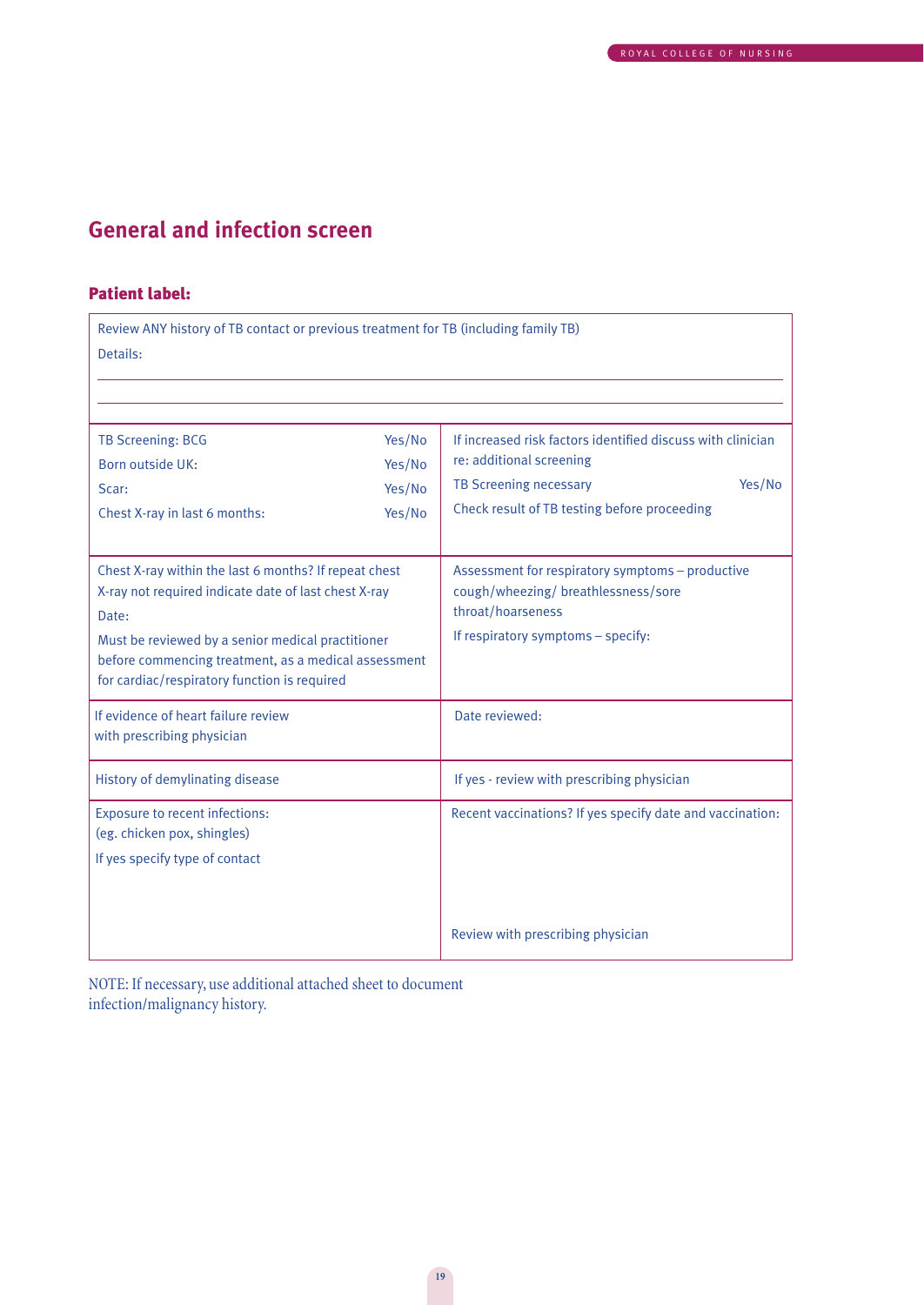## General and infection screen

**Patient label:**

| Review ANY history of TB contact or previous treatment for TB (including family TB)<br>Details: | |
|---|---|
| TB Screening: BCG Yes/No<br>Born outside UK: Yes/No<br>Scar: Yes/No<br>Chest X-ray in last 6 months: Yes/No | If increased risk factors identified discuss with clinician re: additional screening<br>TB Screening necessary Yes/No<br>Check result of TB testing before proceeding |
| Chest X-ray within the last 6 months? If repeat chest X-ray not required indicate date of last chest X-ray<br>Date:<br>Must be reviewed by a senior medical practitioner before commencing treatment, as a medical assessment for cardiac/respiratory function is required | Assessment for respiratory symptoms – productive cough/wheezing/ breathlessness/sore throat/hoarseness<br>If respiratory symptoms – specify: |
| If evidence of heart failure review with prescribing physician | Date reviewed: |
| History of demylinating disease | If yes - review with prescribing physician |
| Exposure to recent infections: (eg. chicken pox, shingles)<br>If yes specify type of contact | Recent vaccinations? If yes specify date and vaccination:<br>Review with prescribing physician |

NOTE: If necessary, use additional attached sheet to document infection/malignancy history.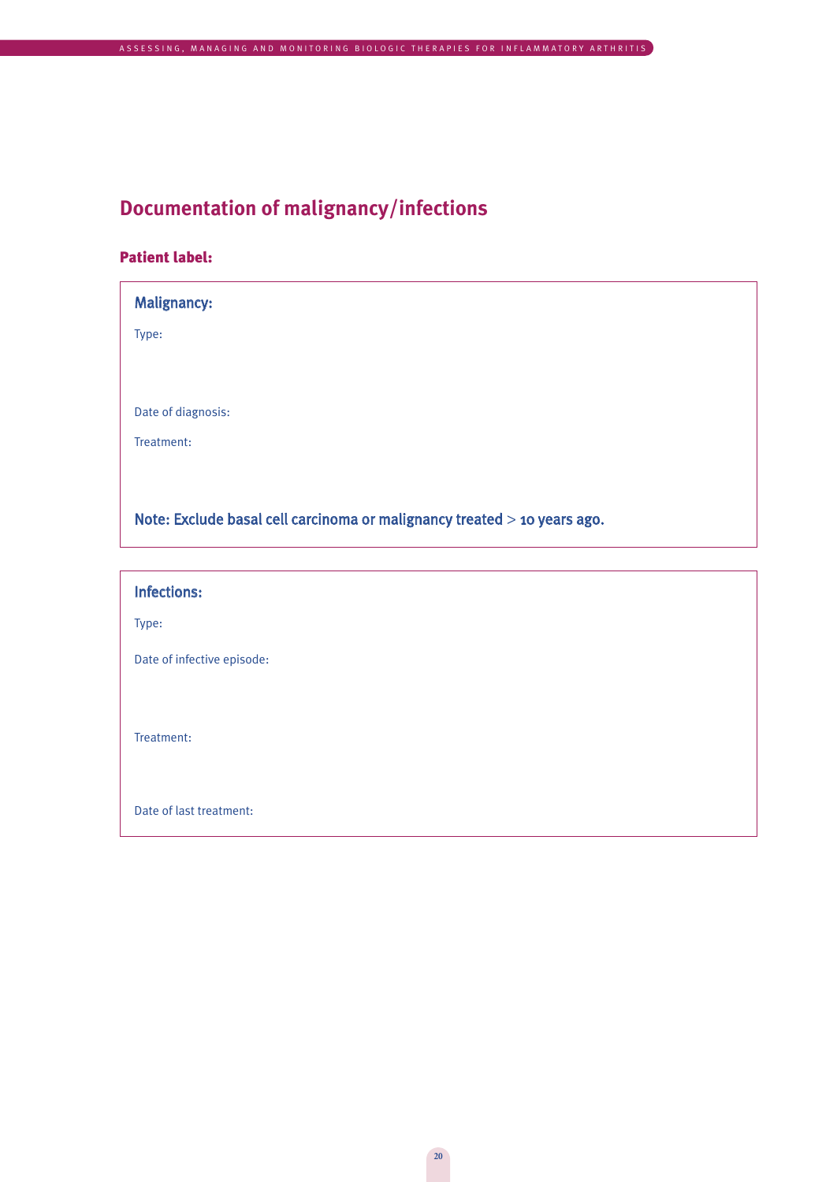## Documentation of malignancy/infections

### Patient label:

### Malignancy:

Type:

Date of diagnosis:

Treatment:

**Note: Exclude basal cell carcinoma or malignancy treated > 10 years ago.**

### Infections:

Type:

Date of infective episode:

Treatment:

Date of last treatment: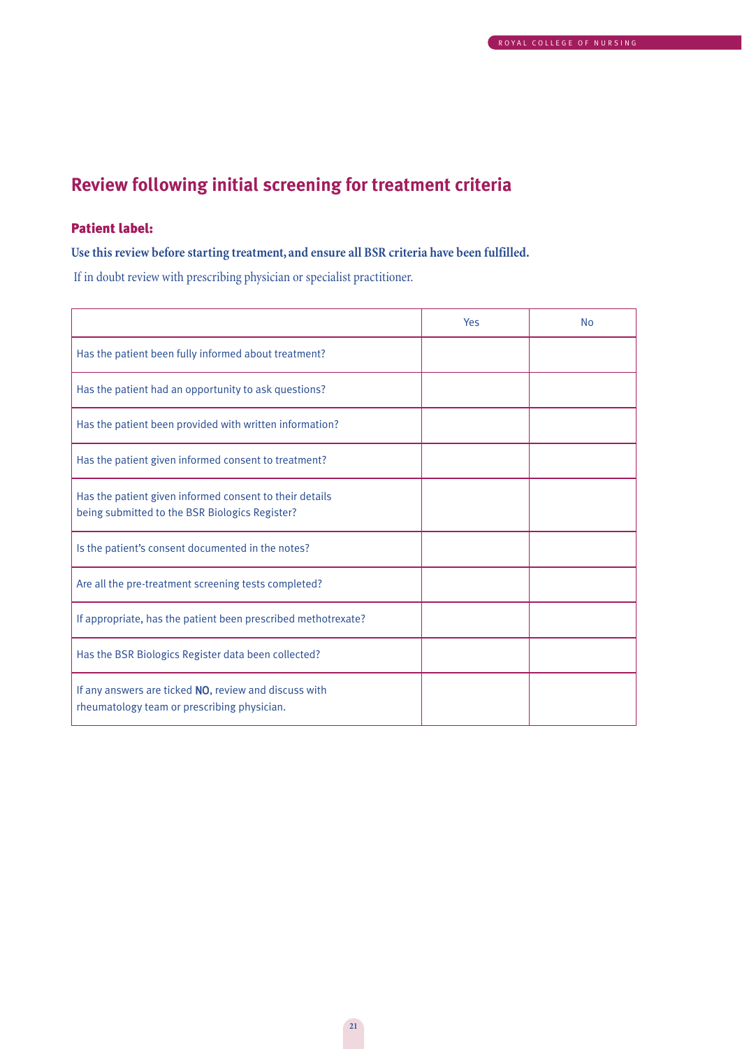## Review following initial screening for treatment criteria

### Patient label:

**Use this review before starting treatment, and ensure all BSR criteria have been fulfilled.**

If in doubt review with prescribing physician or specialist practitioner.

| | Yes | No |
|---|---|---|
| Has the patient been fully informed about treatment? | | |
| Has the patient had an opportunity to ask questions? | | |
| Has the patient been provided with written information? | | |
| Has the patient given informed consent to treatment? | | |
| Has the patient given informed consent to their details being submitted to the BSR Biologics Register? | | |
| Is the patient's consent documented in the notes? | | |
| Are all the pre-treatment screening tests completed? | | |
| If appropriate, has the patient been prescribed methotrexate? | | |
| Has the BSR Biologics Register data been collected? | | |
| If any answers are ticked **NO**, review and discuss with rheumatology team or prescribing physician. | | |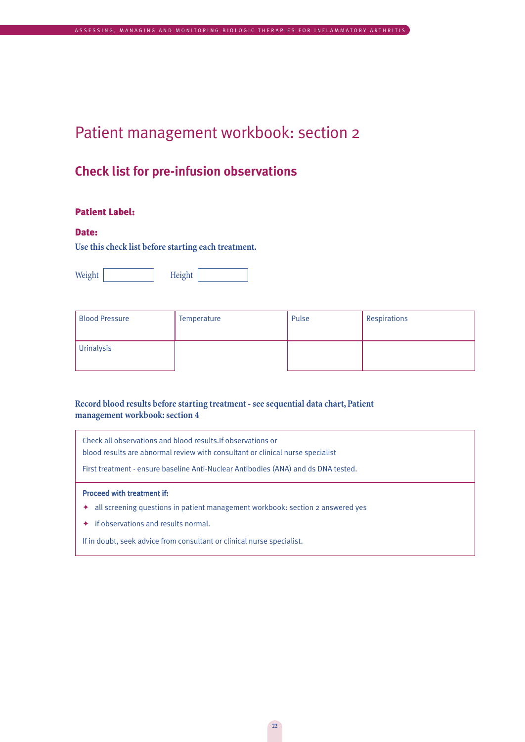# Patient management workbook: section 2

## Check list for pre-infusion observations

**Patient Label:**

**Date:**

**Use this check list before starting each treatment.**

Weight ________ Height ________

| Blood Pressure | Temperature | Pulse | Respirations |
|---|---|---|---|
| Urinalysis | | | |

**Record blood results before starting treatment - see sequential data chart, Patient management workbook: section 4**

Check all observations and blood results.If observations or blood results are abnormal review with consultant or clinical nurse specialist

First treatment - ensure baseline Anti-Nuclear Antibodies (ANA) and ds DNA tested.

**Proceed with treatment if:**

- all screening questions in patient management workbook: section 2 answered yes
- if observations and results normal.

If in doubt, seek advice from consultant or clinical nurse specialist.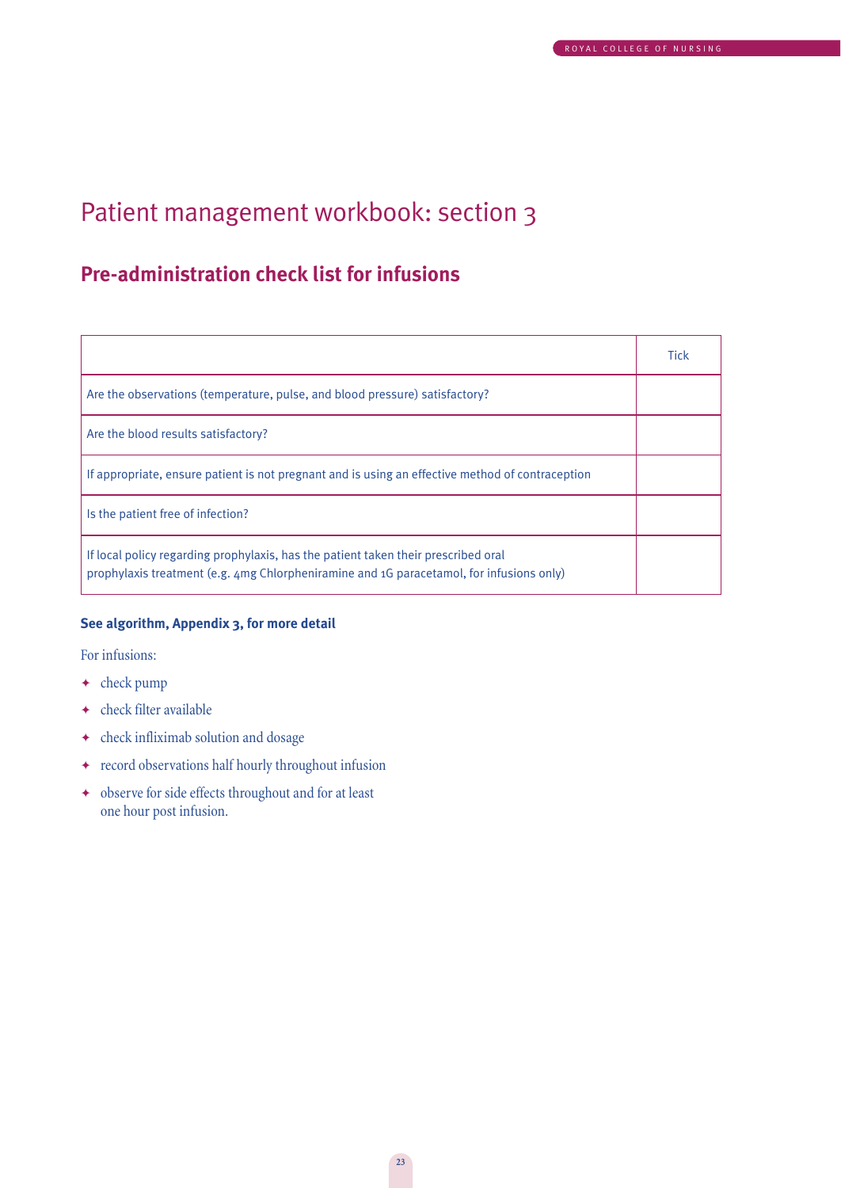# Patient management workbook: section 3

## Pre-administration check list for infusions

| | Tick |
|---|---|
| Are the observations (temperature, pulse, and blood pressure) satisfactory? | |
| Are the blood results satisfactory? | |
| If appropriate, ensure patient is not pregnant and is using an effective method of contraception | |
| Is the patient free of infection? | |
| If local policy regarding prophylaxis, has the patient taken their prescribed oral prophylaxis treatment (e.g. 4mg Chlorpheniramine and 1G paracetamol, for infusions only) | |

**See algorithm, Appendix 3, for more detail**

For infusions:

- check pump
- check filter available
- check infliximab solution and dosage
- record observations half hourly throughout infusion
- observe for side effects throughout and for at least one hour post infusion.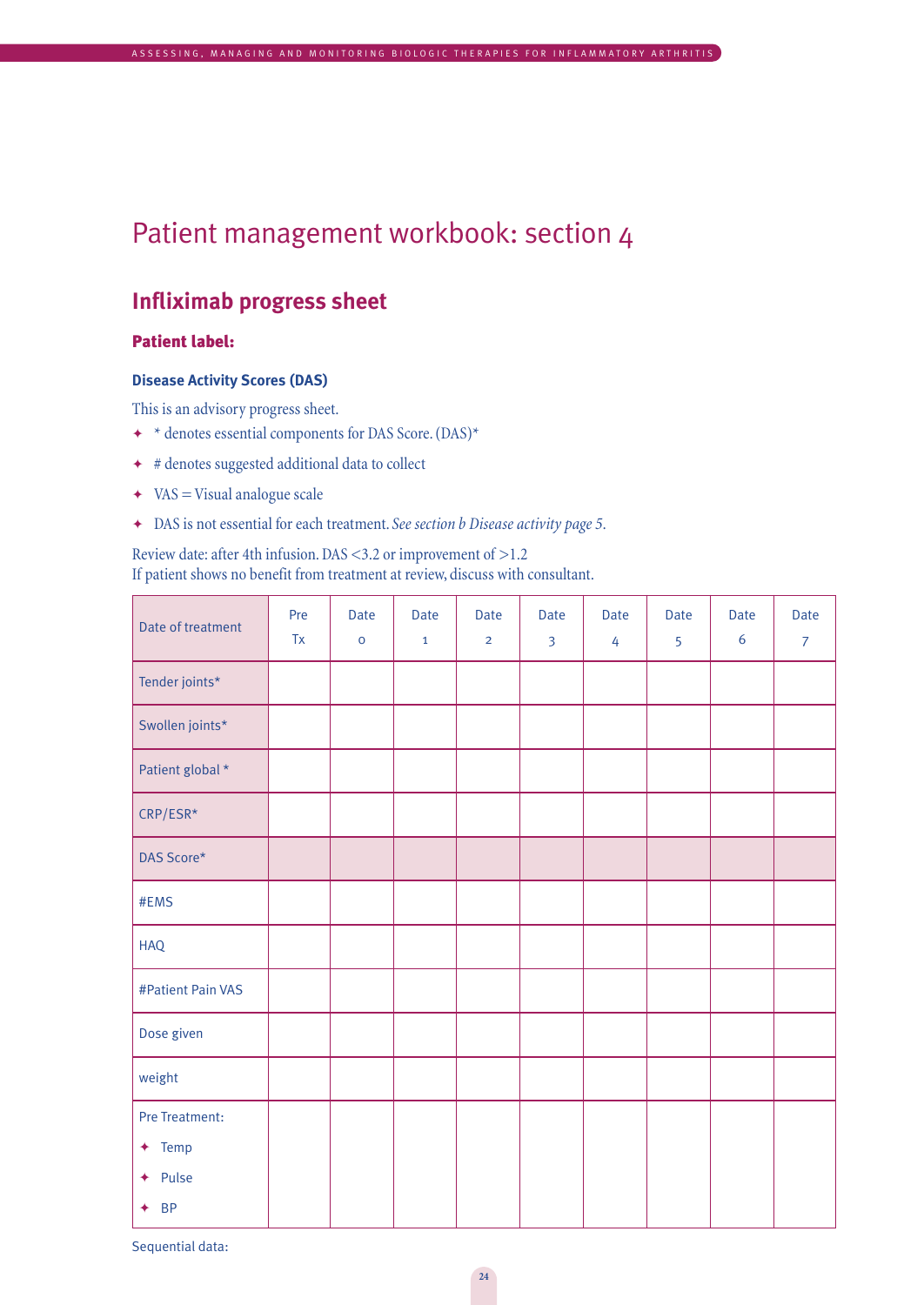# Patient management workbook: section 4

## Infliximab progress sheet

### Patient label:

#### Disease Activity Scores (DAS)

This is an advisory progress sheet.

- * denotes essential components for DAS Score. (DAS)*
- # denotes suggested additional data to collect
- VAS = Visual analogue scale
- DAS is not essential for each treatment. *See section b Disease activity page 5.*

Review date: after 4th infusion. DAS <3.2 or improvement of >1.2
If patient shows no benefit from treatment at review, discuss with consultant.

| Date of treatment | Pre Tx | Date 0 | Date 1 | Date 2 | Date 3 | Date 4 | Date 5 | Date 6 | Date 7 |
|---|---|---|---|---|---|---|---|---|---|
| Tender joints* | | | | | | | | | |
| Swollen joints* | | | | | | | | | |
| Patient global * | | | | | | | | | |
| CRP/ESR* | | | | | | | | | |
| DAS Score* | | | | | | | | | |
| #EMS | | | | | | | | | |
| HAQ | | | | | | | | | |
| #Patient Pain VAS | | | | | | | | | |
| Dose given | | | | | | | | | |
| weight | | | | | | | | | |
| Pre Treatment: <br>✦ Temp <br>✦ Pulse <br>✦ BP | | | | | | | | | |

Sequential data: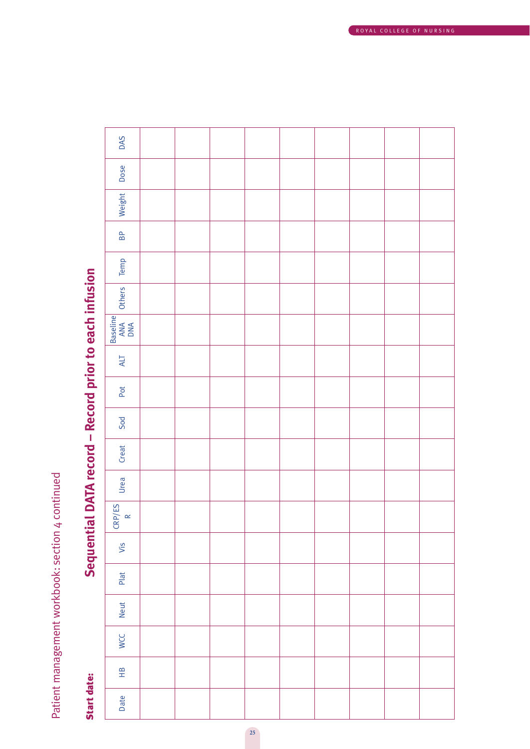Patient management workbook: section 4 continued

## Sequential DATA record – Record prior to each infusion

**Start date:**

| Date | HB | WCC | Neut | Plat | Vis | CRP/ESR | Urea | Creat | Sod | Pot | ALT | Baseline ANA DNA | Others | Temp | BP | Weight | Dose | DAS |
|---|---|---|---|---|---|---|---|---|---|---|---|---|---|---|---|---|---|---|
| | | | | | | | | | | | | | | | | | | |
| | | | | | | | | | | | | | | | | | | |
| | | | | | | | | | | | | | | | | | | |
| | | | | | | | | | | | | | | | | | | |
| | | | | | | | | | | | | | | | | | | |
| | | | | | | | | | | | | | | | | | | |
| | | | | | | | | | | | | | | | | | | |
| | | | | | | | | | | | | | | | | | | |
| | | | | | | | | | | | | | | | | | | |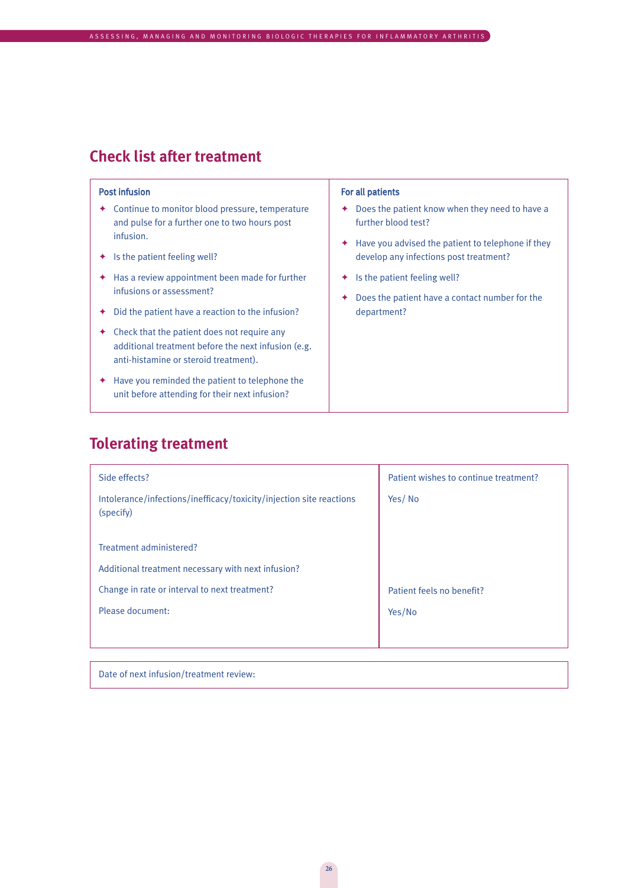## Check list after treatment

| Post infusion | For all patients |
|---|---|
| ✦ Continue to monitor blood pressure, temperature and pulse for a further one to two hours post infusion.<br>✦ Is the patient feeling well?<br>✦ Has a review appointment been made for further infusions or assessment?<br>✦ Did the patient have a reaction to the infusion?<br>✦ Check that the patient does not require any additional treatment before the next infusion (e.g. anti-histamine or steroid treatment).<br>✦ Have you reminded the patient to telephone the unit before attending for their next infusion? | ✦ Does the patient know when they need to have a further blood test?<br>✦ Have you advised the patient to telephone if they develop any infections post treatment?<br>✦ Is the patient feeling well?<br>✦ Does the patient have a contact number for the department? |

## Tolerating treatment

| | |
|---|---|
| Side effects?<br><br>Intolerance/infections/inefficacy/toxicity/injection site reactions (specify)<br><br>Treatment administered?<br><br>Additional treatment necessary with next infusion?<br><br>Change in rate or interval to next treatment?<br><br>Please document: | Patient wishes to continue treatment?<br><br>Yes/ No<br><br>Patient feels no benefit?<br><br>Yes/No |

Date of next infusion/treatment review: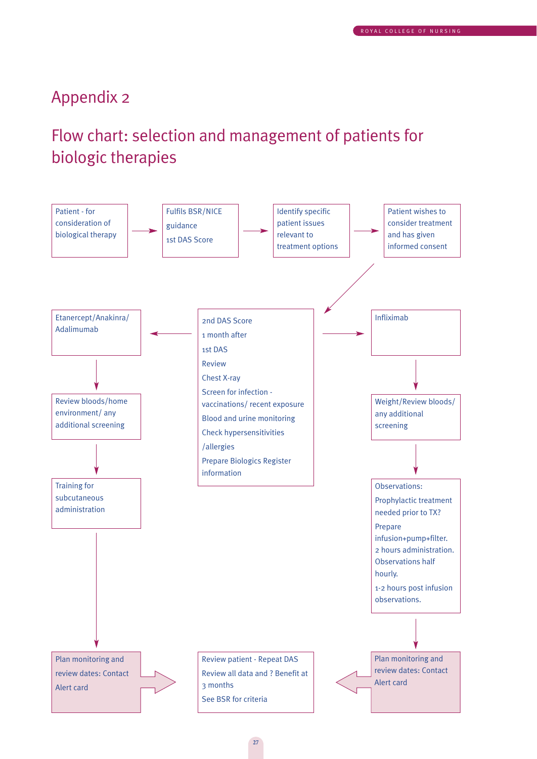# Appendix 2

## Flow chart: selection and management of patients for biologic therapies

Patient - for consideration of biological therapy → Fulfils BSR/NICE guidance 1st DAS Score → Identify specific patient issues relevant to treatment options → Patient wishes to consider treatment and has given informed consent

↓

2nd DAS Score
1 month after
1st DAS
Review
Chest X-ray
Screen for infection - vaccinations/ recent exposure
Blood and urine monitoring
Check hypersensitivities /allergies
Prepare Biologics Register information

← Etanercept/Anakinra/ Adalimumab

↓

Review bloods/home environment/ any additional screening

↓

Training for subcutaneous administration

↓

Plan monitoring and review dates: Contact Alert card

→ Infliximab

↓

Weight/Review bloods/ any additional screening

↓

Observations:
Prophylactic treatment needed prior to TX?
Prepare infusion+pump+filter.
2 hours administration.
Observations half hourly.
1-2 hours post infusion observations.

↓

Plan monitoring and review dates: Contact Alert card

Both arms → Review patient - Repeat DAS
Review all data and ? Benefit at 3 months
See BSR for criteria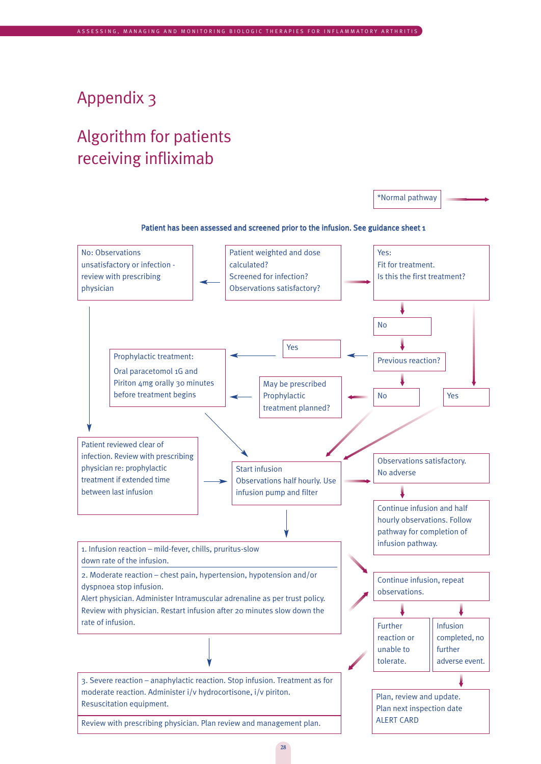# Appendix 3

## Algorithm for patients receiving infliximab

*Normal pathway →

**Patient has been assessed and screened prior to the infusion. See guidance sheet 1**

Patient weighted and dose calculated?
Screened for infection?
Observations satisfactory?

No: Observations unsatisfactory or infection - review with prescribing physician

Patient reviewed clear of infection. Review with prescribing physician re: prophylactic treatment if extended time between last infusion

Yes:
Fit for treatment.
Is this the first treatment?

No

Previous reaction?

Yes

Prophylactic treatment:

Oral paracetomol 1G and Piriton 4mg orally 30 minutes before treatment begins

No

May be prescribed Prophylactic treatment planned?

Yes

Start infusion
Observations half hourly. Use infusion pump and filter

Observations satisfactory.
No adverse

Continue infusion and half hourly observations. Follow pathway for completion of infusion pathway.

1. Infusion reaction – mild-fever, chills, pruritus-slow down rate of the infusion.

2. Moderate reaction – chest pain, hypertension, hypotension and/or dyspnoea stop infusion.
Alert physician. Administer Intramuscular adrenaline as per trust policy.
Review with physician. Restart infusion after 20 minutes slow down the rate of infusion.

Continue infusion, repeat observations.

Further reaction or unable to tolerate.

Infusion completed, no further adverse event.

Plan, review and update.
Plan next inspection date
ALERT CARD

3. Severe reaction – anaphylactic reaction. Stop infusion. Treatment as for moderate reaction. Administer i/v hydrocortisone, i/v piriton.
Resuscitation equipment.

Review with prescribing physician. Plan review and management plan.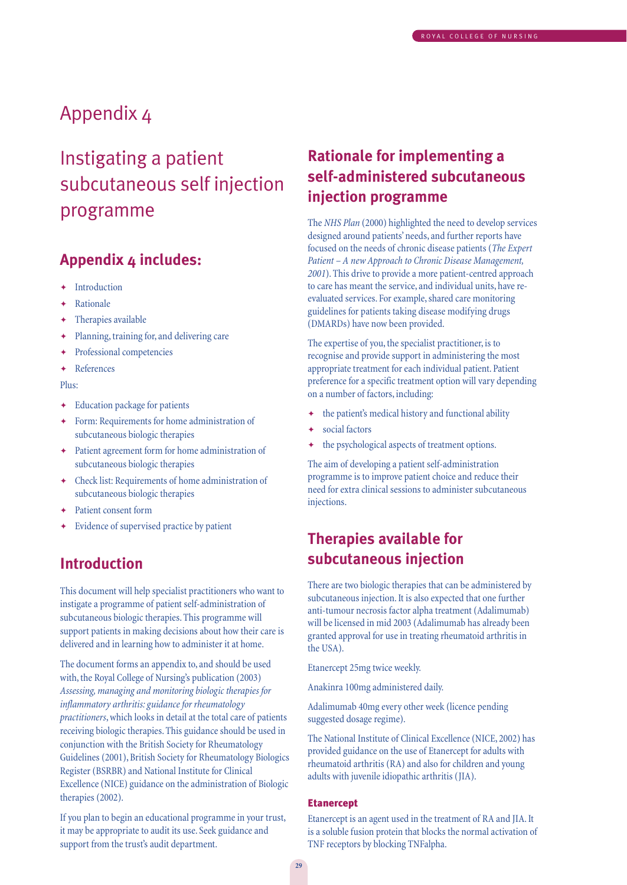# Appendix 4

## Instigating a patient subcutaneous self injection programme

### Appendix 4 includes:

- Introduction
- Rationale
- Therapies available
- Planning, training for, and delivering care
- Professional competencies
- References

Plus:

- Education package for patients
- Form: Requirements for home administration of subcutaneous biologic therapies
- Patient agreement form for home administration of subcutaneous biologic therapies
- Check list: Requirements of home administration of subcutaneous biologic therapies
- Patient consent form
- Evidence of supervised practice by patient

### Introduction

This document will help specialist practitioners who want to instigate a programme of patient self-administration of subcutaneous biologic therapies. This programme will support patients in making decisions about how their care is delivered and in learning how to administer it at home.

The document forms an appendix to, and should be used with, the Royal College of Nursing's publication (2003) *Assessing, managing and monitoring biologic therapies for inflammatory arthritis: guidance for rheumatology practitioners*, which looks in detail at the total care of patients receiving biologic therapies. This guidance should be used in conjunction with the British Society for Rheumatology Guidelines (2001), British Society for Rheumatology Biologics Register (BSRBR) and National Institute for Clinical Excellence (NICE) guidance on the administration of Biologic therapies (2002).

If you plan to begin an educational programme in your trust, it may be appropriate to audit its use. Seek guidance and support from the trust's audit department.

### Rationale for implementing a self-administered subcutaneous injection programme

The *NHS Plan* (2000) highlighted the need to develop services designed around patients' needs, and further reports have focused on the needs of chronic disease patients (*The Expert Patient – A new Approach to Chronic Disease Management, 2001*). This drive to provide a more patient-centred approach to care has meant the service, and individual units, have re-evaluated services. For example, shared care monitoring guidelines for patients taking disease modifying drugs (DMARDs) have now been provided.

The expertise of you, the specialist practitioner, is to recognise and provide support in administering the most appropriate treatment for each individual patient. Patient preference for a specific treatment option will vary depending on a number of factors, including:

- the patient's medical history and functional ability
- social factors
- the psychological aspects of treatment options.

The aim of developing a patient self-administration programme is to improve patient choice and reduce their need for extra clinical sessions to administer subcutaneous injections.

### Therapies available for subcutaneous injection

There are two biologic therapies that can be administered by subcutaneous injection. It is also expected that one further anti-tumour necrosis factor alpha treatment (Adalimumab) will be licensed in mid 2003 (Adalimumab has already been granted approval for use in treating rheumatoid arthritis in the USA).

Etanercept 25mg twice weekly.

Anakinra 100mg administered daily.

Adalimumab 40mg every other week (licence pending suggested dosage regime).

The National Institute of Clinical Excellence (NICE, 2002) has provided guidance on the use of Etanercept for adults with rheumatoid arthritis (RA) and also for children and young adults with juvenile idiopathic arthritis (JIA).

#### Etanercept

Etanercept is an agent used in the treatment of RA and JIA. It is a soluble fusion protein that blocks the normal activation of TNF receptors by blocking TNFalpha.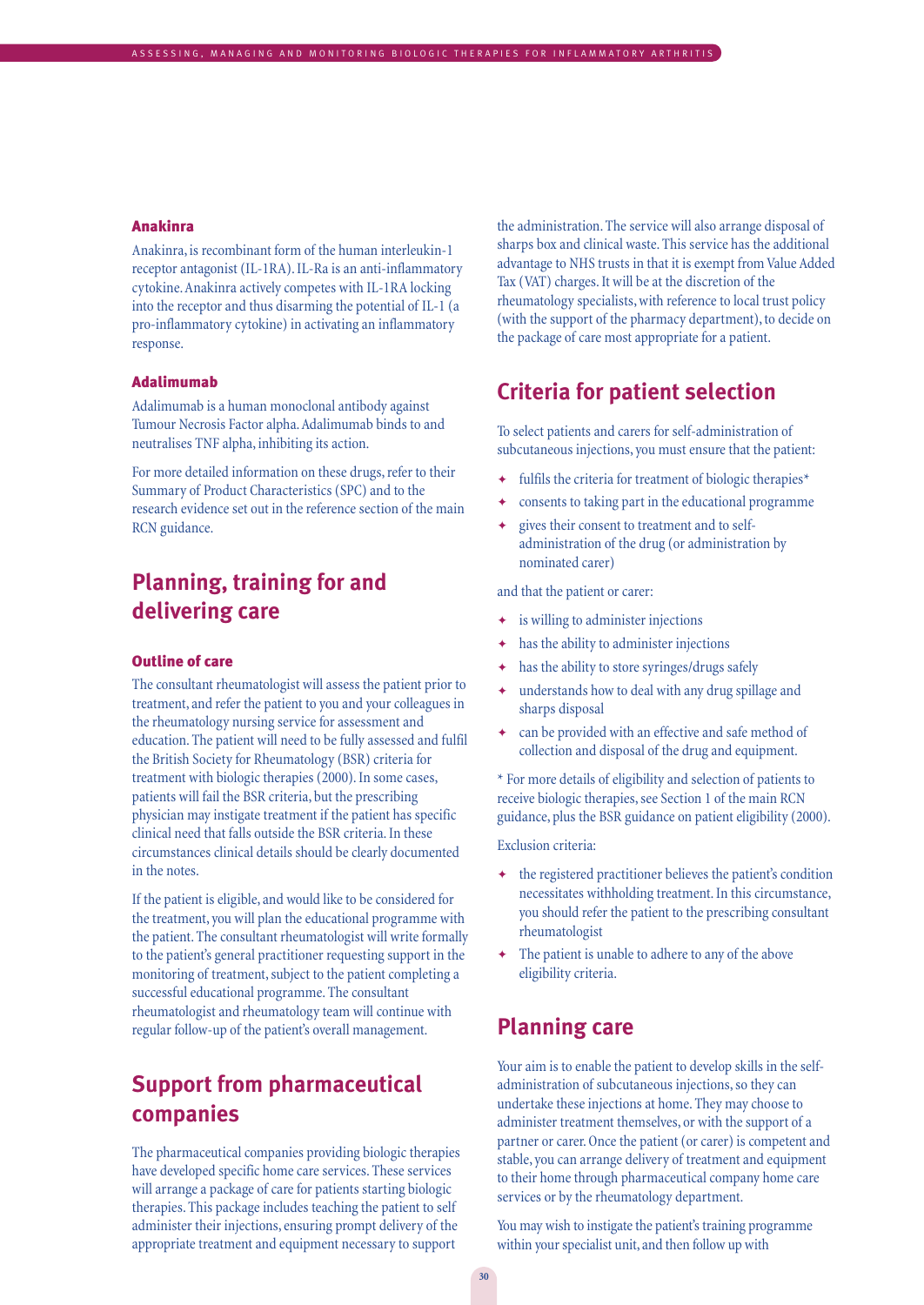### Anakinra

Anakinra, is recombinant form of the human interleukin-1 receptor antagonist (IL-1RA). IL-Ra is an anti-inflammatory cytokine. Anakinra actively competes with IL-1RA locking into the receptor and thus disarming the potential of IL-1 (a pro-inflammatory cytokine) in activating an inflammatory response.

### Adalimumab

Adalimumab is a human monoclonal antibody against Tumour Necrosis Factor alpha. Adalimumab binds to and neutralises TNF alpha, inhibiting its action.

For more detailed information on these drugs, refer to their Summary of Product Characteristics (SPC) and to the research evidence set out in the reference section of the main RCN guidance.

## Planning, training for and delivering care

### Outline of care

The consultant rheumatologist will assess the patient prior to treatment, and refer the patient to you and your colleagues in the rheumatology nursing service for assessment and education. The patient will need to be fully assessed and fulfil the British Society for Rheumatology (BSR) criteria for treatment with biologic therapies (2000). In some cases, patients will fail the BSR criteria, but the prescribing physician may instigate treatment if the patient has specific clinical need that falls outside the BSR criteria. In these circumstances clinical details should be clearly documented in the notes.

If the patient is eligible, and would like to be considered for the treatment, you will plan the educational programme with the patient. The consultant rheumatologist will write formally to the patient's general practitioner requesting support in the monitoring of treatment, subject to the patient completing a successful educational programme. The consultant rheumatologist and rheumatology team will continue with regular follow-up of the patient's overall management.

## Support from pharmaceutical companies

The pharmaceutical companies providing biologic therapies have developed specific home care services. These services will arrange a package of care for patients starting biologic therapies. This package includes teaching the patient to self administer their injections, ensuring prompt delivery of the appropriate treatment and equipment necessary to support the administration. The service will also arrange disposal of sharps box and clinical waste. This service has the additional advantage to NHS trusts in that it is exempt from Value Added Tax (VAT) charges. It will be at the discretion of the rheumatology specialists, with reference to local trust policy (with the support of the pharmacy department), to decide on the package of care most appropriate for a patient.

## Criteria for patient selection

To select patients and carers for self-administration of subcutaneous injections, you must ensure that the patient:

- fulfils the criteria for treatment of biologic therapies*
- consents to taking part in the educational programme
- gives their consent to treatment and to self-administration of the drug (or administration by nominated carer)

and that the patient or carer:

- is willing to administer injections
- has the ability to administer injections
- has the ability to store syringes/drugs safely
- understands how to deal with any drug spillage and sharps disposal
- can be provided with an effective and safe method of collection and disposal of the drug and equipment.

* For more details of eligibility and selection of patients to receive biologic therapies, see Section 1 of the main RCN guidance, plus the BSR guidance on patient eligibility (2000).

Exclusion criteria:

- the registered practitioner believes the patient's condition necessitates withholding treatment. In this circumstance, you should refer the patient to the prescribing consultant rheumatologist
- The patient is unable to adhere to any of the above eligibility criteria.

## Planning care

Your aim is to enable the patient to develop skills in the self-administration of subcutaneous injections, so they can undertake these injections at home. They may choose to administer treatment themselves, or with the support of a partner or carer. Once the patient (or carer) is competent and stable, you can arrange delivery of treatment and equipment to their home through pharmaceutical company home care services or by the rheumatology department.

You may wish to instigate the patient's training programme within your specialist unit, and then follow up with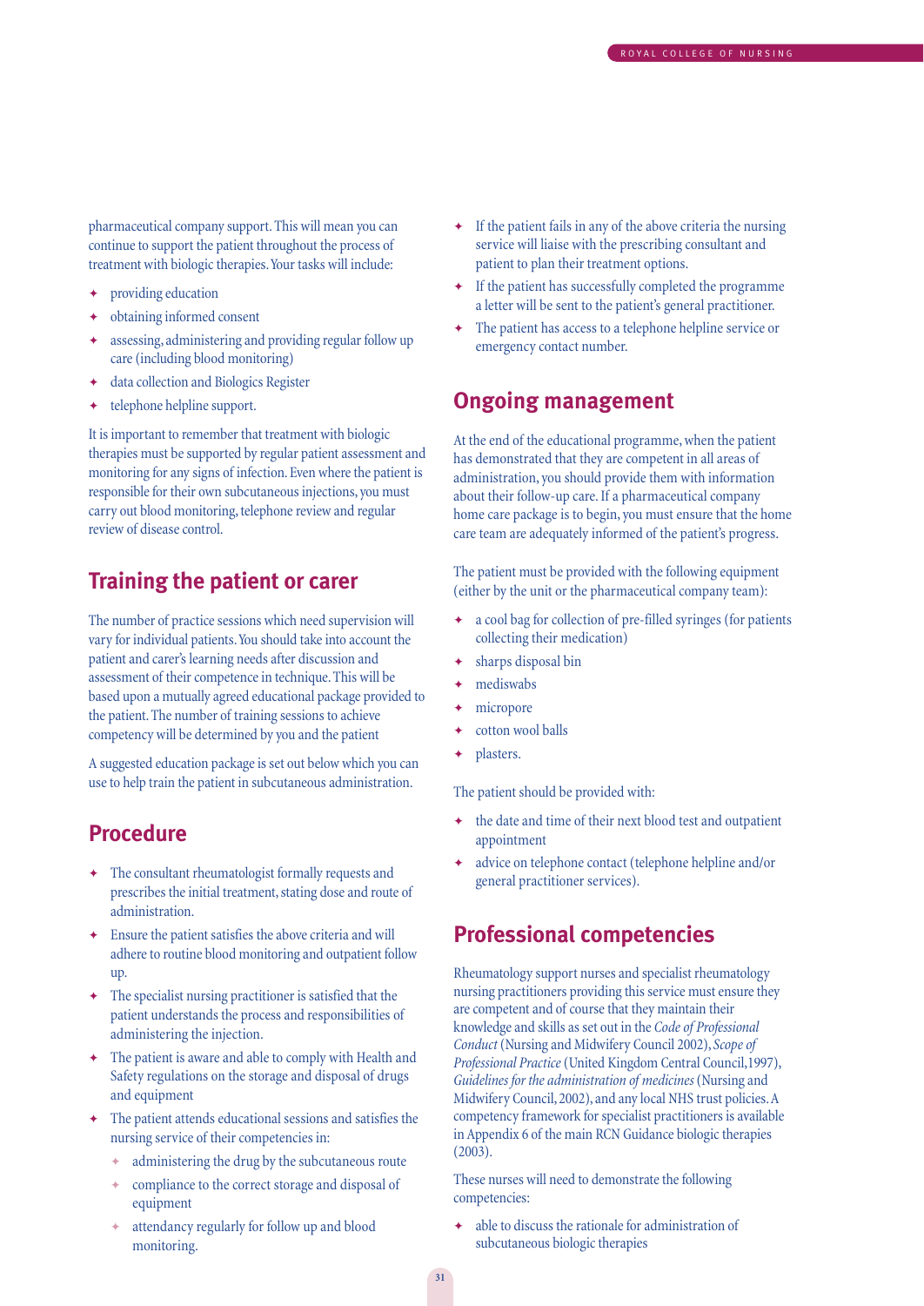pharmaceutical company support. This will mean you can continue to support the patient throughout the process of treatment with biologic therapies. Your tasks will include:

- providing education
- obtaining informed consent
- assessing, administering and providing regular follow up care (including blood monitoring)
- data collection and Biologics Register
- telephone helpline support.

It is important to remember that treatment with biologic therapies must be supported by regular patient assessment and monitoring for any signs of infection. Even where the patient is responsible for their own subcutaneous injections, you must carry out blood monitoring, telephone review and regular review of disease control.

## Training the patient or carer

The number of practice sessions which need supervision will vary for individual patients. You should take into account the patient and carer's learning needs after discussion and assessment of their competence in technique. This will be based upon a mutually agreed educational package provided to the patient. The number of training sessions to achieve competency will be determined by you and the patient

A suggested education package is set out below which you can use to help train the patient in subcutaneous administration.

## Procedure

- The consultant rheumatologist formally requests and prescribes the initial treatment, stating dose and route of administration.
- Ensure the patient satisfies the above criteria and will adhere to routine blood monitoring and outpatient follow up.
- The specialist nursing practitioner is satisfied that the patient understands the process and responsibilities of administering the injection.
- The patient is aware and able to comply with Health and Safety regulations on the storage and disposal of drugs and equipment
- The patient attends educational sessions and satisfies the nursing service of their competencies in:
  - administering the drug by the subcutaneous route
  - compliance to the correct storage and disposal of equipment
  - attendancy regularly for follow up and blood monitoring.
- If the patient fails in any of the above criteria the nursing service will liaise with the prescribing consultant and patient to plan their treatment options.
- If the patient has successfully completed the programme a letter will be sent to the patient's general practitioner.
- The patient has access to a telephone helpline service or emergency contact number.

## Ongoing management

At the end of the educational programme, when the patient has demonstrated that they are competent in all areas of administration, you should provide them with information about their follow-up care. If a pharmaceutical company home care package is to begin, you must ensure that the home care team are adequately informed of the patient's progress.

The patient must be provided with the following equipment (either by the unit or the pharmaceutical company team):

- a cool bag for collection of pre-filled syringes (for patients collecting their medication)
- sharps disposal bin
- mediswabs
- micropore
- cotton wool balls
- plasters.

The patient should be provided with:

- the date and time of their next blood test and outpatient appointment
- advice on telephone contact (telephone helpline and/or general practitioner services).

## Professional competencies

Rheumatology support nurses and specialist rheumatology nursing practitioners providing this service must ensure they are competent and of course that they maintain their knowledge and skills as set out in the *Code of Professional Conduct* (Nursing and Midwifery Council 2002), *Scope of Professional Practice* (United Kingdom Central Council,1997), *Guidelines for the administration of medicines* (Nursing and Midwifery Council, 2002), and any local NHS trust policies. A competency framework for specialist practitioners is available in Appendix 6 of the main RCN Guidance biologic therapies (2003).

These nurses will need to demonstrate the following competencies:

- able to discuss the rationale for administration of subcutaneous biologic therapies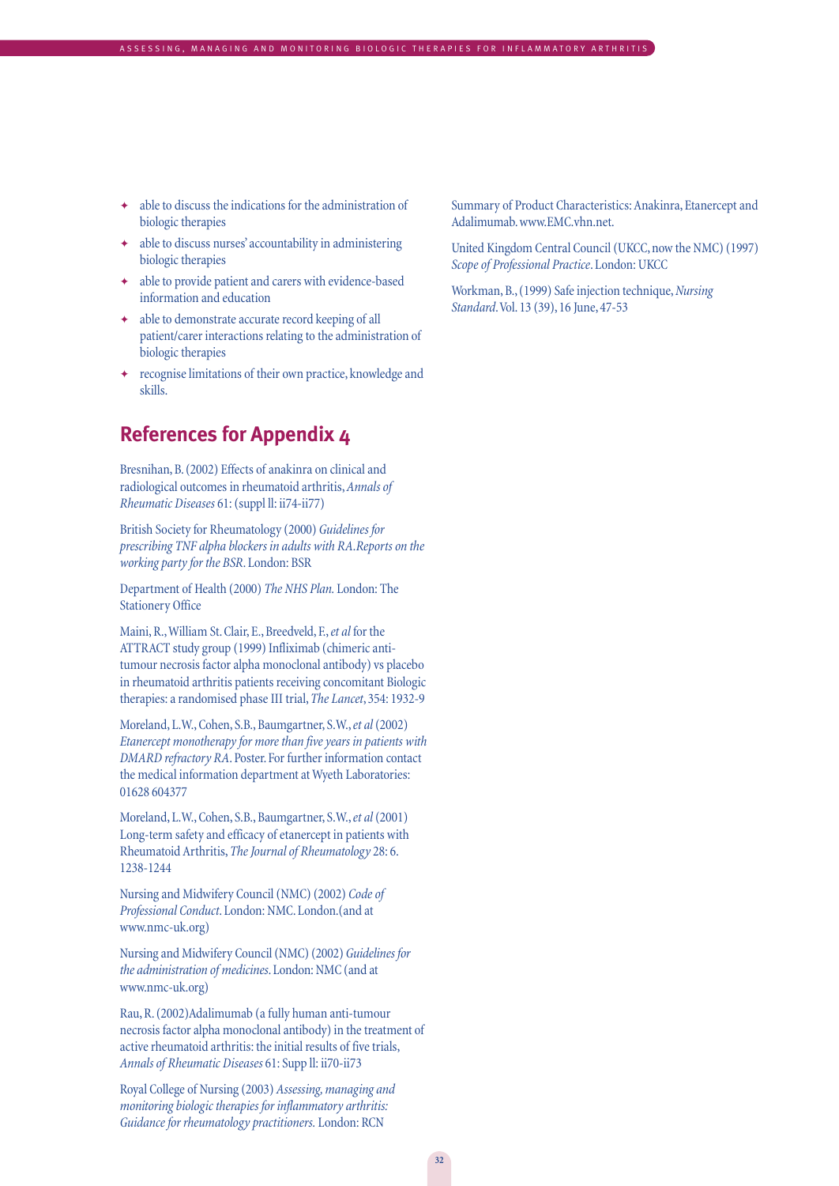- able to discuss the indications for the administration of biologic therapies
- able to discuss nurses' accountability in administering biologic therapies
- able to provide patient and carers with evidence-based information and education
- able to demonstrate accurate record keeping of all patient/carer interactions relating to the administration of biologic therapies
- recognise limitations of their own practice, knowledge and skills.

## References for Appendix 4

Bresnihan, B. (2002) Effects of anakinra on clinical and radiological outcomes in rheumatoid arthritis, *Annals of Rheumatic Diseases* 61: (suppl ll: ii74-ii77)

British Society for Rheumatology (2000) *Guidelines for prescribing TNF alpha blockers in adults with RA.Reports on the working party for the BSR*. London: BSR

Department of Health (2000) *The NHS Plan.* London: The Stationery Office

Maini, R., William St. Clair, E., Breedveld, F., *et al* for the ATTRACT study group (1999) Infliximab (chimeric anti-tumour necrosis factor alpha monoclonal antibody) vs placebo in rheumatoid arthritis patients receiving concomitant Biologic therapies: a randomised phase III trial, *The Lancet*, 354: 1932-9

Moreland, L.W., Cohen, S.B., Baumgartner, S.W., *et al* (2002) *Etanercept monotherapy for more than five years in patients with DMARD refractory RA*. Poster. For further information contact the medical information department at Wyeth Laboratories: 01628 604377

Moreland, L.W., Cohen, S.B., Baumgartner, S.W., *et al* (2001) Long-term safety and efficacy of etanercept in patients with Rheumatoid Arthritis, *The Journal of Rheumatology* 28: 6. 1238-1244

Nursing and Midwifery Council (NMC) (2002) *Code of Professional Conduct*. London: NMC. London.(and at www.nmc-uk.org)

Nursing and Midwifery Council (NMC) (2002) *Guidelines for the administration of medicines*. London: NMC (and at www.nmc-uk.org)

Rau, R. (2002)Adalimumab (a fully human anti-tumour necrosis factor alpha monoclonal antibody) in the treatment of active rheumatoid arthritis: the initial results of five trials, *Annals of Rheumatic Diseases* 61: Supp ll: ii70-ii73

Royal College of Nursing (2003) *Assessing, managing and monitoring biologic therapies for inflammatory arthritis: Guidance for rheumatology practitioners.* London: RCN

Summary of Product Characteristics: Anakinra, Etanercept and Adalimumab. www.EMC.vhn.net.

United Kingdom Central Council (UKCC, now the NMC) (1997) *Scope of Professional Practice*. London: UKCC

Workman, B., (1999) Safe injection technique, *Nursing Standard*. Vol. 13 (39), 16 June, 47-53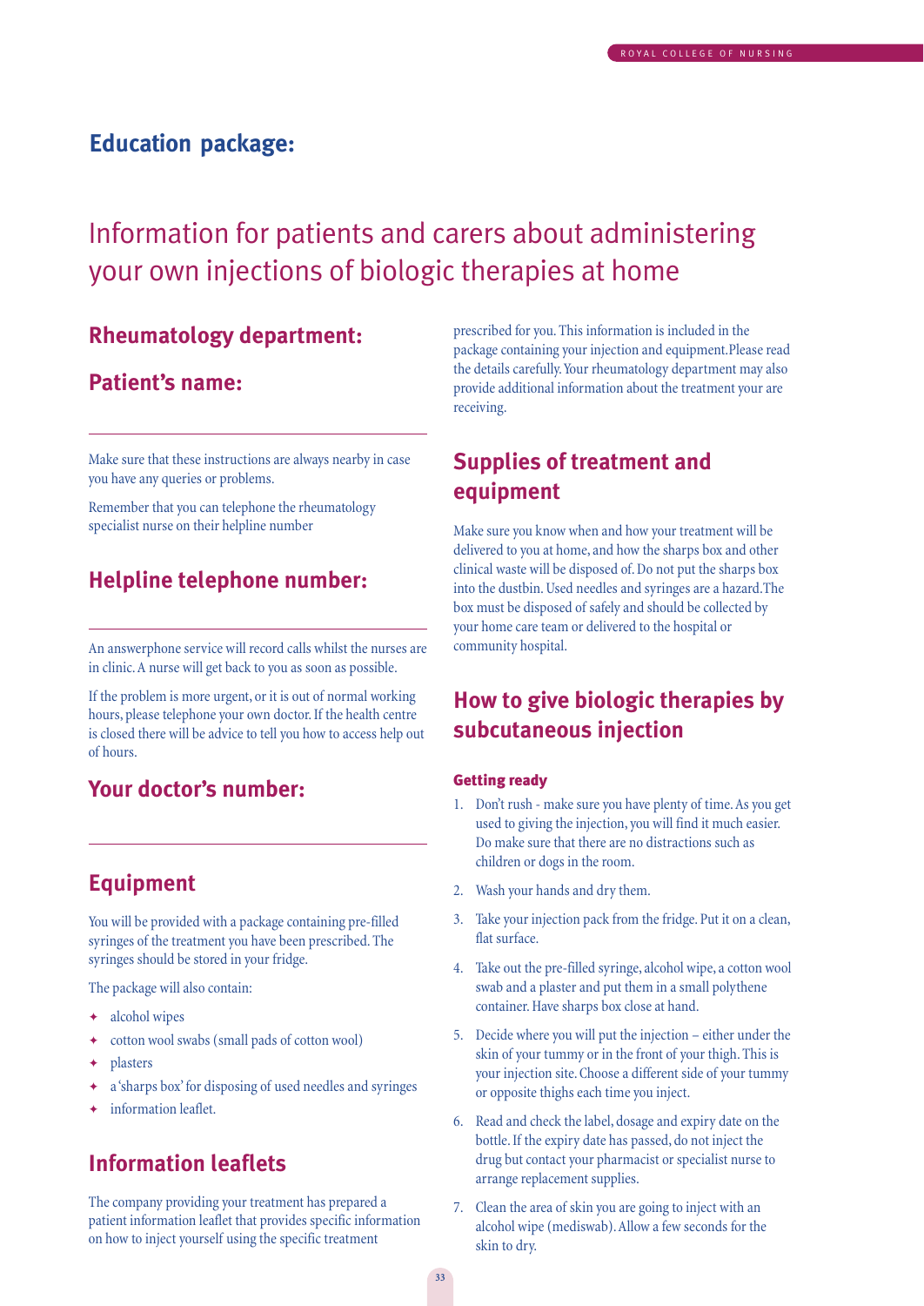## Education package:

# Information for patients and carers about administering your own injections of biologic therapies at home

## Rheumatology department:

## Patient's name:

Make sure that these instructions are always nearby in case you have any queries or problems.

Remember that you can telephone the rheumatology specialist nurse on their helpline number

## Helpline telephone number:

An answerphone service will record calls whilst the nurses are in clinic. A nurse will get back to you as soon as possible.

If the problem is more urgent, or it is out of normal working hours, please telephone your own doctor. If the health centre is closed there will be advice to tell you how to access help out of hours.

## Your doctor's number:

## Equipment

You will be provided with a package containing pre-filled syringes of the treatment you have been prescribed. The syringes should be stored in your fridge.

The package will also contain:

- alcohol wipes
- cotton wool swabs (small pads of cotton wool)
- plasters
- a 'sharps box' for disposing of used needles and syringes
- information leaflet.

## Information leaflets

The company providing your treatment has prepared a patient information leaflet that provides specific information on how to inject yourself using the specific treatment prescribed for you. This information is included in the package containing your injection and equipment. Please read the details carefully. Your rheumatology department may also provide additional information about the treatment your are receiving.

## Supplies of treatment and equipment

Make sure you know when and how your treatment will be delivered to you at home, and how the sharps box and other clinical waste will be disposed of. Do not put the sharps box into the dustbin. Used needles and syringes are a hazard. The box must be disposed of safely and should be collected by your home care team or delivered to the hospital or community hospital.

## How to give biologic therapies by subcutaneous injection

### Getting ready

1. Don't rush - make sure you have plenty of time. As you get used to giving the injection, you will find it much easier. Do make sure that there are no distractions such as children or dogs in the room.
2. Wash your hands and dry them.
3. Take your injection pack from the fridge. Put it on a clean, flat surface.
4. Take out the pre-filled syringe, alcohol wipe, a cotton wool swab and a plaster and put them in a small polythene container. Have sharps box close at hand.
5. Decide where you will put the injection – either under the skin of your tummy or in the front of your thigh. This is your injection site. Choose a different side of your tummy or opposite thighs each time you inject.
6. Read and check the label, dosage and expiry date on the bottle. If the expiry date has passed, do not inject the drug but contact your pharmacist or specialist nurse to arrange replacement supplies.
7. Clean the area of skin you are going to inject with an alcohol wipe (mediswab). Allow a few seconds for the skin to dry.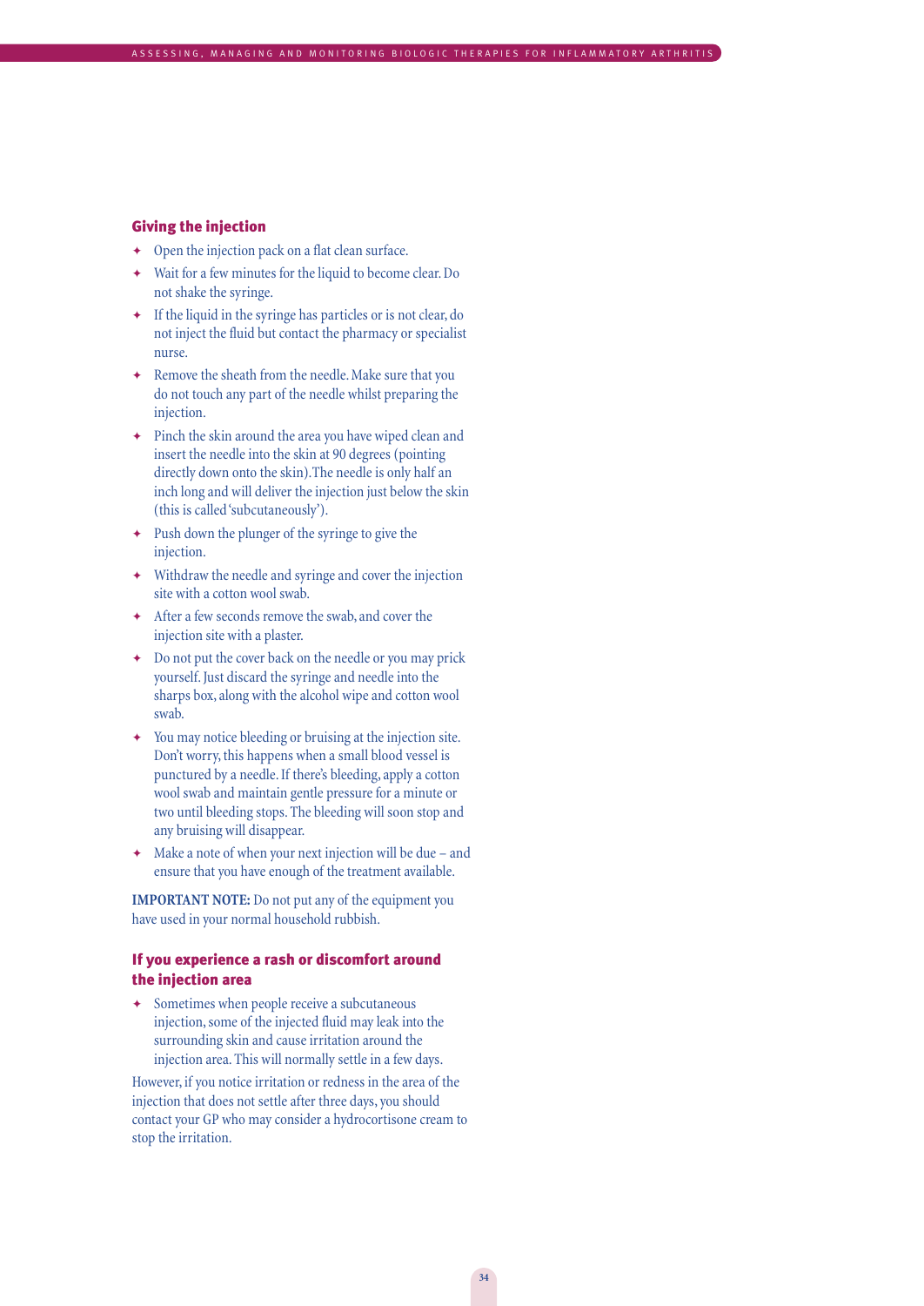## Giving the injection

- Open the injection pack on a flat clean surface.
- Wait for a few minutes for the liquid to become clear. Do not shake the syringe.
- If the liquid in the syringe has particles or is not clear, do not inject the fluid but contact the pharmacy or specialist nurse.
- Remove the sheath from the needle. Make sure that you do not touch any part of the needle whilst preparing the injection.
- Pinch the skin around the area you have wiped clean and insert the needle into the skin at 90 degrees (pointing directly down onto the skin).The needle is only half an inch long and will deliver the injection just below the skin (this is called 'subcutaneously').
- Push down the plunger of the syringe to give the injection.
- Withdraw the needle and syringe and cover the injection site with a cotton wool swab.
- After a few seconds remove the swab, and cover the injection site with a plaster.
- Do not put the cover back on the needle or you may prick yourself. Just discard the syringe and needle into the sharps box, along with the alcohol wipe and cotton wool swab.
- You may notice bleeding or bruising at the injection site. Don't worry, this happens when a small blood vessel is punctured by a needle. If there's bleeding, apply a cotton wool swab and maintain gentle pressure for a minute or two until bleeding stops. The bleeding will soon stop and any bruising will disappear.
- Make a note of when your next injection will be due – and ensure that you have enough of the treatment available.

**IMPORTANT NOTE:** Do not put any of the equipment you have used in your normal household rubbish.

## If you experience a rash or discomfort around the injection area

- Sometimes when people receive a subcutaneous injection, some of the injected fluid may leak into the surrounding skin and cause irritation around the injection area. This will normally settle in a few days.

However, if you notice irritation or redness in the area of the injection that does not settle after three days, you should contact your GP who may consider a hydrocortisone cream to stop the irritation.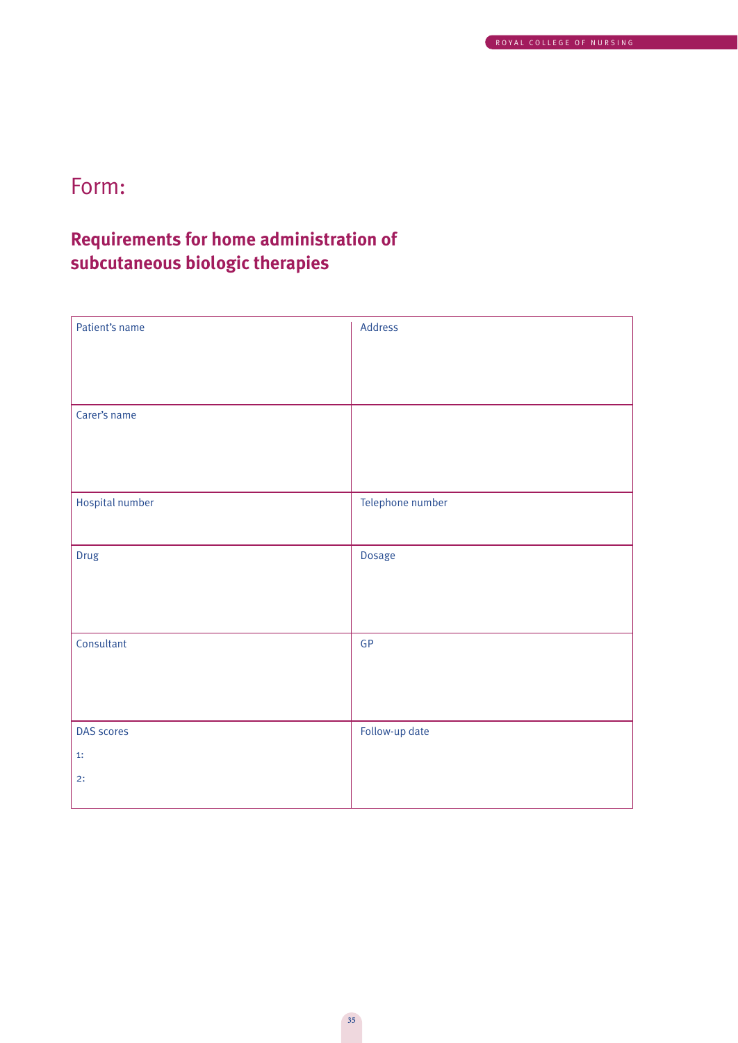# Form:

## Requirements for home administration of subcutaneous biologic therapies

| Patient's name | Address |
|---|---|
| Carer's name | |
| Hospital number | Telephone number |
| Drug | Dosage |
| Consultant | GP |
| DAS scores<br>1:<br>2: | Follow-up date |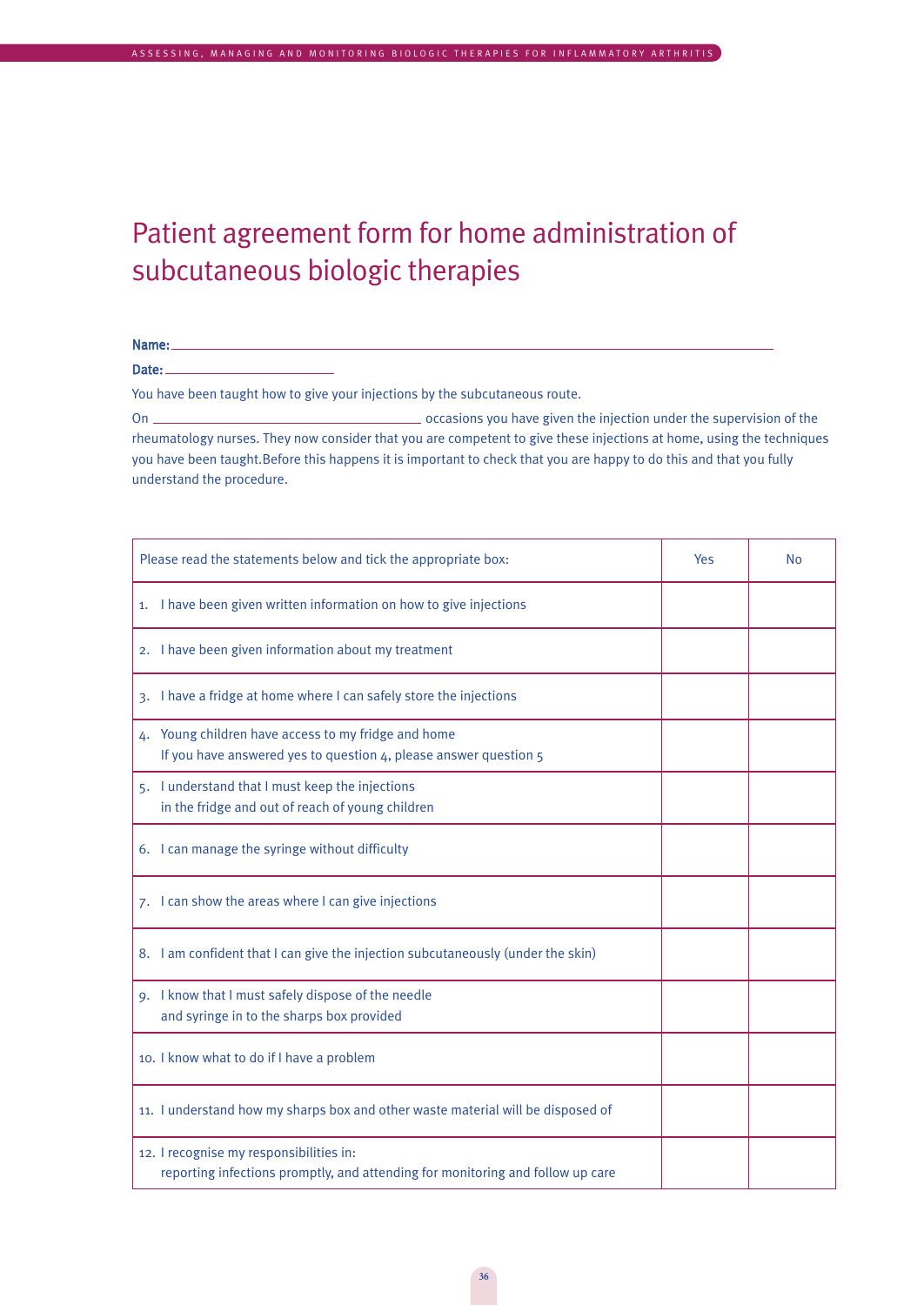# Patient agreement form for home administration of subcutaneous biologic therapies

**Name:** ______________________________________________

**Date:** ____________________

You have been taught how to give your injections by the subcutaneous route.

On ____________________ occasions you have given the injection under the supervision of the rheumatology nurses. They now consider that you are competent to give these injections at home, using the techniques you have been taught.Before this happens it is important to check that you are happy to do this and that you fully understand the procedure.

| Please read the statements below and tick the appropriate box: | Yes | No |
|---|---|---|
| 1. I have been given written information on how to give injections | | |
| 2. I have been given information about my treatment | | |
| 3. I have a fridge at home where I can safely store the injections | | |
| 4. Young children have access to my fridge and home<br>If you have answered yes to question 4, please answer question 5 | | |
| 5. I understand that I must keep the injections in the fridge and out of reach of young children | | |
| 6. I can manage the syringe without difficulty | | |
| 7. I can show the areas where I can give injections | | |
| 8. I am confident that I can give the injection subcutaneously (under the skin) | | |
| 9. I know that I must safely dispose of the needle and syringe in to the sharps box provided | | |
| 10. I know what to do if I have a problem | | |
| 11. I understand how my sharps box and other waste material will be disposed of | | |
| 12. I recognise my responsibilities in:<br>reporting infections promptly, and attending for monitoring and follow up care | | |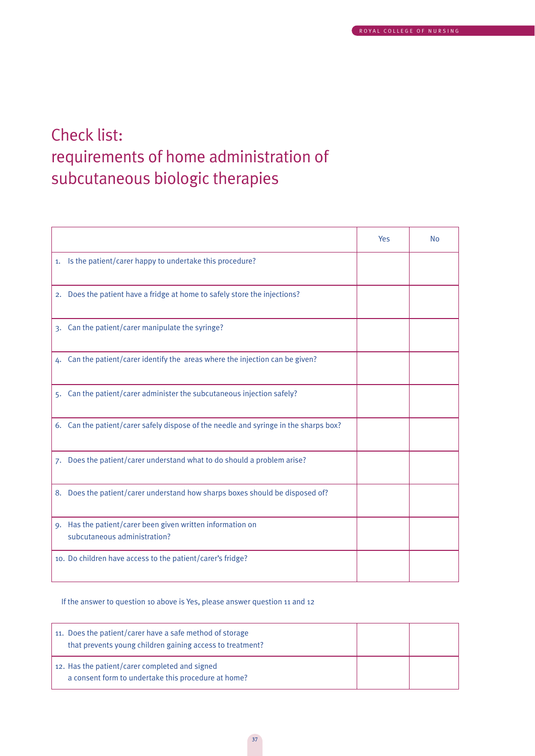# Check list: requirements of home administration of subcutaneous biologic therapies

| | Yes | No |
|---|---|---|
| 1. Is the patient/carer happy to undertake this procedure? | | |
| 2. Does the patient have a fridge at home to safely store the injections? | | |
| 3. Can the patient/carer manipulate the syringe? | | |
| 4. Can the patient/carer identify the areas where the injection can be given? | | |
| 5. Can the patient/carer administer the subcutaneous injection safely? | | |
| 6. Can the patient/carer safely dispose of the needle and syringe in the sharps box? | | |
| 7. Does the patient/carer understand what to do should a problem arise? | | |
| 8. Does the patient/carer understand how sharps boxes should be disposed of? | | |
| 9. Has the patient/carer been given written information on subcutaneous administration? | | |
| 10. Do children have access to the patient/carer's fridge? | | |

If the answer to question 10 above is Yes, please answer question 11 and 12

| | | |
|---|---|---|
| 11. Does the patient/carer have a safe method of storage that prevents young children gaining access to treatment? | | |
| 12. Has the patient/carer completed and signed a consent form to undertake this procedure at home? | | |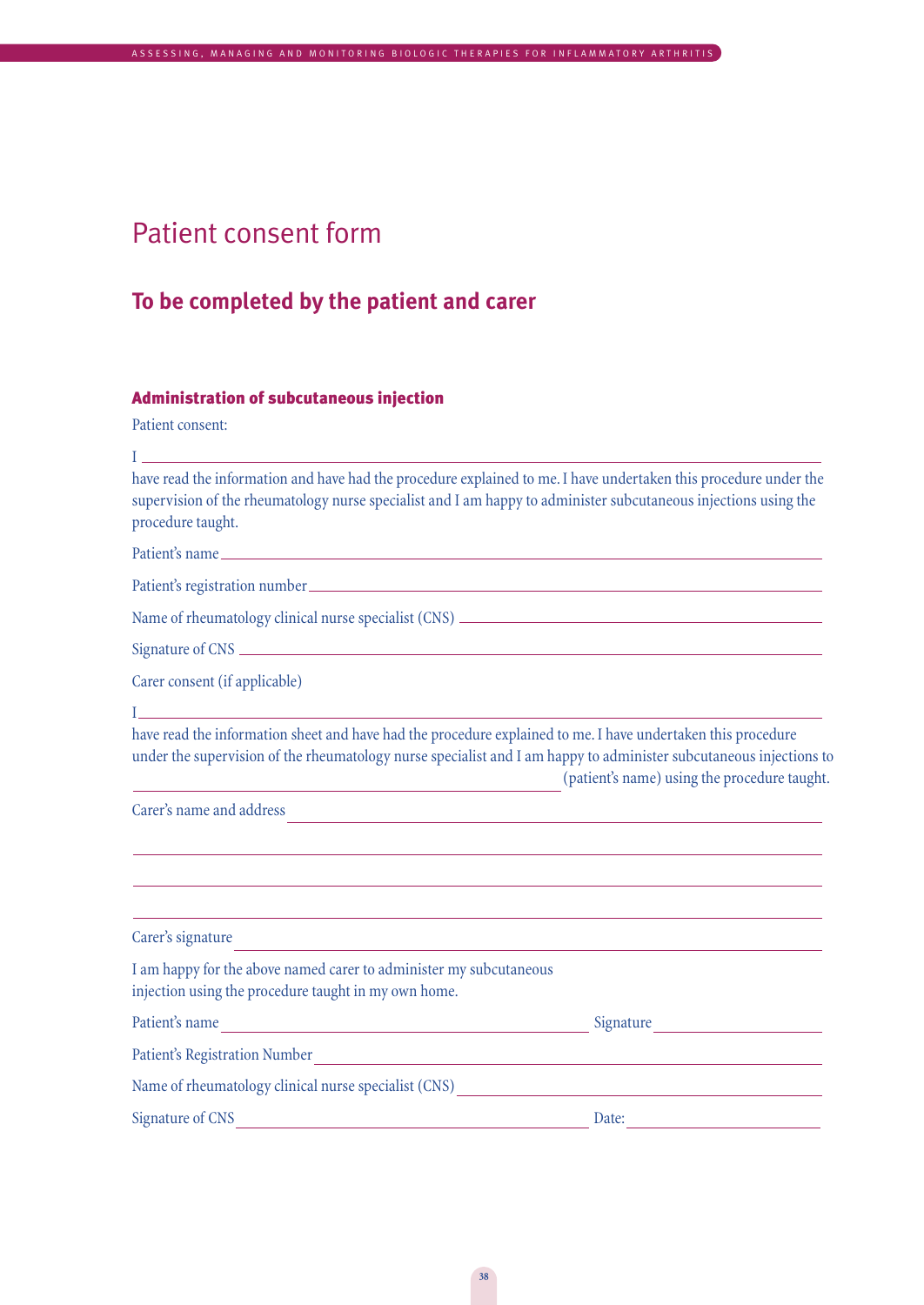# Patient consent form

## To be completed by the patient and carer

### Administration of subcutaneous injection

Patient consent:

I ____________________________________________________________

have read the information and have had the procedure explained to me. I have undertaken this procedure under the supervision of the rheumatology nurse specialist and I am happy to administer subcutaneous injections using the procedure taught.

Patient's name ____________________________________________________________

Patient's registration number ____________________________________________________________

Name of rheumatology clinical nurse specialist (CNS) ____________________________________________

Signature of CNS ____________________________________________________________

Carer consent (if applicable)

I ____________________________________________________________

have read the information sheet and have had the procedure explained to me. I have undertaken this procedure under the supervision of the rheumatology nurse specialist and I am happy to administer subcutaneous injections to ______________________________ (patient's name) using the procedure taught.

Carer's name and address ____________________________________________________________

____________________________________________________________

____________________________________________________________

____________________________________________________________

Carer's signature ____________________________________________________________

I am happy for the above named carer to administer my subcutaneous injection using the procedure taught in my own home.

Patient's name ______________________________ Signature ______________________________

Patient's Registration Number ____________________________________________________________

Name of rheumatology clinical nurse specialist (CNS) ____________________________________________

Signature of CNS ______________________________ Date: ______________________________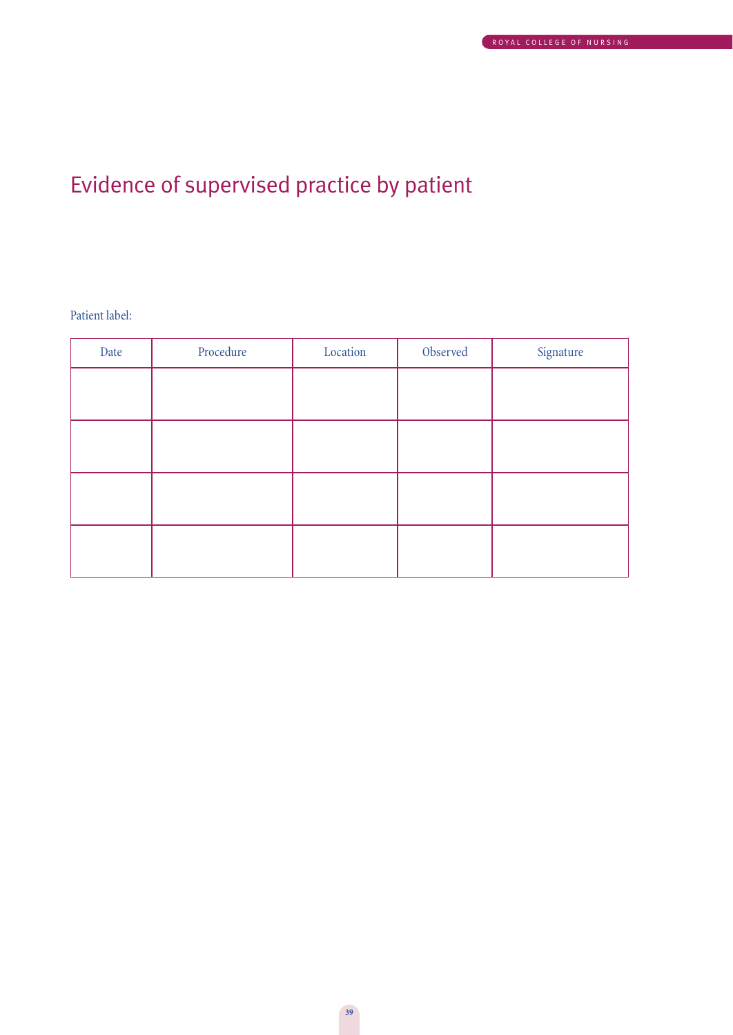# Evidence of supervised practice by patient

Patient label:

| Date | Procedure | Location | Observed | Signature |
|---|---|---|---|---|
| | | | | |
| | | | | |
| | | | | |
| | | | | |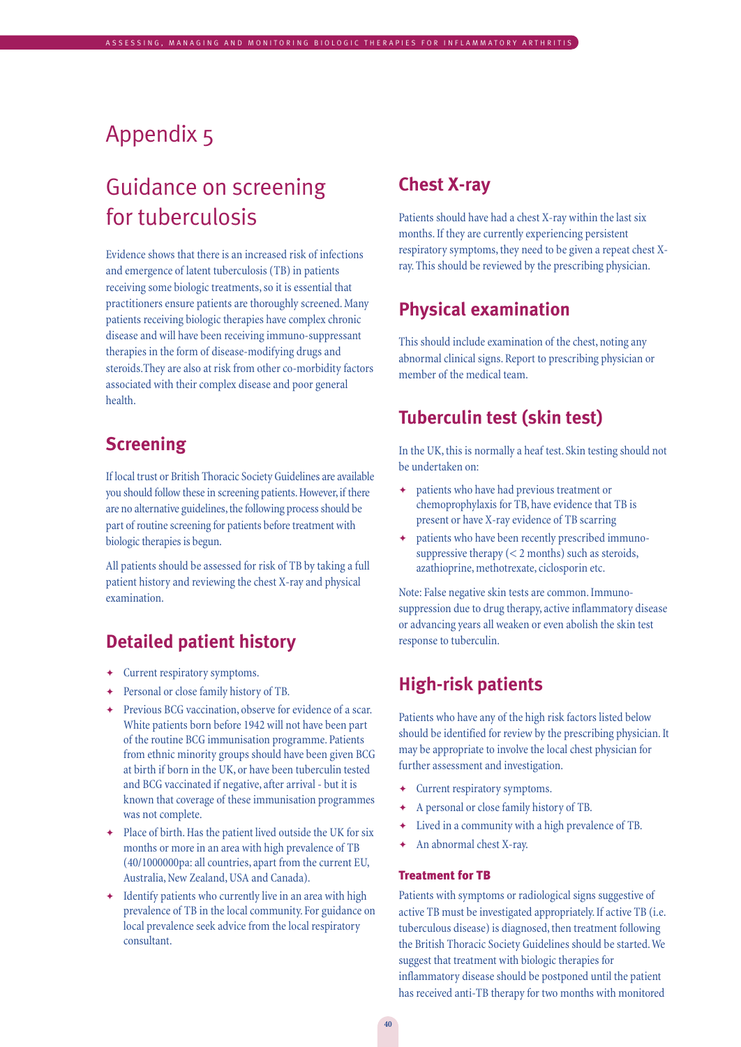# Appendix 5

## Guidance on screening for tuberculosis

Evidence shows that there is an increased risk of infections and emergence of latent tuberculosis (TB) in patients receiving some biologic treatments, so it is essential that practitioners ensure patients are thoroughly screened. Many patients receiving biologic therapies have complex chronic disease and will have been receiving immuno-suppressant therapies in the form of disease-modifying drugs and steroids.They are also at risk from other co-morbidity factors associated with their complex disease and poor general health.

## Screening

If local trust or British Thoracic Society Guidelines are available you should follow these in screening patients. However, if there are no alternative guidelines, the following process should be part of routine screening for patients before treatment with biologic therapies is begun.

All patients should be assessed for risk of TB by taking a full patient history and reviewing the chest X-ray and physical examination.

## Detailed patient history

- Current respiratory symptoms.
- Personal or close family history of TB.
- Previous BCG vaccination, observe for evidence of a scar. White patients born before 1942 will not have been part of the routine BCG immunisation programme. Patients from ethnic minority groups should have been given BCG at birth if born in the UK, or have been tuberculin tested and BCG vaccinated if negative, after arrival - but it is known that coverage of these immunisation programmes was not complete.
- Place of birth. Has the patient lived outside the UK for six months or more in an area with high prevalence of TB (40/1000000pa: all countries, apart from the current EU, Australia, New Zealand, USA and Canada).
- Identify patients who currently live in an area with high prevalence of TB in the local community. For guidance on local prevalence seek advice from the local respiratory consultant.

## Chest X-ray

Patients should have had a chest X-ray within the last six months. If they are currently experiencing persistent respiratory symptoms, they need to be given a repeat chest X-ray. This should be reviewed by the prescribing physician.

## Physical examination

This should include examination of the chest, noting any abnormal clinical signs. Report to prescribing physician or member of the medical team.

## Tuberculin test (skin test)

In the UK, this is normally a heaf test. Skin testing should not be undertaken on:

- patients who have had previous treatment or chemoprophylaxis for TB, have evidence that TB is present or have X-ray evidence of TB scarring
- patients who have been recently prescribed immuno-suppressive therapy (< 2 months) such as steroids, azathioprine, methotrexate, ciclosporin etc.

Note: False negative skin tests are common. Immuno-suppression due to drug therapy, active inflammatory disease or advancing years all weaken or even abolish the skin test response to tuberculin.

## High-risk patients

Patients who have any of the high risk factors listed below should be identified for review by the prescribing physician. It may be appropriate to involve the local chest physician for further assessment and investigation.

- Current respiratory symptoms.
- A personal or close family history of TB.
- Lived in a community with a high prevalence of TB.
- An abnormal chest X-ray.

### Treatment for TB

Patients with symptoms or radiological signs suggestive of active TB must be investigated appropriately. If active TB (i.e. tuberculous disease) is diagnosed, then treatment following the British Thoracic Society Guidelines should be started. We suggest that treatment with biologic therapies for inflammatory disease should be postponed until the patient has received anti-TB therapy for two months with monitored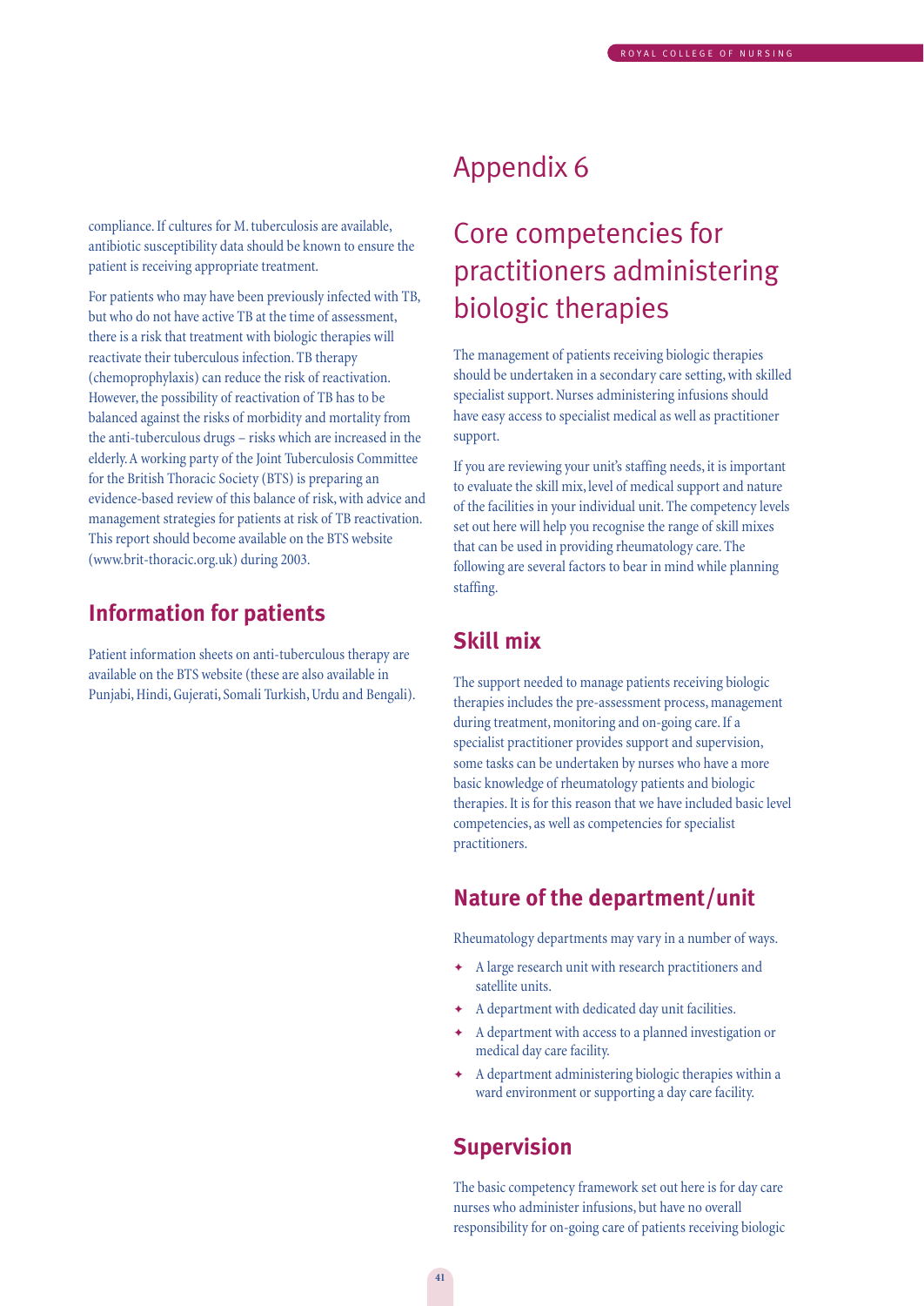compliance. If cultures for M. tuberculosis are available, antibiotic susceptibility data should be known to ensure the patient is receiving appropriate treatment.

For patients who may have been previously infected with TB, but who do not have active TB at the time of assessment, there is a risk that treatment with biologic therapies will reactivate their tuberculous infection. TB therapy (chemoprophylaxis) can reduce the risk of reactivation. However, the possibility of reactivation of TB has to be balanced against the risks of morbidity and mortality from the anti-tuberculous drugs – risks which are increased in the elderly. A working party of the Joint Tuberculosis Committee for the British Thoracic Society (BTS) is preparing an evidence-based review of this balance of risk, with advice and management strategies for patients at risk of TB reactivation. This report should become available on the BTS website (www.brit-thoracic.org.uk) during 2003.

## Information for patients

Patient information sheets on anti-tuberculous therapy are available on the BTS website (these are also available in Punjabi, Hindi, Gujerati, Somali Turkish, Urdu and Bengali).

# Appendix 6

# Core competencies for practitioners administering biologic therapies

The management of patients receiving biologic therapies should be undertaken in a secondary care setting, with skilled specialist support. Nurses administering infusions should have easy access to specialist medical as well as practitioner support.

If you are reviewing your unit's staffing needs, it is important to evaluate the skill mix, level of medical support and nature of the facilities in your individual unit. The competency levels set out here will help you recognise the range of skill mixes that can be used in providing rheumatology care. The following are several factors to bear in mind while planning staffing.

## Skill mix

The support needed to manage patients receiving biologic therapies includes the pre-assessment process, management during treatment, monitoring and on-going care. If a specialist practitioner provides support and supervision, some tasks can be undertaken by nurses who have a more basic knowledge of rheumatology patients and biologic therapies. It is for this reason that we have included basic level competencies, as well as competencies for specialist practitioners.

## Nature of the department/unit

Rheumatology departments may vary in a number of ways.

- A large research unit with research practitioners and satellite units.
- A department with dedicated day unit facilities.
- A department with access to a planned investigation or medical day care facility.
- A department administering biologic therapies within a ward environment or supporting a day care facility.

## Supervision

The basic competency framework set out here is for day care nurses who administer infusions, but have no overall responsibility for on-going care of patients receiving biologic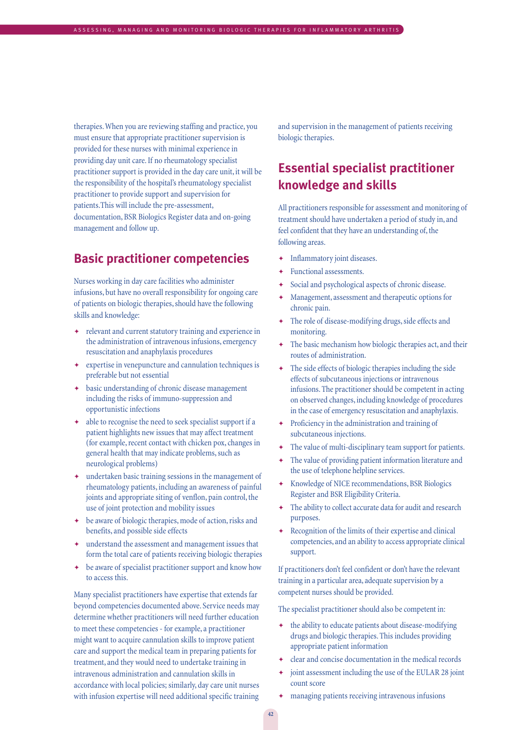therapies. When you are reviewing staffing and practice, you must ensure that appropriate practitioner supervision is provided for these nurses with minimal experience in providing day unit care. If no rheumatology specialist practitioner support is provided in the day care unit, it will be the responsibility of the hospital's rheumatology specialist practitioner to provide support and supervision for patients. This will include the pre-assessment, documentation, BSR Biologics Register data and on-going management and follow up.

## Basic practitioner competencies

Nurses working in day care facilities who administer infusions, but have no overall responsibility for ongoing care of patients on biologic therapies, should have the following skills and knowledge:

- relevant and current statutory training and experience in the administration of intravenous infusions, emergency resuscitation and anaphylaxis procedures
- expertise in venepuncture and cannulation techniques is preferable but not essential
- basic understanding of chronic disease management including the risks of immuno-suppression and opportunistic infections
- able to recognise the need to seek specialist support if a patient highlights new issues that may affect treatment (for example, recent contact with chicken pox, changes in general health that may indicate problems, such as neurological problems)
- undertaken basic training sessions in the management of rheumatology patients, including an awareness of painful joints and appropriate siting of venflon, pain control, the use of joint protection and mobility issues
- be aware of biologic therapies, mode of action, risks and benefits, and possible side effects
- understand the assessment and management issues that form the total care of patients receiving biologic therapies
- be aware of specialist practitioner support and know how to access this.

Many specialist practitioners have expertise that extends far beyond competencies documented above. Service needs may determine whether practitioners will need further education to meet these competencies - for example, a practitioner might want to acquire cannulation skills to improve patient care and support the medical team in preparing patients for treatment, and they would need to undertake training in intravenous administration and cannulation skills in accordance with local policies; similarly, day care unit nurses with infusion expertise will need additional specific training and supervision in the management of patients receiving biologic therapies.

## Essential specialist practitioner knowledge and skills

All practitioners responsible for assessment and monitoring of treatment should have undertaken a period of study in, and feel confident that they have an understanding of, the following areas.

- Inflammatory joint diseases.
- Functional assessments.
- Social and psychological aspects of chronic disease.
- Management, assessment and therapeutic options for chronic pain.
- The role of disease-modifying drugs, side effects and monitoring.
- The basic mechanism how biologic therapies act, and their routes of administration.
- The side effects of biologic therapies including the side effects of subcutaneous injections or intravenous infusions. The practitioner should be competent in acting on observed changes, including knowledge of procedures in the case of emergency resuscitation and anaphylaxis.
- Proficiency in the administration and training of subcutaneous injections.
- The value of multi-disciplinary team support for patients.
- The value of providing patient information literature and the use of telephone helpline services.
- Knowledge of NICE recommendations, BSR Biologics Register and BSR Eligibility Criteria.
- The ability to collect accurate data for audit and research purposes.
- Recognition of the limits of their expertise and clinical competencies, and an ability to access appropriate clinical support.

If practitioners don't feel confident or don't have the relevant training in a particular area, adequate supervision by a competent nurses should be provided.

The specialist practitioner should also be competent in:

- the ability to educate patients about disease-modifying drugs and biologic therapies. This includes providing appropriate patient information
- clear and concise documentation in the medical records
- joint assessment including the use of the EULAR 28 joint count score
- managing patients receiving intravenous infusions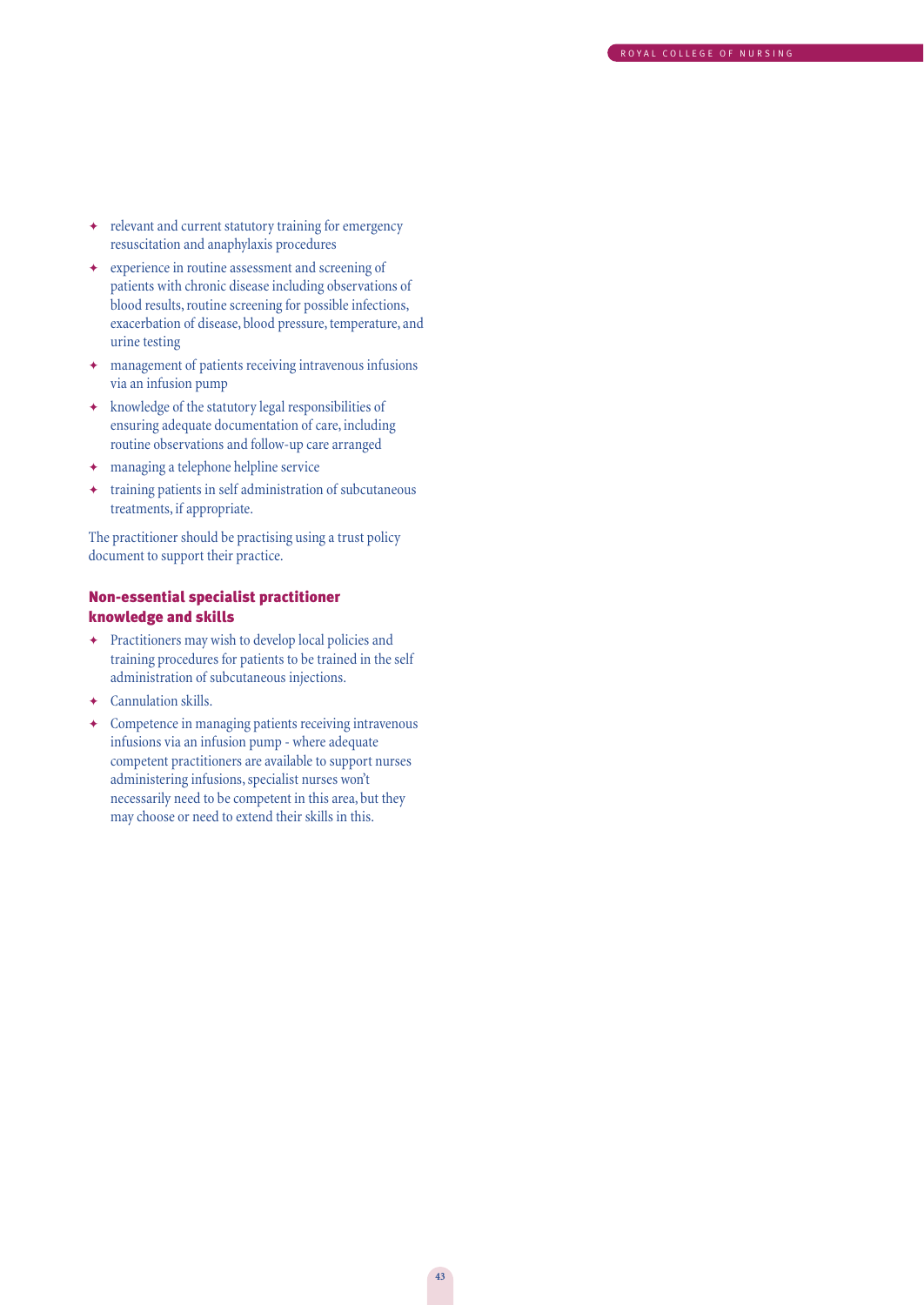- relevant and current statutory training for emergency resuscitation and anaphylaxis procedures
- experience in routine assessment and screening of patients with chronic disease including observations of blood results, routine screening for possible infections, exacerbation of disease, blood pressure, temperature, and urine testing
- management of patients receiving intravenous infusions via an infusion pump
- knowledge of the statutory legal responsibilities of ensuring adequate documentation of care, including routine observations and follow-up care arranged
- managing a telephone helpline service
- training patients in self administration of subcutaneous treatments, if appropriate.

The practitioner should be practising using a trust policy document to support their practice.

### Non-essential specialist practitioner knowledge and skills

- Practitioners may wish to develop local policies and training procedures for patients to be trained in the self administration of subcutaneous injections.
- Cannulation skills.
- Competence in managing patients receiving intravenous infusions via an infusion pump - where adequate competent practitioners are available to support nurses administering infusions, specialist nurses won't necessarily need to be competent in this area, but they may choose or need to extend their skills in this.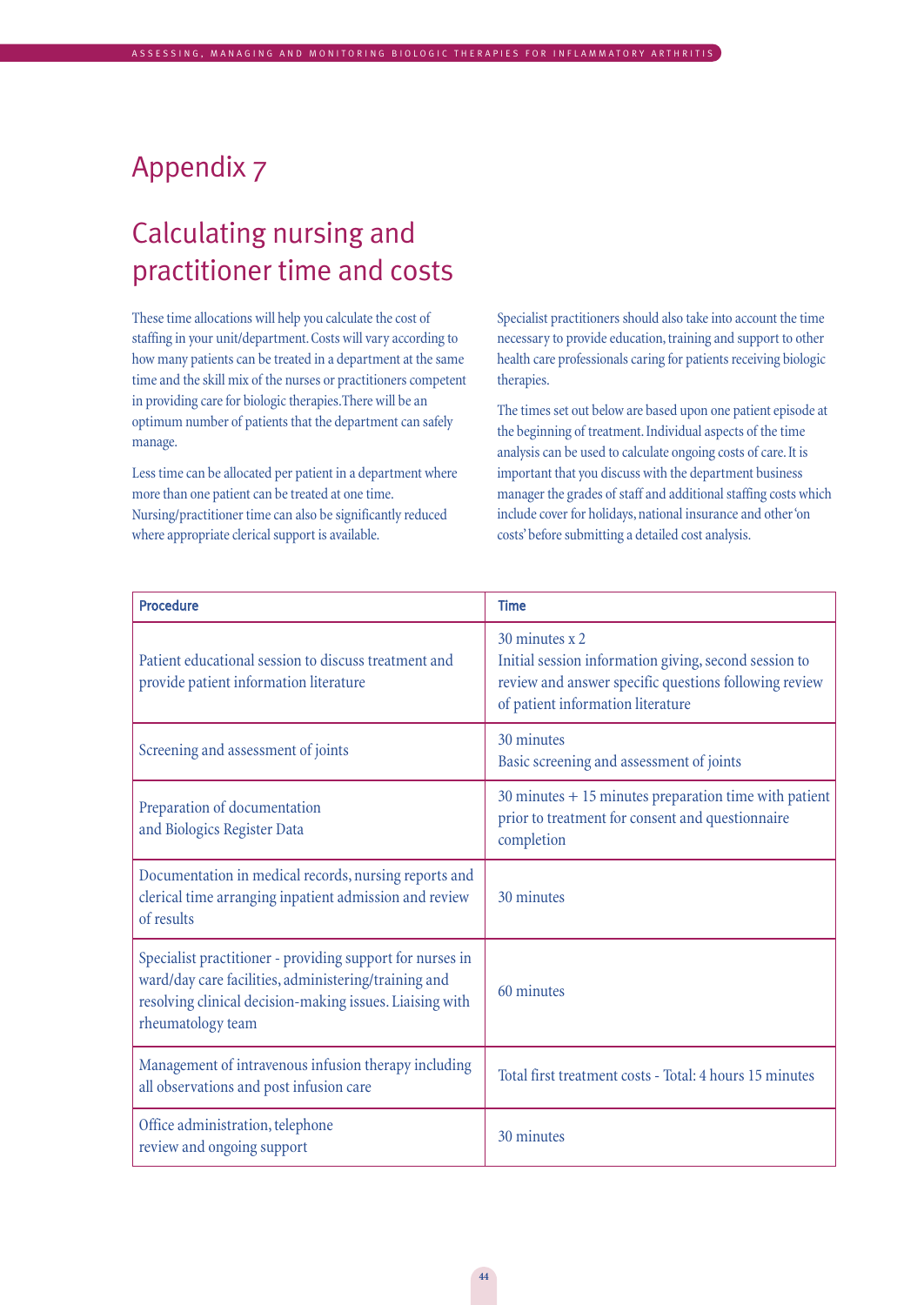# Appendix 7

## Calculating nursing and practitioner time and costs

These time allocations will help you calculate the cost of staffing in your unit/department. Costs will vary according to how many patients can be treated in a department at the same time and the skill mix of the nurses or practitioners competent in providing care for biologic therapies.There will be an optimum number of patients that the department can safely manage.

Less time can be allocated per patient in a department where more than one patient can be treated at one time. Nursing/practitioner time can also be significantly reduced where appropriate clerical support is available.

Specialist practitioners should also take into account the time necessary to provide education, training and support to other health care professionals caring for patients receiving biologic therapies.

The times set out below are based upon one patient episode at the beginning of treatment. Individual aspects of the time analysis can be used to calculate ongoing costs of care. It is important that you discuss with the department business manager the grades of staff and additional staffing costs which include cover for holidays, national insurance and other 'on costs' before submitting a detailed cost analysis.

| Procedure | Time |
|---|---|
| Patient educational session to discuss treatment and provide patient information literature | 30 minutes x 2<br>Initial session information giving, second session to review and answer specific questions following review of patient information literature |
| Screening and assessment of joints | 30 minutes<br>Basic screening and assessment of joints |
| Preparation of documentation and Biologics Register Data | 30 minutes + 15 minutes preparation time with patient prior to treatment for consent and questionnaire completion |
| Documentation in medical records, nursing reports and clerical time arranging inpatient admission and review of results | 30 minutes |
| Specialist practitioner - providing support for nurses in ward/day care facilities, administering/training and resolving clinical decision-making issues. Liaising with rheumatology team | 60 minutes |
| Management of intravenous infusion therapy including all observations and post infusion care | Total first treatment costs - Total: 4 hours 15 minutes |
| Office administration, telephone review and ongoing support | 30 minutes |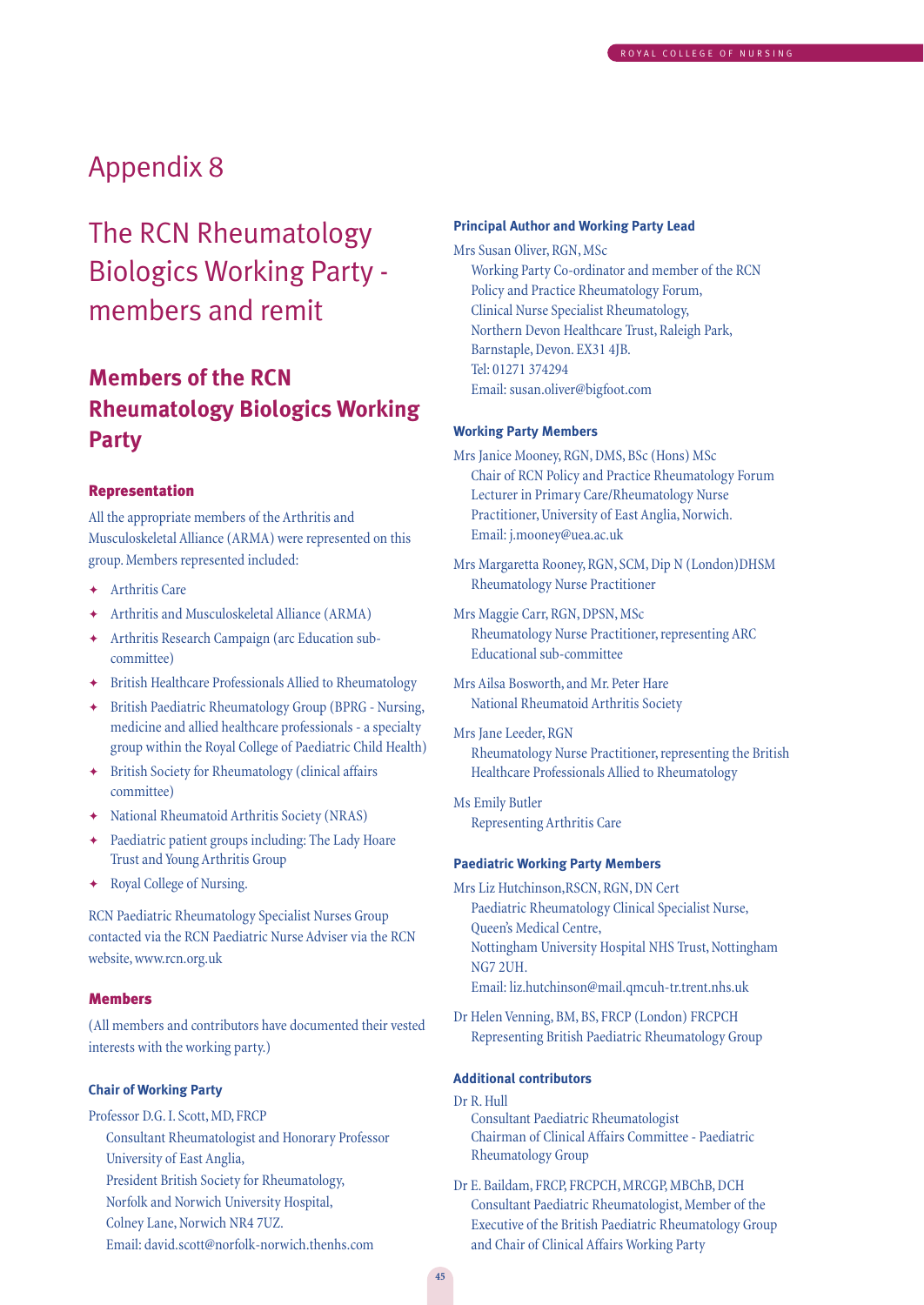# Appendix 8

## The RCN Rheumatology Biologics Working Party - members and remit

## Members of the RCN Rheumatology Biologics Working Party

### Representation

All the appropriate members of the Arthritis and Musculoskeletal Alliance (ARMA) were represented on this group. Members represented included:

- Arthritis Care
- Arthritis and Musculoskeletal Alliance (ARMA)
- Arthritis Research Campaign (arc Education sub-committee)
- British Healthcare Professionals Allied to Rheumatology
- British Paediatric Rheumatology Group (BPRG - Nursing, medicine and allied healthcare professionals - a specialty group within the Royal College of Paediatric Child Health)
- British Society for Rheumatology (clinical affairs committee)
- National Rheumatoid Arthritis Society (NRAS)
- Paediatric patient groups including: The Lady Hoare Trust and Young Arthritis Group
- Royal College of Nursing.

RCN Paediatric Rheumatology Specialist Nurses Group contacted via the RCN Paediatric Nurse Adviser via the RCN website, www.rcn.org.uk

### Members

(All members and contributors have documented their vested interests with the working party.)

#### Chair of Working Party

Professor D.G. I. Scott, MD, FRCP
Consultant Rheumatologist and Honorary Professor University of East Anglia,
President British Society for Rheumatology,
Norfolk and Norwich University Hospital,
Colney Lane, Norwich NR4 7UZ.
Email: david.scott@norfolk-norwich.thenhs.com

#### Principal Author and Working Party Lead

Mrs Susan Oliver, RGN, MSc
Working Party Co-ordinator and member of the RCN Policy and Practice Rheumatology Forum,
Clinical Nurse Specialist Rheumatology,
Northern Devon Healthcare Trust, Raleigh Park,
Barnstaple, Devon. EX31 4JB.
Tel: 01271 374294
Email: susan.oliver@bigfoot.com

#### Working Party Members

Mrs Janice Mooney, RGN, DMS, BSc (Hons) MSc
Chair of RCN Policy and Practice Rheumatology Forum
Lecturer in Primary Care/Rheumatology Nurse Practitioner, University of East Anglia, Norwich.
Email: j.mooney@uea.ac.uk

Mrs Margaretta Rooney, RGN, SCM, Dip N (London)DHSM
Rheumatology Nurse Practitioner

Mrs Maggie Carr, RGN, DPSN, MSc
Rheumatology Nurse Practitioner, representing ARC Educational sub-committee

Mrs Ailsa Bosworth, and Mr. Peter Hare
National Rheumatoid Arthritis Society

Mrs Jane Leeder, RGN
Rheumatology Nurse Practitioner, representing the British Healthcare Professionals Allied to Rheumatology

Ms Emily Butler
Representing Arthritis Care

#### Paediatric Working Party Members

Mrs Liz Hutchinson,RSCN, RGN, DN Cert
Paediatric Rheumatology Clinical Specialist Nurse,
Queen's Medical Centre,
Nottingham University Hospital NHS Trust, Nottingham NG7 2UH.
Email: liz.hutchinson@mail.qmcuh-tr.trent.nhs.uk

Dr Helen Venning, BM, BS, FRCP (London) FRCPCH
Representing British Paediatric Rheumatology Group

#### Additional contributors

Dr R. Hull
Consultant Paediatric Rheumatologist
Chairman of Clinical Affairs Committee - Paediatric Rheumatology Group

Dr E. Baildam, FRCP, FRCPCH, MRCGP, MBChB, DCH
Consultant Paediatric Rheumatologist, Member of the Executive of the British Paediatric Rheumatology Group and Chair of Clinical Affairs Working Party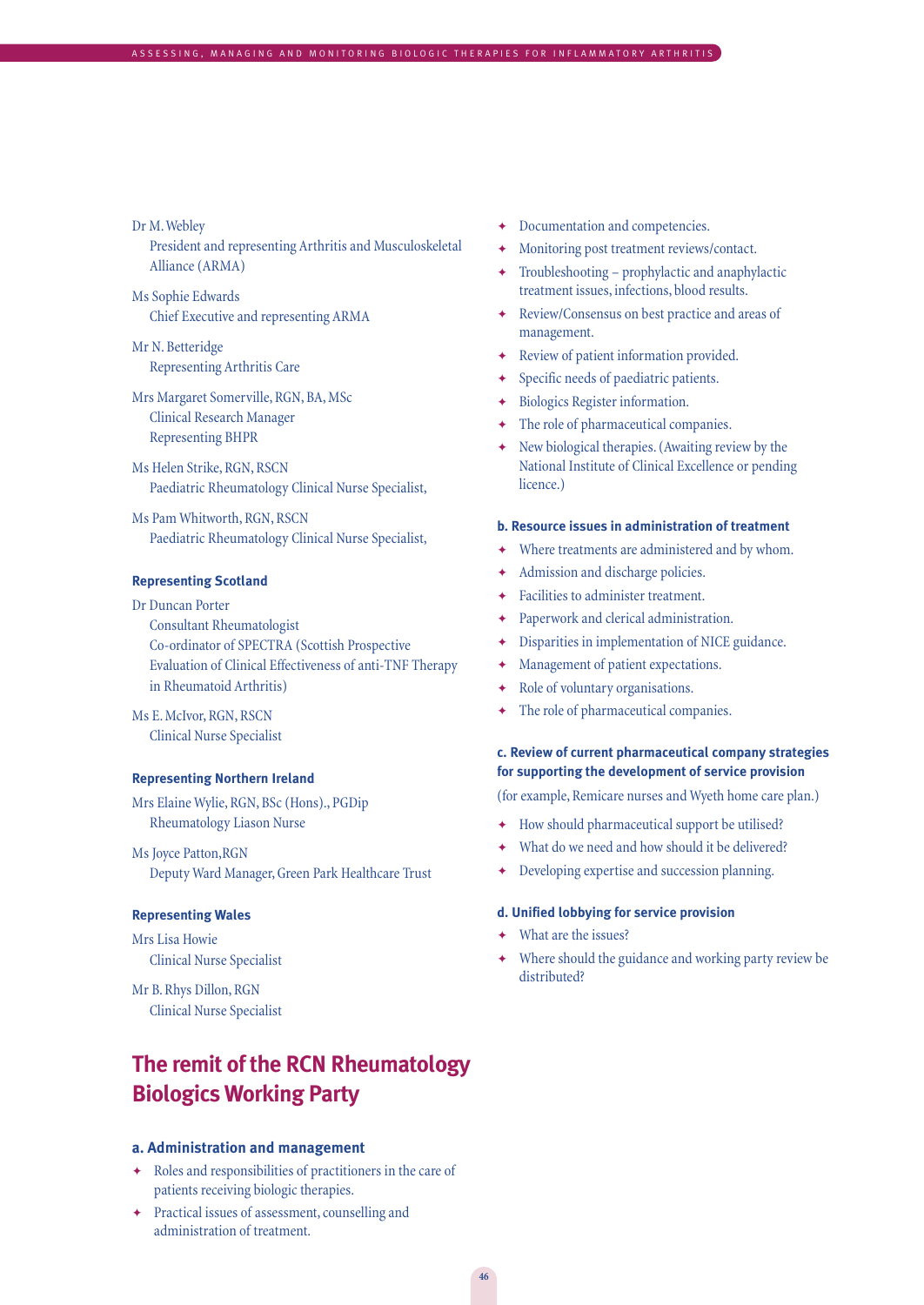Dr M. Webley
President and representing Arthritis and Musculoskeletal Alliance (ARMA)

Ms Sophie Edwards
Chief Executive and representing ARMA

Mr N. Betteridge
Representing Arthritis Care

Mrs Margaret Somerville, RGN, BA, MSc
Clinical Research Manager
Representing BHPR

Ms Helen Strike, RGN, RSCN
Paediatric Rheumatology Clinical Nurse Specialist,

Ms Pam Whitworth, RGN, RSCN
Paediatric Rheumatology Clinical Nurse Specialist,

**Representing Scotland**

Dr Duncan Porter
Consultant Rheumatologist
Co-ordinator of SPECTRA (Scottish Prospective Evaluation of Clinical Effectiveness of anti-TNF Therapy in Rheumatoid Arthritis)

Ms E. McIvor, RGN, RSCN
Clinical Nurse Specialist

**Representing Northern Ireland**

Mrs Elaine Wylie, RGN, BSc (Hons)., PGDip
Rheumatology Liason Nurse

Ms Joyce Patton,RGN
Deputy Ward Manager, Green Park Healthcare Trust

**Representing Wales**

Mrs Lisa Howie
Clinical Nurse Specialist

Mr B. Rhys Dillon, RGN
Clinical Nurse Specialist

## The remit of the RCN Rheumatology Biologics Working Party

### a. Administration and management

- Roles and responsibilities of practitioners in the care of patients receiving biologic therapies.
- Practical issues of assessment, counselling and administration of treatment.
- Documentation and competencies.
- Monitoring post treatment reviews/contact.
- Troubleshooting – prophylactic and anaphylactic treatment issues, infections, blood results.
- Review/Consensus on best practice and areas of management.
- Review of patient information provided.
- Specific needs of paediatric patients.
- Biologics Register information.
- The role of pharmaceutical companies.
- New biological therapies. (Awaiting review by the National Institute of Clinical Excellence or pending licence.)

### b. Resource issues in administration of treatment

- Where treatments are administered and by whom.
- Admission and discharge policies.
- Facilities to administer treatment.
- Paperwork and clerical administration.
- Disparities in implementation of NICE guidance.
- Management of patient expectations.
- Role of voluntary organisations.
- The role of pharmaceutical companies.

### c. Review of current pharmaceutical company strategies for supporting the development of service provision

(for example, Remicare nurses and Wyeth home care plan.)

- How should pharmaceutical support be utilised?
- What do we need and how should it be delivered?
- Developing expertise and succession planning.

### d. Unified lobbying for service provision

- What are the issues?
- Where should the guidance and working party review be distributed?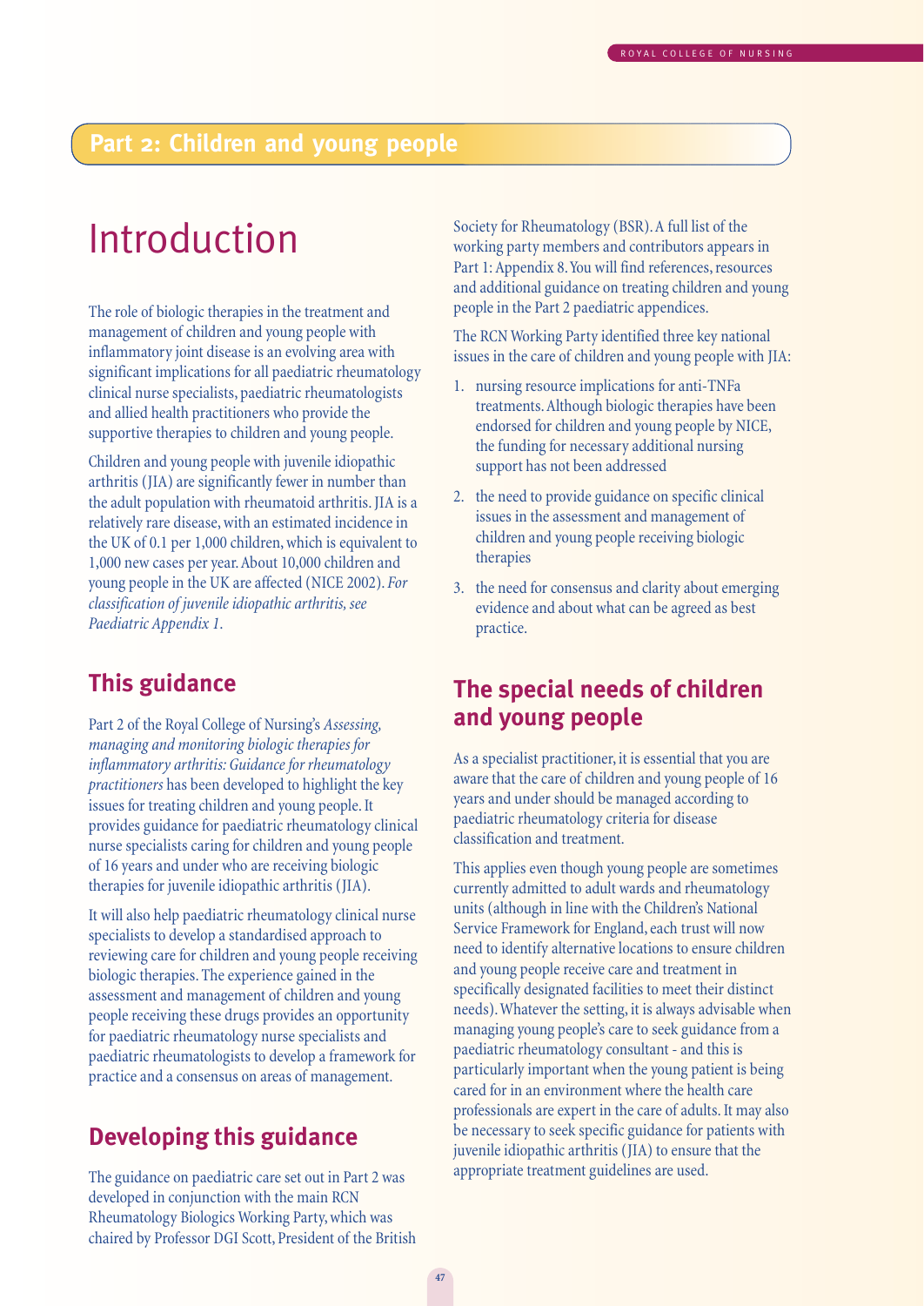## Part 2: Children and young people

# Introduction

The role of biologic therapies in the treatment and management of children and young people with inflammatory joint disease is an evolving area with significant implications for all paediatric rheumatology clinical nurse specialists, paediatric rheumatologists and allied health practitioners who provide the supportive therapies to children and young people.

Children and young people with juvenile idiopathic arthritis (JIA) are significantly fewer in number than the adult population with rheumatoid arthritis. JIA is a relatively rare disease, with an estimated incidence in the UK of 0.1 per 1,000 children, which is equivalent to 1,000 new cases per year. About 10,000 children and young people in the UK are affected (NICE 2002). *For classification of juvenile idiopathic arthritis, see Paediatric Appendix 1.*

## This guidance

Part 2 of the Royal College of Nursing's *Assessing, managing and monitoring biologic therapies for inflammatory arthritis: Guidance for rheumatology practitioners* has been developed to highlight the key issues for treating children and young people. It provides guidance for paediatric rheumatology clinical nurse specialists caring for children and young people of 16 years and under who are receiving biologic therapies for juvenile idiopathic arthritis (JIA).

It will also help paediatric rheumatology clinical nurse specialists to develop a standardised approach to reviewing care for children and young people receiving biologic therapies. The experience gained in the assessment and management of children and young people receiving these drugs provides an opportunity for paediatric rheumatology nurse specialists and paediatric rheumatologists to develop a framework for practice and a consensus on areas of management.

## Developing this guidance

The guidance on paediatric care set out in Part 2 was developed in conjunction with the main RCN Rheumatology Biologics Working Party, which was chaired by Professor DGI Scott, President of the British Society for Rheumatology (BSR). A full list of the working party members and contributors appears in Part 1: Appendix 8. You will find references, resources and additional guidance on treating children and young people in the Part 2 paediatric appendices.

The RCN Working Party identified three key national issues in the care of children and young people with JIA:

1. nursing resource implications for anti-TNFa treatments. Although biologic therapies have been endorsed for children and young people by NICE, the funding for necessary additional nursing support has not been addressed
2. the need to provide guidance on specific clinical issues in the assessment and management of children and young people receiving biologic therapies
3. the need for consensus and clarity about emerging evidence and about what can be agreed as best practice.

## The special needs of children and young people

As a specialist practitioner, it is essential that you are aware that the care of children and young people of 16 years and under should be managed according to paediatric rheumatology criteria for disease classification and treatment.

This applies even though young people are sometimes currently admitted to adult wards and rheumatology units (although in line with the Children's National Service Framework for England, each trust will now need to identify alternative locations to ensure children and young people receive care and treatment in specifically designated facilities to meet their distinct needs). Whatever the setting, it is always advisable when managing young people's care to seek guidance from a paediatric rheumatology consultant - and this is particularly important when the young patient is being cared for in an environment where the health care professionals are expert in the care of adults. It may also be necessary to seek specific guidance for patients with juvenile idiopathic arthritis (JIA) to ensure that the appropriate treatment guidelines are used.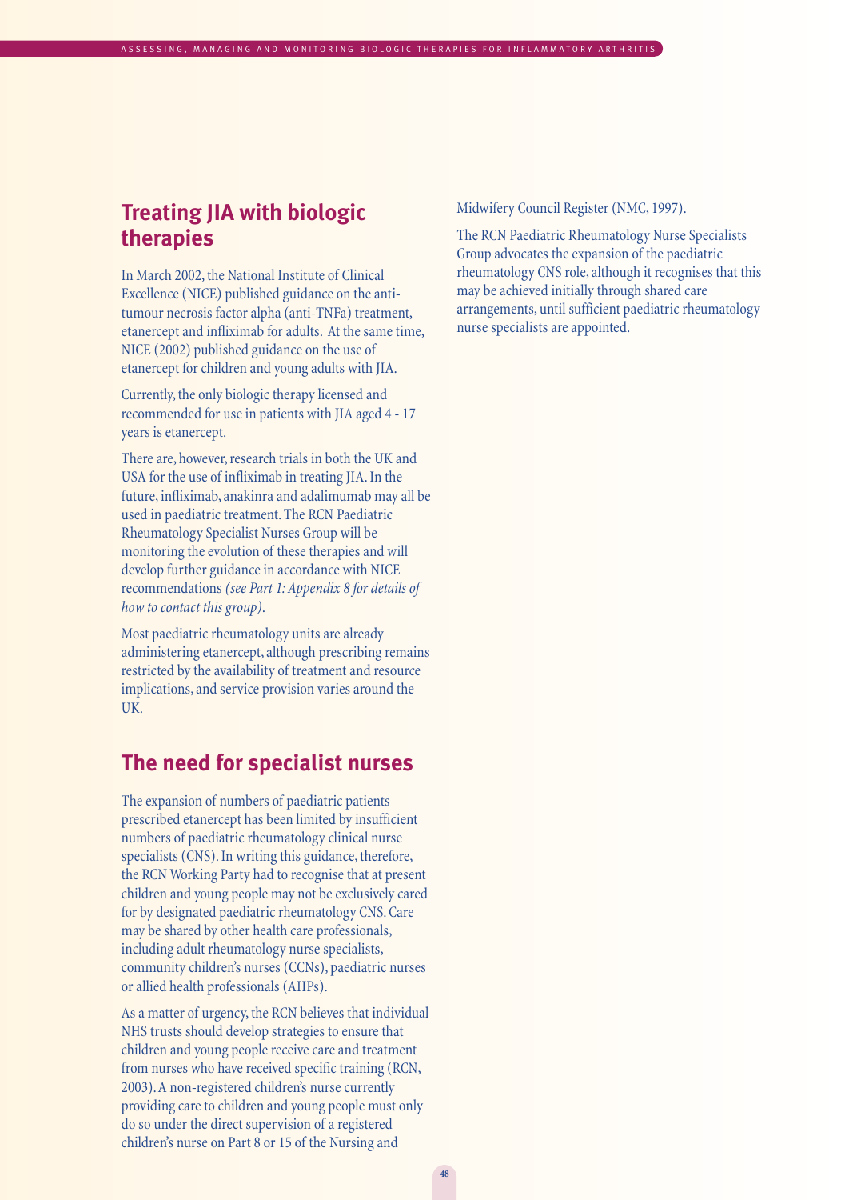## Treating JIA with biologic therapies

In March 2002, the National Institute of Clinical Excellence (NICE) published guidance on the anti-tumour necrosis factor alpha (anti-TNFa) treatment, etanercept and infliximab for adults. At the same time, NICE (2002) published guidance on the use of etanercept for children and young adults with JIA.

Currently, the only biologic therapy licensed and recommended for use in patients with JIA aged 4 - 17 years is etanercept.

There are, however, research trials in both the UK and USA for the use of infliximab in treating JIA. In the future, infliximab, anakinra and adalimumab may all be used in paediatric treatment. The RCN Paediatric Rheumatology Specialist Nurses Group will be monitoring the evolution of these therapies and will develop further guidance in accordance with NICE recommendations *(see Part 1: Appendix 8 for details of how to contact this group)*.

Most paediatric rheumatology units are already administering etanercept, although prescribing remains restricted by the availability of treatment and resource implications, and service provision varies around the UK.

## The need for specialist nurses

The expansion of numbers of paediatric patients prescribed etanercept has been limited by insufficient numbers of paediatric rheumatology clinical nurse specialists (CNS). In writing this guidance, therefore, the RCN Working Party had to recognise that at present children and young people may not be exclusively cared for by designated paediatric rheumatology CNS. Care may be shared by other health care professionals, including adult rheumatology nurse specialists, community children's nurses (CCNs), paediatric nurses or allied health professionals (AHPs).

As a matter of urgency, the RCN believes that individual NHS trusts should develop strategies to ensure that children and young people receive care and treatment from nurses who have received specific training (RCN, 2003). A non-registered children's nurse currently providing care to children and young people must only do so under the direct supervision of a registered children's nurse on Part 8 or 15 of the Nursing and Midwifery Council Register (NMC, 1997).

The RCN Paediatric Rheumatology Nurse Specialists Group advocates the expansion of the paediatric rheumatology CNS role, although it recognises that this may be achieved initially through shared care arrangements, until sufficient paediatric rheumatology nurse specialists are appointed.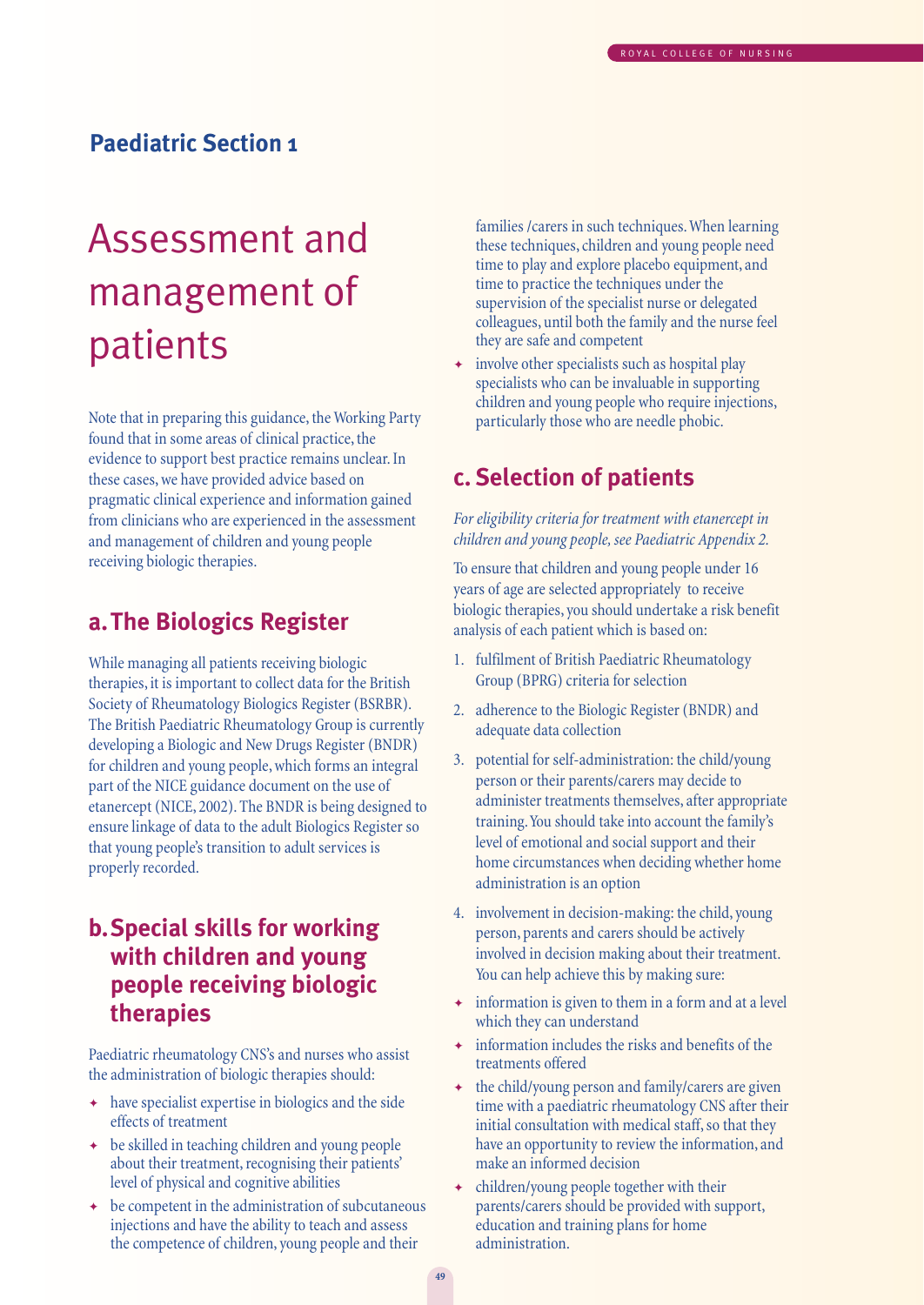## Paediatric Section 1

# Assessment and management of patients

Note that in preparing this guidance, the Working Party found that in some areas of clinical practice, the evidence to support best practice remains unclear. In these cases, we have provided advice based on pragmatic clinical experience and information gained from clinicians who are experienced in the assessment and management of children and young people receiving biologic therapies.

## a. The Biologics Register

While managing all patients receiving biologic therapies, it is important to collect data for the British Society of Rheumatology Biologics Register (BSRBR). The British Paediatric Rheumatology Group is currently developing a Biologic and New Drugs Register (BNDR) for children and young people, which forms an integral part of the NICE guidance document on the use of etanercept (NICE, 2002). The BNDR is being designed to ensure linkage of data to the adult Biologics Register so that young people's transition to adult services is properly recorded.

## b. Special skills for working with children and young people receiving biologic therapies

Paediatric rheumatology CNS's and nurses who assist the administration of biologic therapies should:

- have specialist expertise in biologics and the side effects of treatment
- be skilled in teaching children and young people about their treatment, recognising their patients' level of physical and cognitive abilities
- be competent in the administration of subcutaneous injections and have the ability to teach and assess the competence of children, young people and their families /carers in such techniques. When learning these techniques, children and young people need time to play and explore placebo equipment, and time to practice the techniques under the supervision of the specialist nurse or delegated colleagues, until both the family and the nurse feel they are safe and competent
- involve other specialists such as hospital play specialists who can be invaluable in supporting children and young people who require injections, particularly those who are needle phobic.

## c. Selection of patients

*For eligibility criteria for treatment with etanercept in children and young people, see Paediatric Appendix 2.*

To ensure that children and young people under 16 years of age are selected appropriately to receive biologic therapies, you should undertake a risk benefit analysis of each patient which is based on:

1. fulfilment of British Paediatric Rheumatology Group (BPRG) criteria for selection
2. adherence to the Biologic Register (BNDR) and adequate data collection
3. potential for self-administration: the child/young person or their parents/carers may decide to administer treatments themselves, after appropriate training. You should take into account the family's level of emotional and social support and their home circumstances when deciding whether home administration is an option
4. involvement in decision-making: the child, young person, parents and carers should be actively involved in decision making about their treatment. You can help achieve this by making sure:

- information is given to them in a form and at a level which they can understand
- information includes the risks and benefits of the treatments offered
- the child/young person and family/carers are given time with a paediatric rheumatology CNS after their initial consultation with medical staff, so that they have an opportunity to review the information, and make an informed decision
- children/young people together with their parents/carers should be provided with support, education and training plans for home administration.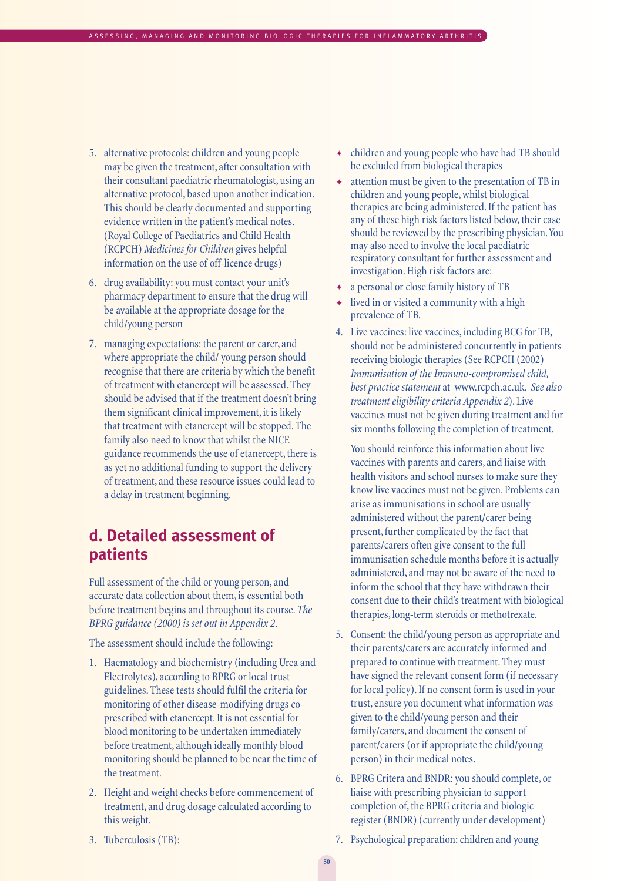5. alternative protocols: children and young people may be given the treatment, after consultation with their consultant paediatric rheumatologist, using an alternative protocol, based upon another indication. This should be clearly documented and supporting evidence written in the patient's medical notes. (Royal College of Paediatrics and Child Health (RCPCH) *Medicines for Children* gives helpful information on the use of off-licence drugs)

6. drug availability: you must contact your unit's pharmacy department to ensure that the drug will be available at the appropriate dosage for the child/young person

7. managing expectations: the parent or carer, and where appropriate the child/ young person should recognise that there are criteria by which the benefit of treatment with etanercept will be assessed. They should be advised that if the treatment doesn't bring them significant clinical improvement, it is likely that treatment with etanercept will be stopped. The family also need to know that whilst the NICE guidance recommends the use of etanercept, there is as yet no additional funding to support the delivery of treatment, and these resource issues could lead to a delay in treatment beginning.

## d. Detailed assessment of patients

Full assessment of the child or young person, and accurate data collection about them, is essential both before treatment begins and throughout its course. *The BPRG guidance (2000) is set out in Appendix 2.*

The assessment should include the following:

1. Haematology and biochemistry (including Urea and Electrolytes), according to BPRG or local trust guidelines. These tests should fulfil the criteria for monitoring of other disease-modifying drugs co-prescribed with etanercept. It is not essential for blood monitoring to be undertaken immediately before treatment, although ideally monthly blood monitoring should be planned to be near the time of the treatment.

2. Height and weight checks before commencement of treatment, and drug dosage calculated according to this weight.

3. Tuberculosis (TB):

   - children and young people who have had TB should be excluded from biological therapies
   - attention must be given to the presentation of TB in children and young people, whilst biological therapies are being administered. If the patient has any of these high risk factors listed below, their case should be reviewed by the prescribing physician. You may also need to involve the local paediatric respiratory consultant for further assessment and investigation. High risk factors are:
   - a personal or close family history of TB
   - lived in or visited a community with a high prevalence of TB.

4. Live vaccines: live vaccines, including BCG for TB, should not be administered concurrently in patients receiving biologic therapies (See RCPCH (2002) *Immunisation of the Immuno-compromised child, best practice statement* at www.rcpch.ac.uk. *See also treatment eligibility criteria Appendix 2*). Live vaccines must not be given during treatment and for six months following the completion of treatment.

   You should reinforce this information about live vaccines with parents and carers, and liaise with health visitors and school nurses to make sure they know live vaccines must not be given. Problems can arise as immunisations in school are usually administered without the parent/carer being present, further complicated by the fact that parents/carers often give consent to the full immunisation schedule months before it is actually administered, and may not be aware of the need to inform the school that they have withdrawn their consent due to their child's treatment with biological therapies, long-term steroids or methotrexate.

5. Consent: the child/young person as appropriate and their parents/carers are accurately informed and prepared to continue with treatment. They must have signed the relevant consent form (if necessary for local policy). If no consent form is used in your trust, ensure you document what information was given to the child/young person and their family/carers, and document the consent of parent/carers (or if appropriate the child/young person) in their medical notes.

6. BPRG Critera and BNDR: you should complete, or liaise with prescribing physician to support completion of, the BPRG criteria and biologic register (BNDR) (currently under development)

7. Psychological preparation: children and young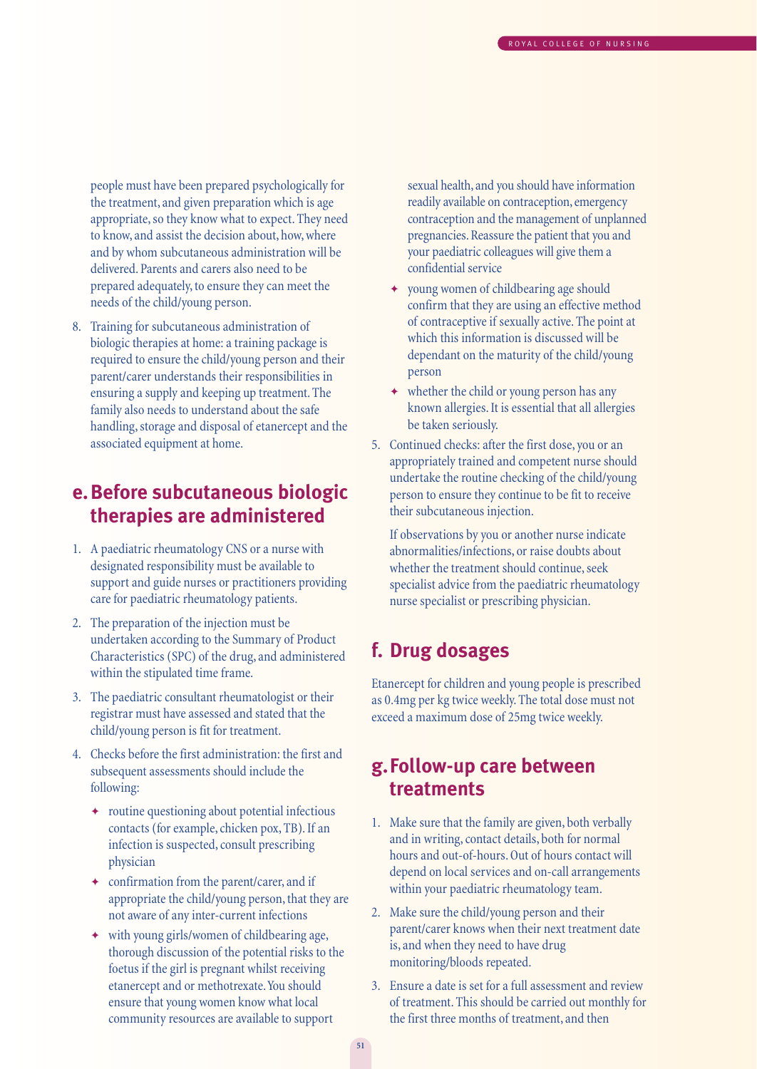people must have been prepared psychologically for the treatment, and given preparation which is age appropriate, so they know what to expect. They need to know, and assist the decision about, how, where and by whom subcutaneous administration will be delivered. Parents and carers also need to be prepared adequately, to ensure they can meet the needs of the child/young person.

8. Training for subcutaneous administration of biologic therapies at home: a training package is required to ensure the child/young person and their parent/carer understands their responsibilities in ensuring a supply and keeping up treatment. The family also needs to understand about the safe handling, storage and disposal of etanercept and the associated equipment at home.

## e. Before subcutaneous biologic therapies are administered

1. A paediatric rheumatology CNS or a nurse with designated responsibility must be available to support and guide nurses or practitioners providing care for paediatric rheumatology patients.
2. The preparation of the injection must be undertaken according to the Summary of Product Characteristics (SPC) of the drug, and administered within the stipulated time frame.
3. The paediatric consultant rheumatologist or their registrar must have assessed and stated that the child/young person is fit for treatment.
4. Checks before the first administration: the first and subsequent assessments should include the following:
   - routine questioning about potential infectious contacts (for example, chicken pox, TB). If an infection is suspected, consult prescribing physician
   - confirmation from the parent/carer, and if appropriate the child/young person, that they are not aware of any inter-current infections
   - with young girls/women of childbearing age, thorough discussion of the potential risks to the foetus if the girl is pregnant whilst receiving etanercept and or methotrexate. You should ensure that young women know what local community resources are available to support sexual health, and you should have information readily available on contraception, emergency contraception and the management of unplanned pregnancies. Reassure the patient that you and your paediatric colleagues will give them a confidential service
   - young women of childbearing age should confirm that they are using an effective method of contraceptive if sexually active. The point at which this information is discussed will be dependant on the maturity of the child/young person
   - whether the child or young person has any known allergies. It is essential that all allergies be taken seriously.
5. Continued checks: after the first dose, you or an appropriately trained and competent nurse should undertake the routine checking of the child/young person to ensure they continue to be fit to receive their subcutaneous injection.

   If observations by you or another nurse indicate abnormalities/infections, or raise doubts about whether the treatment should continue, seek specialist advice from the paediatric rheumatology nurse specialist or prescribing physician.

## f. Drug dosages

Etanercept for children and young people is prescribed as 0.4mg per kg twice weekly. The total dose must not exceed a maximum dose of 25mg twice weekly.

## g. Follow-up care between treatments

1. Make sure that the family are given, both verbally and in writing, contact details, both for normal hours and out-of-hours. Out of hours contact will depend on local services and on-call arrangements within your paediatric rheumatology team.
2. Make sure the child/young person and their parent/carer knows when their next treatment date is, and when they need to have drug monitoring/bloods repeated.
3. Ensure a date is set for a full assessment and review of treatment. This should be carried out monthly for the first three months of treatment, and then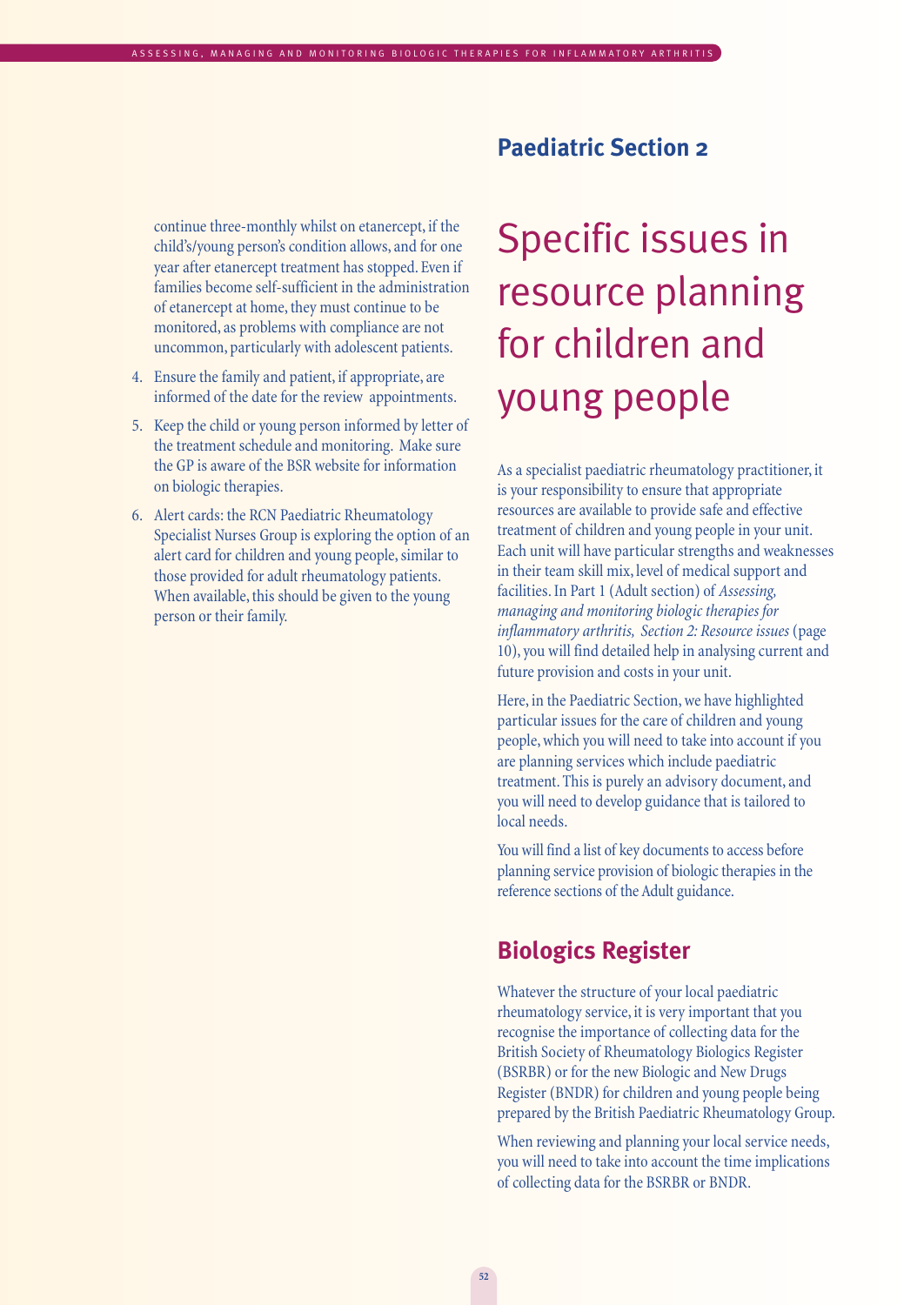continue three-monthly whilst on etanercept, if the child's/young person's condition allows, and for one year after etanercept treatment has stopped. Even if families become self-sufficient in the administration of etanercept at home, they must continue to be monitored, as problems with compliance are not uncommon, particularly with adolescent patients.

4. Ensure the family and patient, if appropriate, are informed of the date for the review appointments.
5. Keep the child or young person informed by letter of the treatment schedule and monitoring. Make sure the GP is aware of the BSR website for information on biologic therapies.
6. Alert cards: the RCN Paediatric Rheumatology Specialist Nurses Group is exploring the option of an alert card for children and young people, similar to those provided for adult rheumatology patients. When available, this should be given to the young person or their family.

## Paediatric Section 2

# Specific issues in resource planning for children and young people

As a specialist paediatric rheumatology practitioner, it is your responsibility to ensure that appropriate resources are available to provide safe and effective treatment of children and young people in your unit. Each unit will have particular strengths and weaknesses in their team skill mix, level of medical support and facilities. In Part 1 (Adult section) of *Assessing, managing and monitoring biologic therapies for inflammatory arthritis, Section 2: Resource issues* (page 10), you will find detailed help in analysing current and future provision and costs in your unit.

Here, in the Paediatric Section, we have highlighted particular issues for the care of children and young people, which you will need to take into account if you are planning services which include paediatric treatment. This is purely an advisory document, and you will need to develop guidance that is tailored to local needs.

You will find a list of key documents to access before planning service provision of biologic therapies in the reference sections of the Adult guidance.

## Biologics Register

Whatever the structure of your local paediatric rheumatology service, it is very important that you recognise the importance of collecting data for the British Society of Rheumatology Biologics Register (BSRBR) or for the new Biologic and New Drugs Register (BNDR) for children and young people being prepared by the British Paediatric Rheumatology Group.

When reviewing and planning your local service needs, you will need to take into account the time implications of collecting data for the BSRBR or BNDR.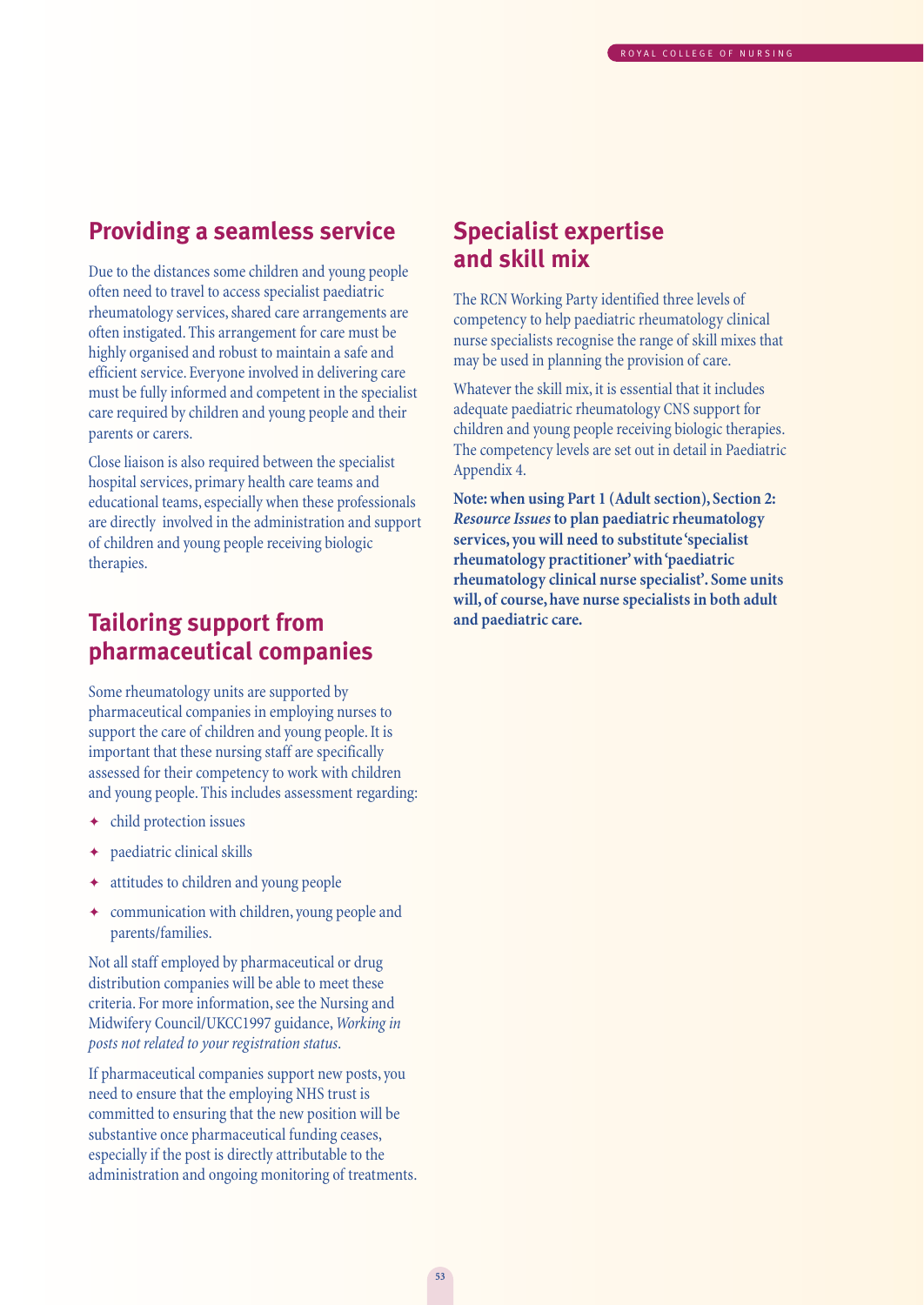## Providing a seamless service

Due to the distances some children and young people often need to travel to access specialist paediatric rheumatology services, shared care arrangements are often instigated. This arrangement for care must be highly organised and robust to maintain a safe and efficient service. Everyone involved in delivering care must be fully informed and competent in the specialist care required by children and young people and their parents or carers.

Close liaison is also required between the specialist hospital services, primary health care teams and educational teams, especially when these professionals are directly involved in the administration and support of children and young people receiving biologic therapies.

## Tailoring support from pharmaceutical companies

Some rheumatology units are supported by pharmaceutical companies in employing nurses to support the care of children and young people. It is important that these nursing staff are specifically assessed for their competency to work with children and young people. This includes assessment regarding:

- child protection issues
- paediatric clinical skills
- attitudes to children and young people
- communication with children, young people and parents/families.

Not all staff employed by pharmaceutical or drug distribution companies will be able to meet these criteria. For more information, see the Nursing and Midwifery Council/UKCC1997 guidance, *Working in posts not related to your registration status*.

If pharmaceutical companies support new posts, you need to ensure that the employing NHS trust is committed to ensuring that the new position will be substantive once pharmaceutical funding ceases, especially if the post is directly attributable to the administration and ongoing monitoring of treatments.

## Specialist expertise and skill mix

The RCN Working Party identified three levels of competency to help paediatric rheumatology clinical nurse specialists recognise the range of skill mixes that may be used in planning the provision of care.

Whatever the skill mix, it is essential that it includes adequate paediatric rheumatology CNS support for children and young people receiving biologic therapies. The competency levels are set out in detail in Paediatric Appendix 4.

**Note: when using Part 1 (Adult section), Section 2: *Resource Issues* to plan paediatric rheumatology services, you will need to substitute 'specialist rheumatology practitioner' with 'paediatric rheumatology clinical nurse specialist'. Some units will, of course, have nurse specialists in both adult and paediatric care.**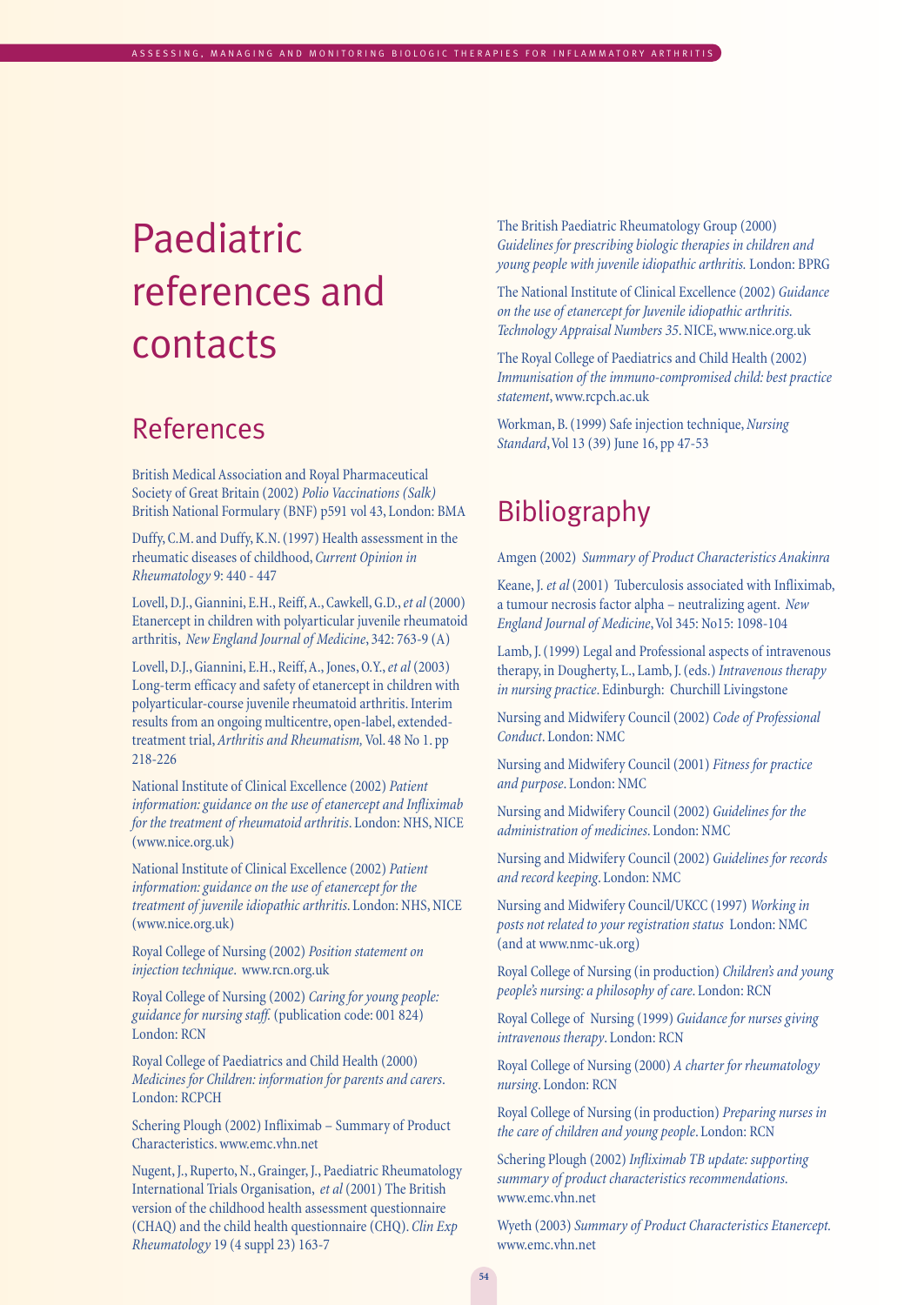# Paediatric references and contacts

## References

British Medical Association and Royal Pharmaceutical Society of Great Britain (2002) *Polio Vaccinations (Salk)* British National Formulary (BNF) p591 vol 43, London: BMA

Duffy, C.M. and Duffy, K.N. (1997) Health assessment in the rheumatic diseases of childhood, *Current Opinion in Rheumatology* 9: 440 - 447

Lovell, D.J., Giannini, E.H., Reiff, A., Cawkell, G.D., *et al* (2000) Etanercept in children with polyarticular juvenile rheumatoid arthritis, *New England Journal of Medicine*, 342: 763-9 (A)

Lovell, D.J., Giannini, E.H., Reiff, A., Jones, O.Y., *et al* (2003) Long-term efficacy and safety of etanercept in children with polyarticular-course juvenile rheumatoid arthritis. Interim results from an ongoing multicentre, open-label, extended-treatment trial, *Arthritis and Rheumatism,* Vol. 48 No 1. pp 218-226

National Institute of Clinical Excellence (2002) *Patient information: guidance on the use of etanercept and Infliximab for the treatment of rheumatoid arthritis*. London: NHS, NICE (www.nice.org.uk)

National Institute of Clinical Excellence (2002) *Patient information: guidance on the use of etanercept for the treatment of juvenile idiopathic arthritis*. London: NHS, NICE (www.nice.org.uk)

Royal College of Nursing (2002) *Position statement on injection technique*. www.rcn.org.uk

Royal College of Nursing (2002) *Caring for young people: guidance for nursing staff.* (publication code: 001 824) London: RCN

Royal College of Paediatrics and Child Health (2000) *Medicines for Children: information for parents and carers*. London: RCPCH

Schering Plough (2002) Infliximab – Summary of Product Characteristics. www.emc.vhn.net

Nugent, J., Ruperto, N., Grainger, J., Paediatric Rheumatology International Trials Organisation, *et al* (2001) The British version of the childhood health assessment questionnaire (CHAQ) and the child health questionnaire (CHQ). *Clin Exp Rheumatology* 19 (4 suppl 23) 163-7

The British Paediatric Rheumatology Group (2000) *Guidelines for prescribing biologic therapies in children and young people with juvenile idiopathic arthritis.* London: BPRG

The National Institute of Clinical Excellence (2002) *Guidance on the use of etanercept for Juvenile idiopathic arthritis. Technology Appraisal Numbers 35*. NICE, www.nice.org.uk

The Royal College of Paediatrics and Child Health (2002) *Immunisation of the immuno-compromised child: best practice statement*, www.rcpch.ac.uk

Workman, B. (1999) Safe injection technique, *Nursing Standard*, Vol 13 (39) June 16, pp 47-53

## Bibliography

Amgen (2002) *Summary of Product Characteristics Anakinra*

Keane, J. *et al* (2001) Tuberculosis associated with Infliximab, a tumour necrosis factor alpha – neutralizing agent. *New England Journal of Medicine*, Vol 345: No15: 1098-104

Lamb, J. (1999) Legal and Professional aspects of intravenous therapy, in Dougherty, L., Lamb, J. (eds.) *Intravenous therapy in nursing practice*. Edinburgh: Churchill Livingstone

Nursing and Midwifery Council (2002) *Code of Professional Conduct*. London: NMC

Nursing and Midwifery Council (2001) *Fitness for practice and purpose*. London: NMC

Nursing and Midwifery Council (2002) *Guidelines for the administration of medicines*. London: NMC

Nursing and Midwifery Council (2002) *Guidelines for records and record keeping*. London: NMC

Nursing and Midwifery Council/UKCC (1997) *Working in posts not related to your registration status* London: NMC (and at www.nmc-uk.org)

Royal College of Nursing (in production) *Children's and young people's nursing: a philosophy of care*. London: RCN

Royal College of Nursing (1999) *Guidance for nurses giving intravenous therapy*. London: RCN

Royal College of Nursing (2000) *A charter for rheumatology nursing*. London: RCN

Royal College of Nursing (in production) *Preparing nurses in the care of children and young people*. London: RCN

Schering Plough (2002) *Infliximab TB update: supporting summary of product characteristics recommendations.* www.emc.vhn.net

Wyeth (2003) *Summary of Product Characteristics Etanercept.* www.emc.vhn.net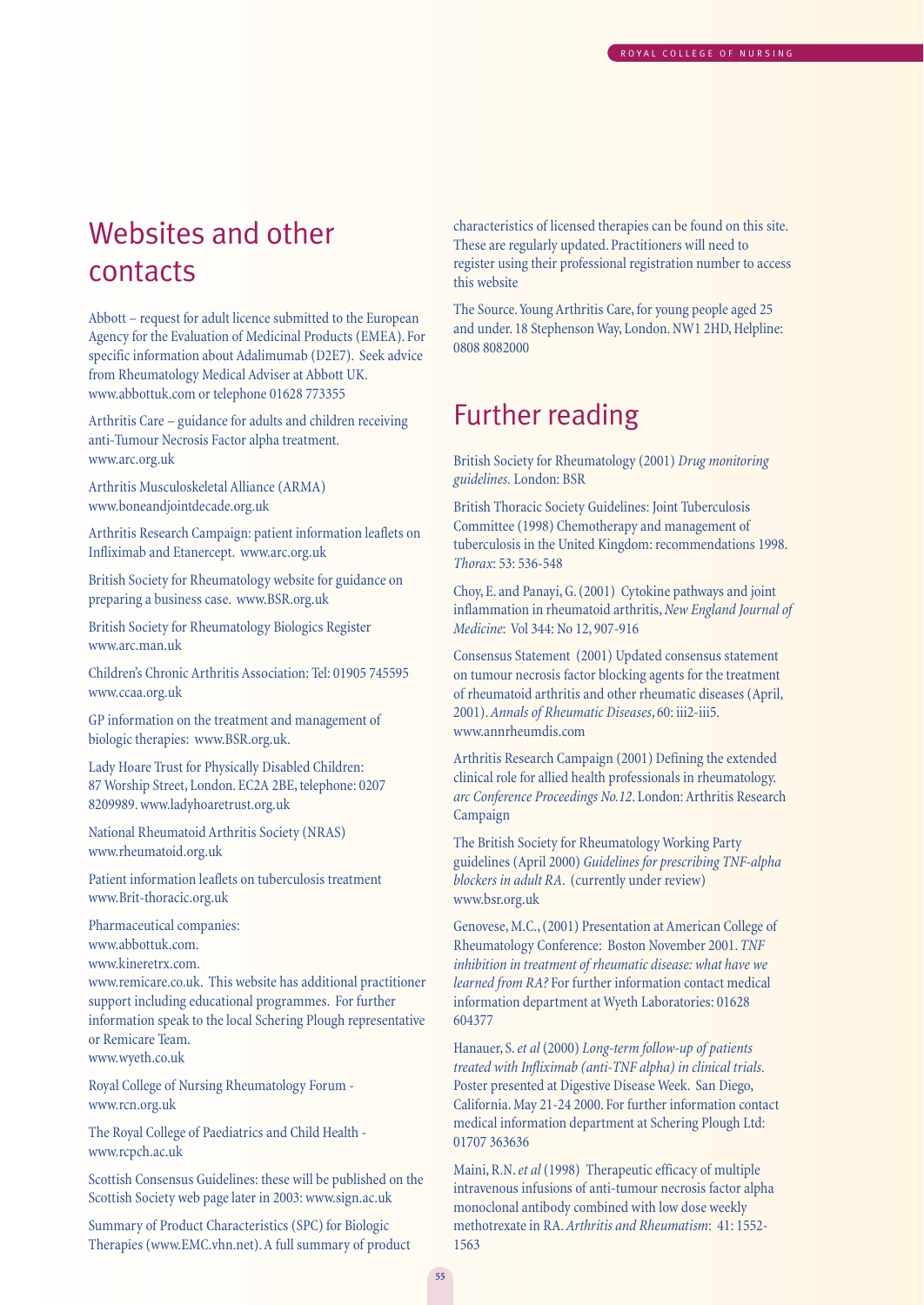## Websites and other contacts

Abbott – request for adult licence submitted to the European Agency for the Evaluation of Medicinal Products (EMEA). For specific information about Adalimumab (D2E7). Seek advice from Rheumatology Medical Adviser at Abbott UK. www.abbottuk.com or telephone 01628 773355

Arthritis Care – guidance for adults and children receiving anti-Tumour Necrosis Factor alpha treatment. www.arc.org.uk

Arthritis Musculoskeletal Alliance (ARMA) www.boneandjointdecade.org.uk

Arthritis Research Campaign: patient information leaflets on Infliximab and Etanercept. www.arc.org.uk

British Society for Rheumatology website for guidance on preparing a business case. www.BSR.org.uk

British Society for Rheumatology Biologics Register www.arc.man.uk

Children's Chronic Arthritis Association: Tel: 01905 745595 www.ccaa.org.uk

GP information on the treatment and management of biologic therapies: www.BSR.org.uk.

Lady Hoare Trust for Physically Disabled Children: 87 Worship Street, London. EC2A 2BE, telephone: 0207 8209989. www.ladyhoaretrust.org.uk

National Rheumatoid Arthritis Society (NRAS) www.rheumatoid.org.uk

Patient information leaflets on tuberculosis treatment www.Brit-thoracic.org.uk

Pharmaceutical companies:
www.abbottuk.com.
www.kineretrx.com.
www.remicare.co.uk. This website has additional practitioner support including educational programmes. For further information speak to the local Schering Plough representative or Remicare Team.
www.wyeth.co.uk

Royal College of Nursing Rheumatology Forum - www.rcn.org.uk

The Royal College of Paediatrics and Child Health - www.rcpch.ac.uk

Scottish Consensus Guidelines: these will be published on the Scottish Society web page later in 2003: www.sign.ac.uk

Summary of Product Characteristics (SPC) for Biologic Therapies (www.EMC.vhn.net). A full summary of product characteristics of licensed therapies can be found on this site. These are regularly updated. Practitioners will need to register using their professional registration number to access this website

The Source. Young Arthritis Care, for young people aged 25 and under. 18 Stephenson Way, London. NW1 2HD, Helpline: 0808 8082000

## Further reading

British Society for Rheumatology (2001) *Drug monitoring guidelines.* London: BSR

British Thoracic Society Guidelines: Joint Tuberculosis Committee (1998) Chemotherapy and management of tuberculosis in the United Kingdom: recommendations 1998. *Thorax*: 53: 536-548

Choy, E. and Panayi, G. (2001) Cytokine pathways and joint inflammation in rheumatoid arthritis, *New England Journal of Medicine*: Vol 344: No 12, 907-916

Consensus Statement (2001) Updated consensus statement on tumour necrosis factor blocking agents for the treatment of rheumatoid arthritis and other rheumatic diseases (April, 2001). *Annals of Rheumatic Diseases*, 60: iii2-iii5. www.annrheumdis.com

Arthritis Research Campaign (2001) Defining the extended clinical role for allied health professionals in rheumatology. *arc Conference Proceedings No.12*. London: Arthritis Research Campaign

The British Society for Rheumatology Working Party guidelines (April 2000) *Guidelines for prescribing TNF-alpha blockers in adult RA*. (currently under review) www.bsr.org.uk

Genovese, M.C., (2001) Presentation at American College of Rheumatology Conference: Boston November 2001. *TNF inhibition in treatment of rheumatic disease: what have we learned from RA?* For further information contact medical information department at Wyeth Laboratories: 01628 604377

Hanauer, S. *et al* (2000) *Long-term follow-up of patients treated with Infliximab (anti-TNF alpha) in clinical trials.* Poster presented at Digestive Disease Week. San Diego, California. May 21-24 2000. For further information contact medical information department at Schering Plough Ltd: 01707 363636

Maini, R.N. *et al* (1998) Therapeutic efficacy of multiple intravenous infusions of anti-tumour necrosis factor alpha monoclonal antibody combined with low dose weekly methotrexate in RA. *Arthritis and Rheumatism*: 41: 1552-1563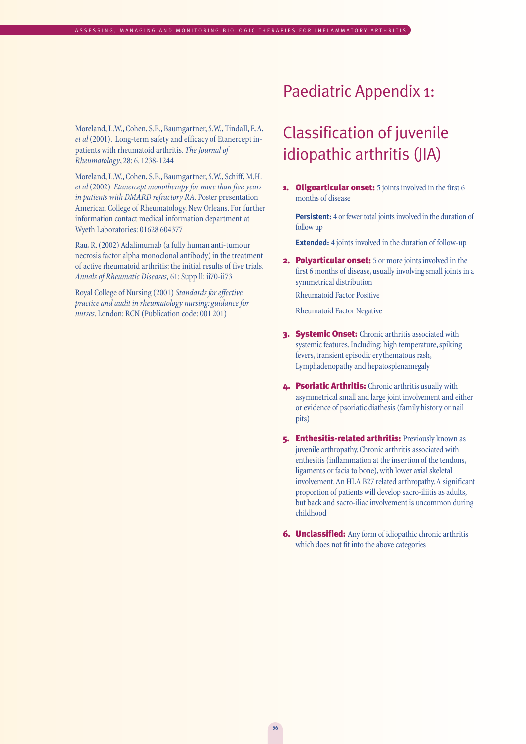Moreland, L.W., Cohen, S.B., Baumgartner, S.W., Tindall, E.A, *et al* (2001). Long-term safety and efficacy of Etanercept in-patients with rheumatoid arthritis. *The Journal of Rheumatology*, 28: 6. 1238-1244

Moreland, L.W., Cohen, S.B., Baumgartner, S.W., Schiff, M.H. *et al* (2002) *Etanercept monotherapy for more than five years in patients with DMARD refractory RA*. Poster presentation American College of Rheumatology. New Orleans. For further information contact medical information department at Wyeth Laboratories: 01628 604377

Rau, R. (2002) Adalimumab (a fully human anti-tumour necrosis factor alpha monoclonal antibody) in the treatment of active rheumatoid arthritis: the initial results of five trials. *Annals of Rheumatic Diseases,* 61: Supp ll: ii70-ii73

Royal College of Nursing (2001) *Standards for effective practice and audit in rheumatology nursing: guidance for nurses*. London: RCN (Publication code: 001 201)

# Paediatric Appendix 1:

# Classification of juvenile idiopathic arthritis (JIA)

1. **Oligoarticular onset:** 5 joints involved in the first 6 months of disease

   **Persistent:** 4 or fewer total joints involved in the duration of follow up

   **Extended:** 4 joints involved in the duration of follow-up

2. **Polyarticular onset:** 5 or more joints involved in the first 6 months of disease, usually involving small joints in a symmetrical distribution

   Rheumatoid Factor Positive

   Rheumatoid Factor Negative

3. **Systemic Onset:** Chronic arthritis associated with systemic features. Including: high temperature, spiking fevers, transient episodic erythematous rash, Lymphadenopathy and hepatosplenamegaly

4. **Psoriatic Arthritis:** Chronic arthritis usually with asymmetrical small and large joint involvement and either or evidence of psoriatic diathesis (family history or nail pits)

5. **Enthesitis-related arthritis:** Previously known as juvenile arthropathy. Chronic arthritis associated with enthesitis (inflammation at the insertion of the tendons, ligaments or facia to bone), with lower axial skeletal involvement. An HLA B27 related arthropathy. A significant proportion of patients will develop sacro-iliitis as adults, but back and sacro-iliac involvement is uncommon during childhood

6. **Unclassified:** Any form of idiopathic chronic arthritis which does not fit into the above categories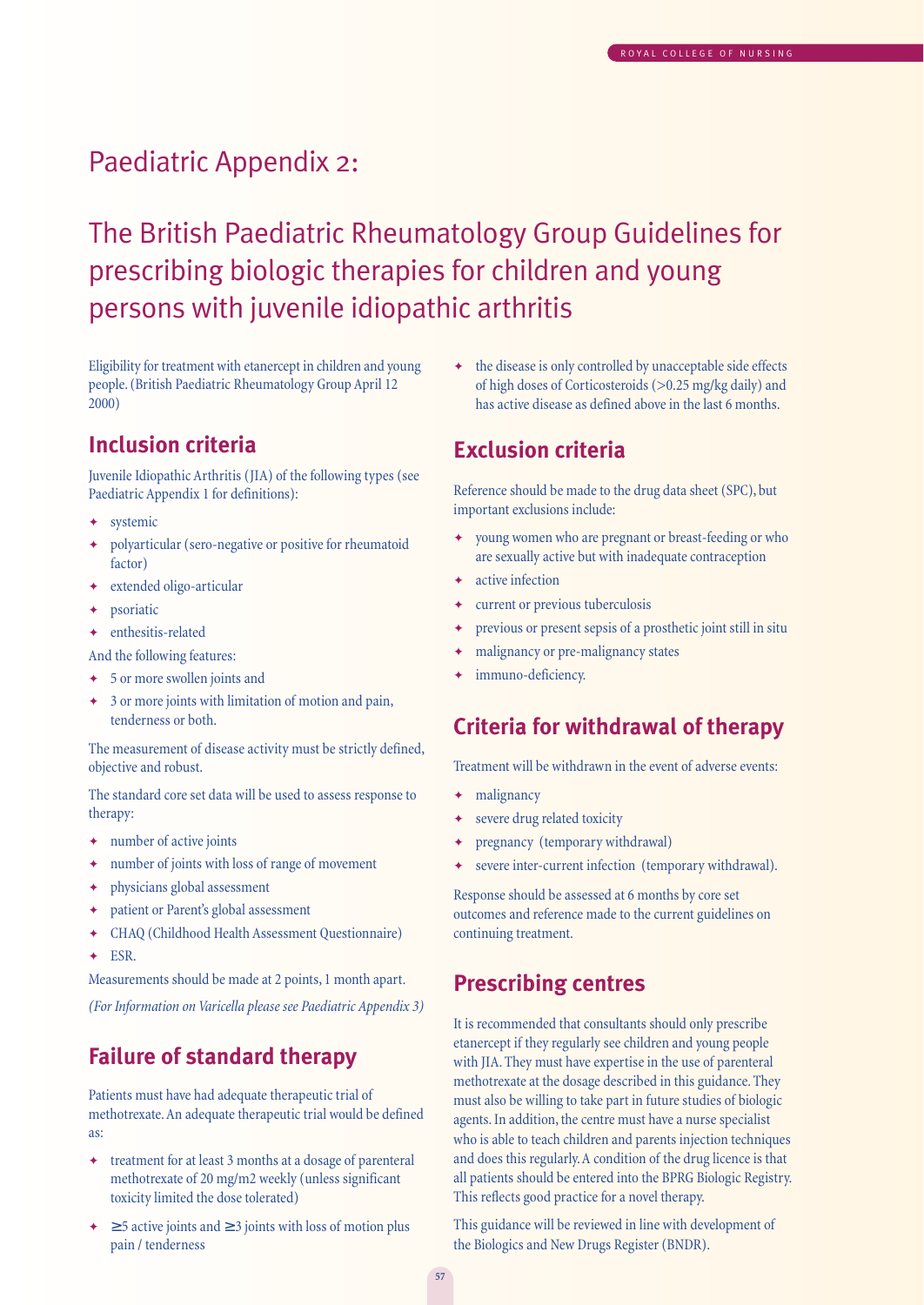# Paediatric Appendix 2:

# The British Paediatric Rheumatology Group Guidelines for prescribing biologic therapies for children and young persons with juvenile idiopathic arthritis

Eligibility for treatment with etanercept in children and young people. (British Paediatric Rheumatology Group April 12 2000)

## Inclusion criteria

Juvenile Idiopathic Arthritis (JIA) of the following types (see Paediatric Appendix 1 for definitions):

- systemic
- polyarticular (sero-negative or positive for rheumatoid factor)
- extended oligo-articular
- psoriatic
- enthesitis-related

And the following features:

- 5 or more swollen joints and
- 3 or more joints with limitation of motion and pain, tenderness or both.

The measurement of disease activity must be strictly defined, objective and robust.

The standard core set data will be used to assess response to therapy:

- number of active joints
- number of joints with loss of range of movement
- physicians global assessment
- patient or Parent's global assessment
- CHAQ (Childhood Health Assessment Questionnaire)
- ESR.

Measurements should be made at 2 points, 1 month apart.

*(For Information on Varicella please see Paediatric Appendix 3)*

## Failure of standard therapy

Patients must have had adequate therapeutic trial of methotrexate. An adequate therapeutic trial would be defined as:

- treatment for at least 3 months at a dosage of parenteral methotrexate of 20 mg/m2 weekly (unless significant toxicity limited the dose tolerated)
- ≥5 active joints and ≥3 joints with loss of motion plus pain / tenderness
- the disease is only controlled by unacceptable side effects of high doses of Corticosteroids (>0.25 mg/kg daily) and has active disease as defined above in the last 6 months.

## Exclusion criteria

Reference should be made to the drug data sheet (SPC), but important exclusions include:

- young women who are pregnant or breast-feeding or who are sexually active but with inadequate contraception
- active infection
- current or previous tuberculosis
- previous or present sepsis of a prosthetic joint still in situ
- malignancy or pre-malignancy states
- immuno-deficiency.

## Criteria for withdrawal of therapy

Treatment will be withdrawn in the event of adverse events:

- malignancy
- severe drug related toxicity
- pregnancy (temporary withdrawal)
- severe inter-current infection (temporary withdrawal).

Response should be assessed at 6 months by core set outcomes and reference made to the current guidelines on continuing treatment.

## Prescribing centres

It is recommended that consultants should only prescribe etanercept if they regularly see children and young people with JIA. They must have expertise in the use of parenteral methotrexate at the dosage described in this guidance. They must also be willing to take part in future studies of biologic agents. In addition, the centre must have a nurse specialist who is able to teach children and parents injection techniques and does this regularly. A condition of the drug licence is that all patients should be entered into the BPRG Biologic Registry. This reflects good practice for a novel therapy.

This guidance will be reviewed in line with development of the Biologics and New Drugs Register (BNDR).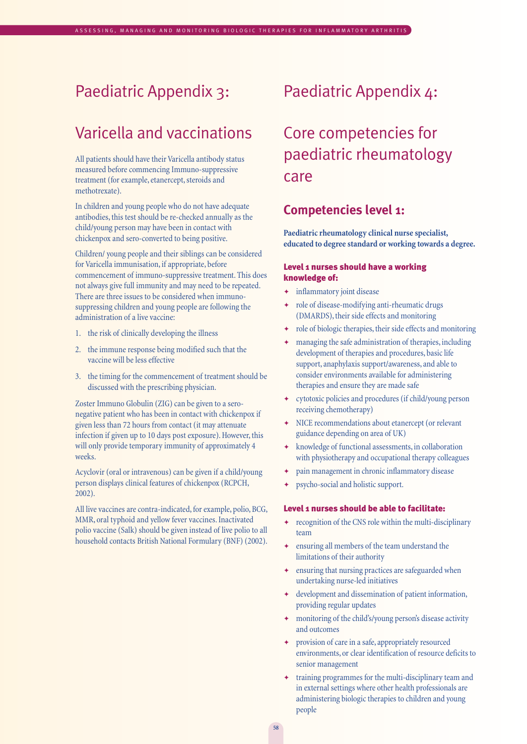# Paediatric Appendix 3:

## Varicella and vaccinations

All patients should have their Varicella antibody status measured before commencing Immuno-suppressive treatment (for example, etanercept, steroids and methotrexate).

In children and young people who do not have adequate antibodies, this test should be re-checked annually as the child/young person may have been in contact with chickenpox and sero-converted to being positive.

Children/ young people and their siblings can be considered for Varicella immunisation, if appropriate, before commencement of immuno-suppressive treatment. This does not always give full immunity and may need to be repeated. There are three issues to be considered when immuno-suppressing children and young people are following the administration of a live vaccine:

1. the risk of clinically developing the illness
2. the immune response being modified such that the vaccine will be less effective
3. the timing for the commencement of treatment should be discussed with the prescribing physician.

Zoster Immuno Globulin (ZIG) can be given to a sero-negative patient who has been in contact with chickenpox if given less than 72 hours from contact (it may attenuate infection if given up to 10 days post exposure). However, this will only provide temporary immunity of approximately 4 weeks.

Acyclovir (oral or intravenous) can be given if a child/young person displays clinical features of chickenpox (RCPCH, 2002).

All live vaccines are contra-indicated, for example, polio, BCG, MMR, oral typhoid and yellow fever vaccines. Inactivated polio vaccine (Salk) should be given instead of live polio to all household contacts British National Formulary (BNF) (2002).

# Paediatric Appendix 4:

## Core competencies for paediatric rheumatology care

### Competencies level 1:

**Paediatric rheumatology clinical nurse specialist, educated to degree standard or working towards a degree.**

#### Level 1 nurses should have a working knowledge of:

- inflammatory joint disease
- role of disease-modifying anti-rheumatic drugs (DMARDS), their side effects and monitoring
- role of biologic therapies, their side effects and monitoring
- managing the safe administration of therapies, including development of therapies and procedures, basic life support, anaphylaxis support/awareness, and able to consider environments available for administering therapies and ensure they are made safe
- cytotoxic policies and procedures (if child/young person receiving chemotherapy)
- NICE recommendations about etanercept (or relevant guidance depending on area of UK)
- knowledge of functional assessments, in collaboration with physiotherapy and occupational therapy colleagues
- pain management in chronic inflammatory disease
- psycho-social and holistic support.

#### Level 1 nurses should be able to facilitate:

- recognition of the CNS role within the multi-disciplinary team
- ensuring all members of the team understand the limitations of their authority
- ensuring that nursing practices are safeguarded when undertaking nurse-led initiatives
- development and dissemination of patient information, providing regular updates
- monitoring of the child's/young person's disease activity and outcomes
- provision of care in a safe, appropriately resourced environments, or clear identification of resource deficits to senior management
- training programmes for the multi-disciplinary team and in external settings where other health professionals are administering biologic therapies to children and young people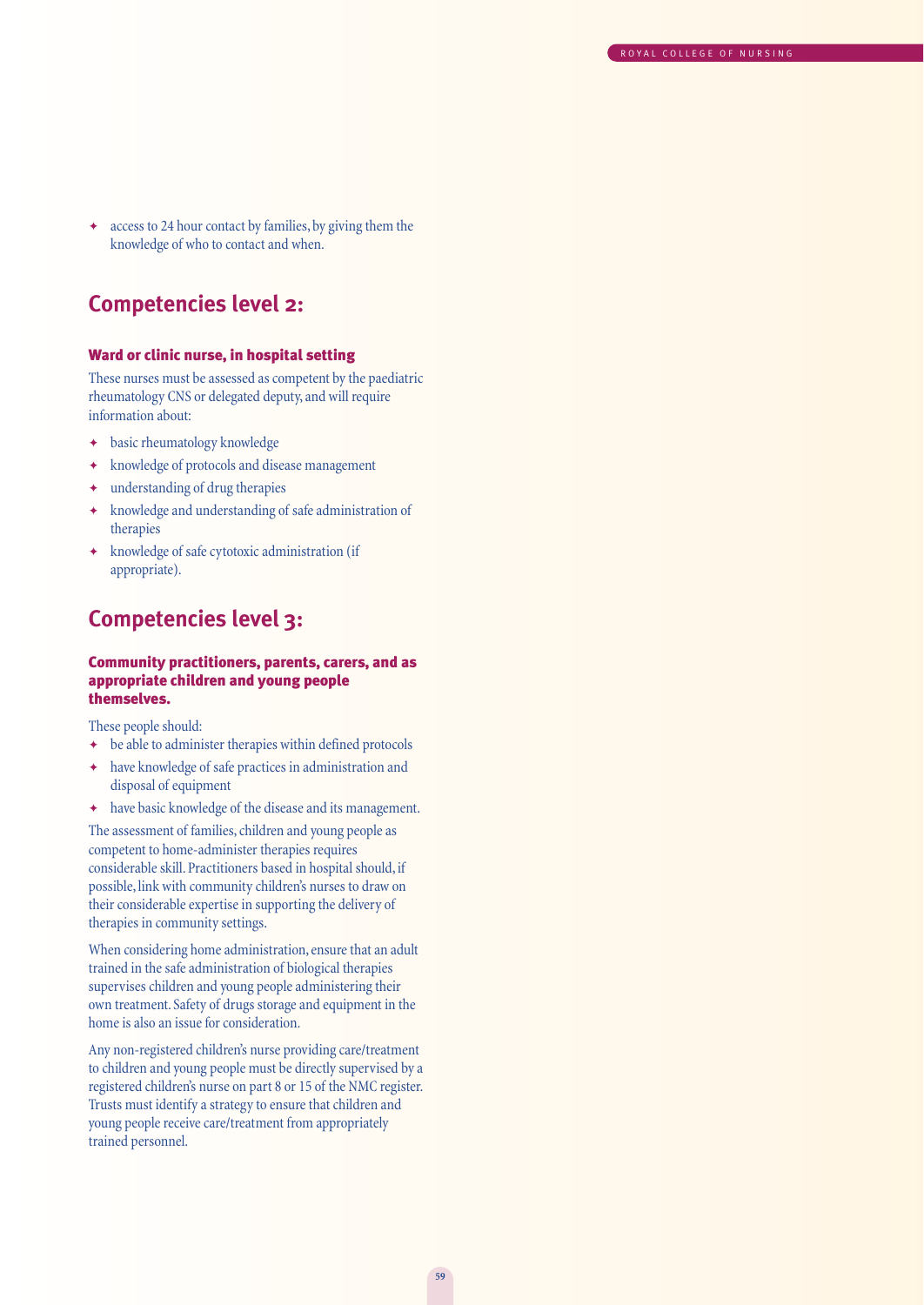- access to 24 hour contact by families, by giving them the knowledge of who to contact and when.

## Competencies level 2:

### Ward or clinic nurse, in hospital setting

These nurses must be assessed as competent by the paediatric rheumatology CNS or delegated deputy, and will require information about:

- basic rheumatology knowledge
- knowledge of protocols and disease management
- understanding of drug therapies
- knowledge and understanding of safe administration of therapies
- knowledge of safe cytotoxic administration (if appropriate).

## Competencies level 3:

### Community practitioners, parents, carers, and as appropriate children and young people themselves.

These people should:

- be able to administer therapies within defined protocols
- have knowledge of safe practices in administration and disposal of equipment
- have basic knowledge of the disease and its management.

The assessment of families, children and young people as competent to home-administer therapies requires considerable skill. Practitioners based in hospital should, if possible, link with community children's nurses to draw on their considerable expertise in supporting the delivery of therapies in community settings.

When considering home administration, ensure that an adult trained in the safe administration of biological therapies supervises children and young people administering their own treatment. Safety of drugs storage and equipment in the home is also an issue for consideration.

Any non-registered children's nurse providing care/treatment to children and young people must be directly supervised by a registered children's nurse on part 8 or 15 of the NMC register. Trusts must identify a strategy to ensure that children and young people receive care/treatment from appropriately trained personnel.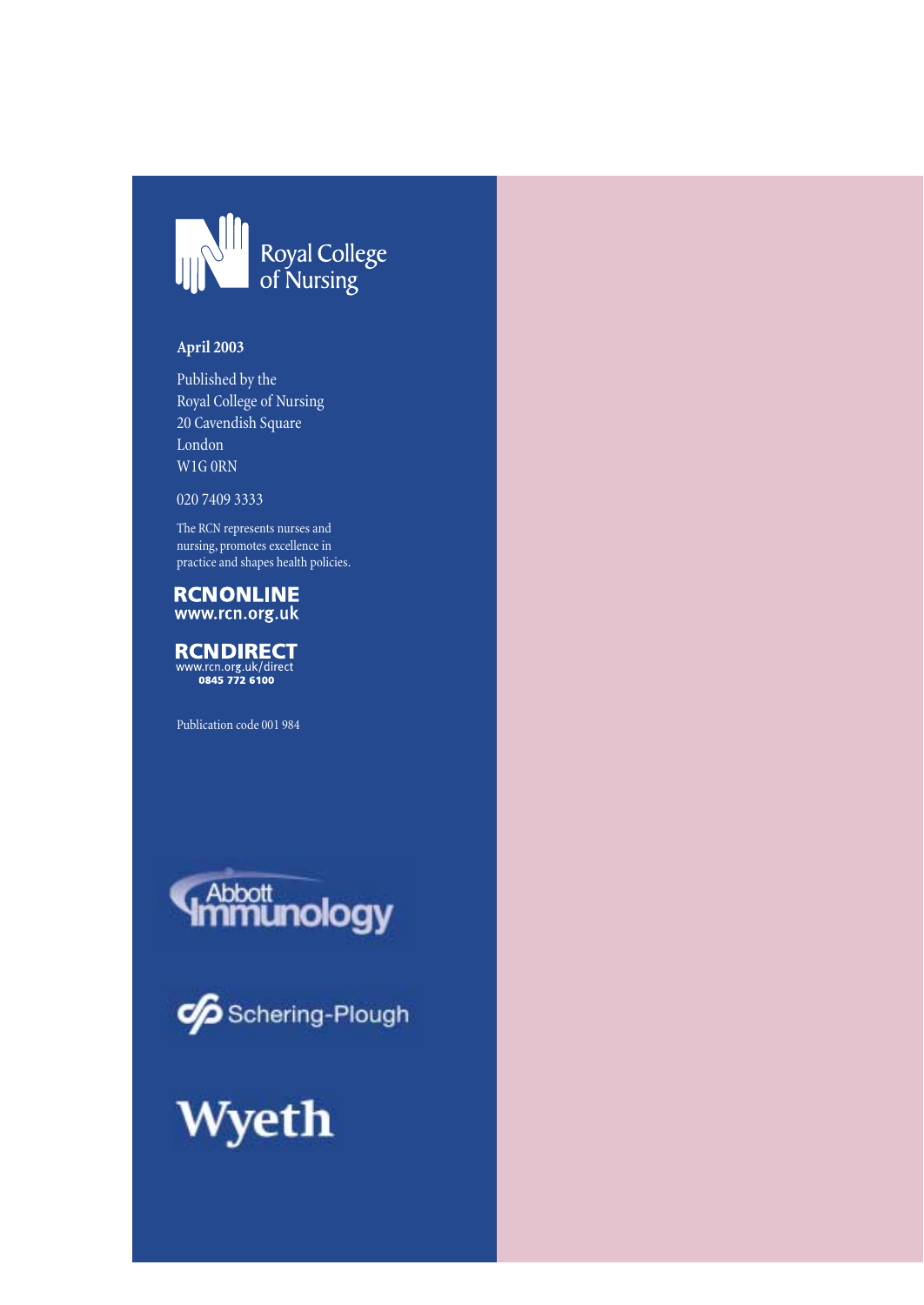Royal College of Nursing

**April 2003**

Published by the
Royal College of Nursing
20 Cavendish Square
London
W1G 0RN

020 7409 3333

The RCN represents nurses and nursing, promotes excellence in practice and shapes health policies.

**RCNONLINE**
**www.rcn.org.uk**

**RCNDIRECT**
www.rcn.org.uk/direct
**0845 772 6100**

Publication code 001 984

Abbott Immunology

Schering-Plough

Wyeth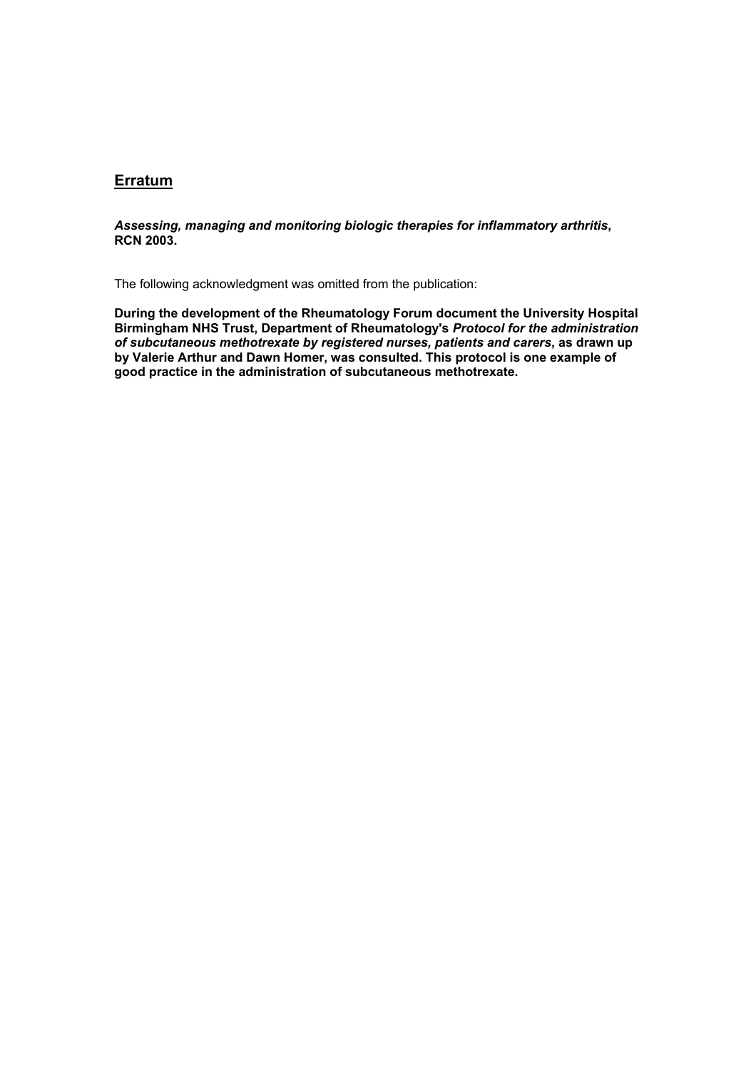## Erratum

***Assessing, managing and monitoring biologic therapies for inflammatory arthritis*, RCN 2003.**

The following acknowledgment was omitted from the publication:

**During the development of the Rheumatology Forum document the University Hospital Birmingham NHS Trust, Department of Rheumatology's *Protocol for the administration of subcutaneous methotrexate by registered nurses, patients and carers*, as drawn up by Valerie Arthur and Dawn Homer, was consulted. This protocol is one example of good practice in the administration of subcutaneous methotrexate.**